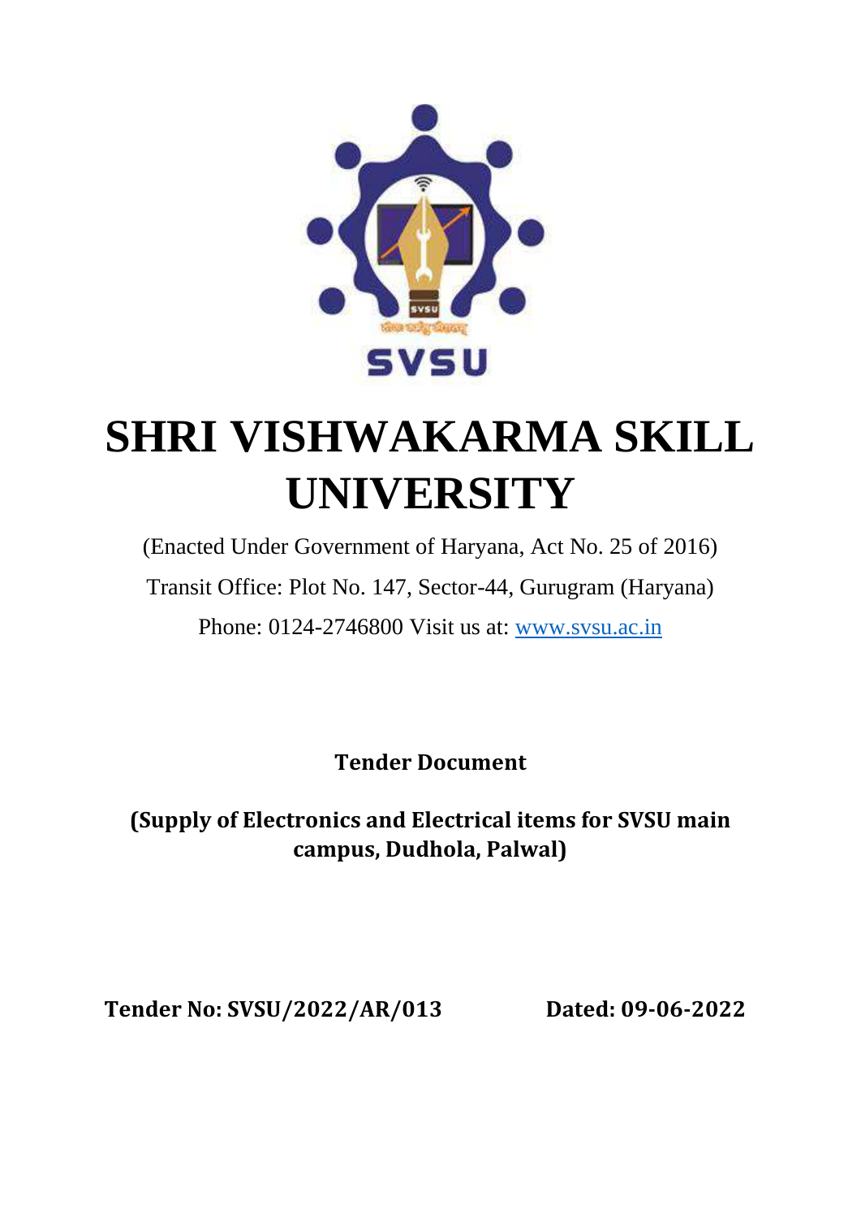# SHRI VISHWAKARMA SKILL UNIVERSITY

(Enacted Under Government of Haryana, Act No. 25 of 2016)

Transit Office: Plot No. 147, Sector-44, Gurugram (Haryana)

Phone: 0124-2746800 Visit us at: www.svsu.ac.in

**Tender Document**

**(Supply of Electronics and Electrical items for SVSU main campus, Dudhola, Palwal)**

**Tender No: SVSU/2022/AR/013** **Dated: 09-06-2022**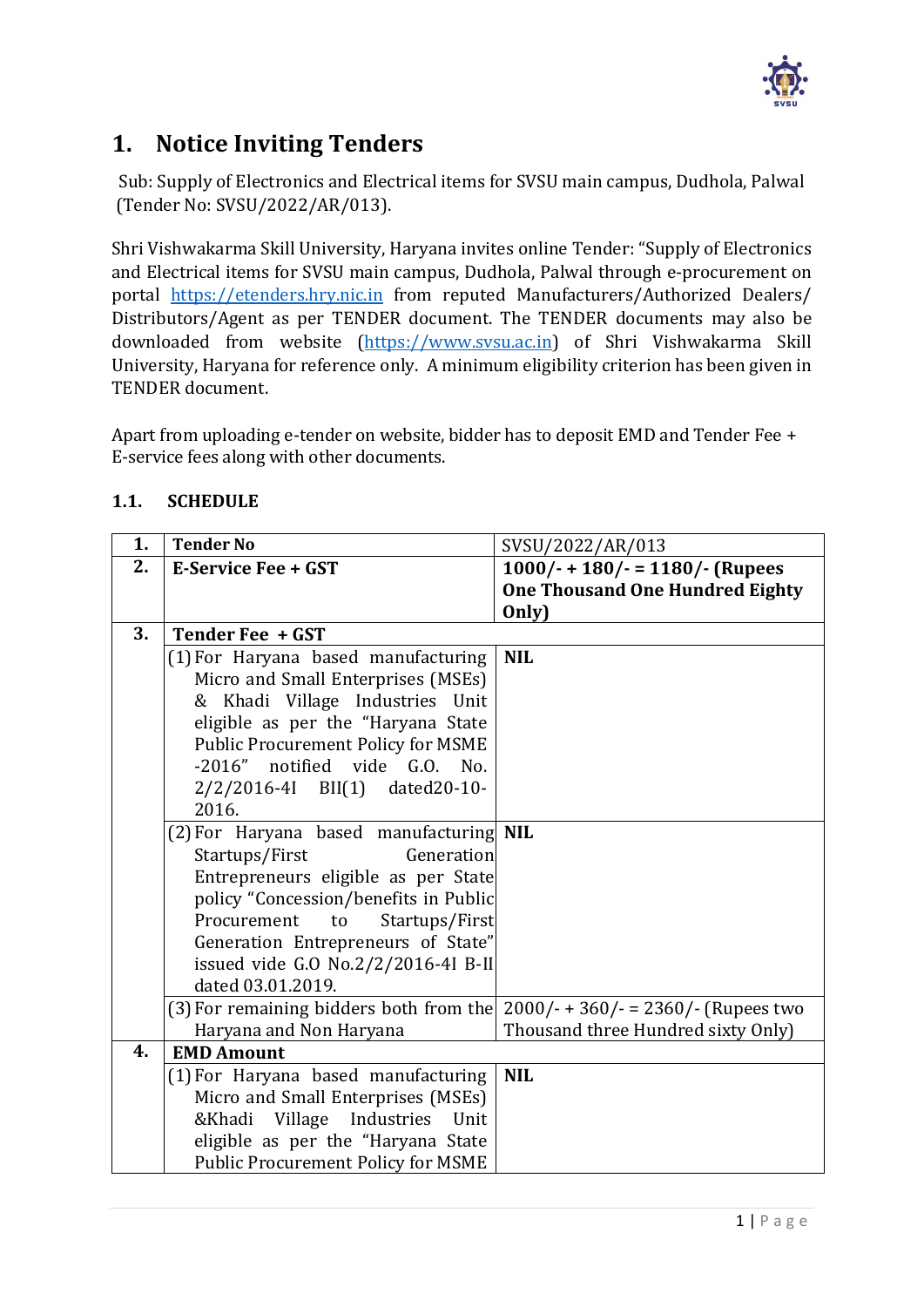# 1. Notice Inviting Tenders

Sub: Supply of Electronics and Electrical items for SVSU main campus, Dudhola, Palwal (Tender No: SVSU/2022/AR/013).

Shri Vishwakarma Skill University, Haryana invites online Tender: "Supply of Electronics and Electrical items for SVSU main campus, Dudhola, Palwal through e-procurement on portal https://etenders.hry.nic.in from reputed Manufacturers/Authorized Dealers/ Distributors/Agent as per TENDER document. The TENDER documents may also be downloaded from website (https://www.svsu.ac.in) of Shri Vishwakarma Skill University, Haryana for reference only. A minimum eligibility criterion has been given in TENDER document.

Apart from uploading e-tender on website, bidder has to deposit EMD and Tender Fee + E-service fees along with other documents.

## 1.1. SCHEDULE

| | | |
|---|---|---|
| **1.** | **Tender No** | SVSU/2022/AR/013 |
| **2.** | **E-Service Fee + GST** | **1000/- + 180/- = 1180/- (Rupees One Thousand One Hundred Eighty Only)** |
| **3.** | **Tender Fee + GST** | |
| | (1) For Haryana based manufacturing Micro and Small Enterprises (MSEs) & Khadi Village Industries Unit eligible as per the "Haryana State Public Procurement Policy for MSME -2016" notified vide G.O. No. 2/2/2016-4I BII(1) dated20-10-2016. | **NIL** |
| | (2) For Haryana based manufacturing Startups/First Generation Entrepreneurs eligible as per State policy "Concession/benefits in Public Procurement to Startups/First Generation Entrepreneurs of State" issued vide G.O No.2/2/2016-4I B-II dated 03.01.2019. | **NIL** |
| | (3) For remaining bidders both from the Haryana and Non Haryana | 2000/- + 360/- = 2360/- (Rupees two Thousand three Hundred sixty Only) |
| **4.** | **EMD Amount** | |
| | (1) For Haryana based manufacturing Micro and Small Enterprises (MSEs) &Khadi Village Industries Unit eligible as per the "Haryana State Public Procurement Policy for MSME | **NIL** |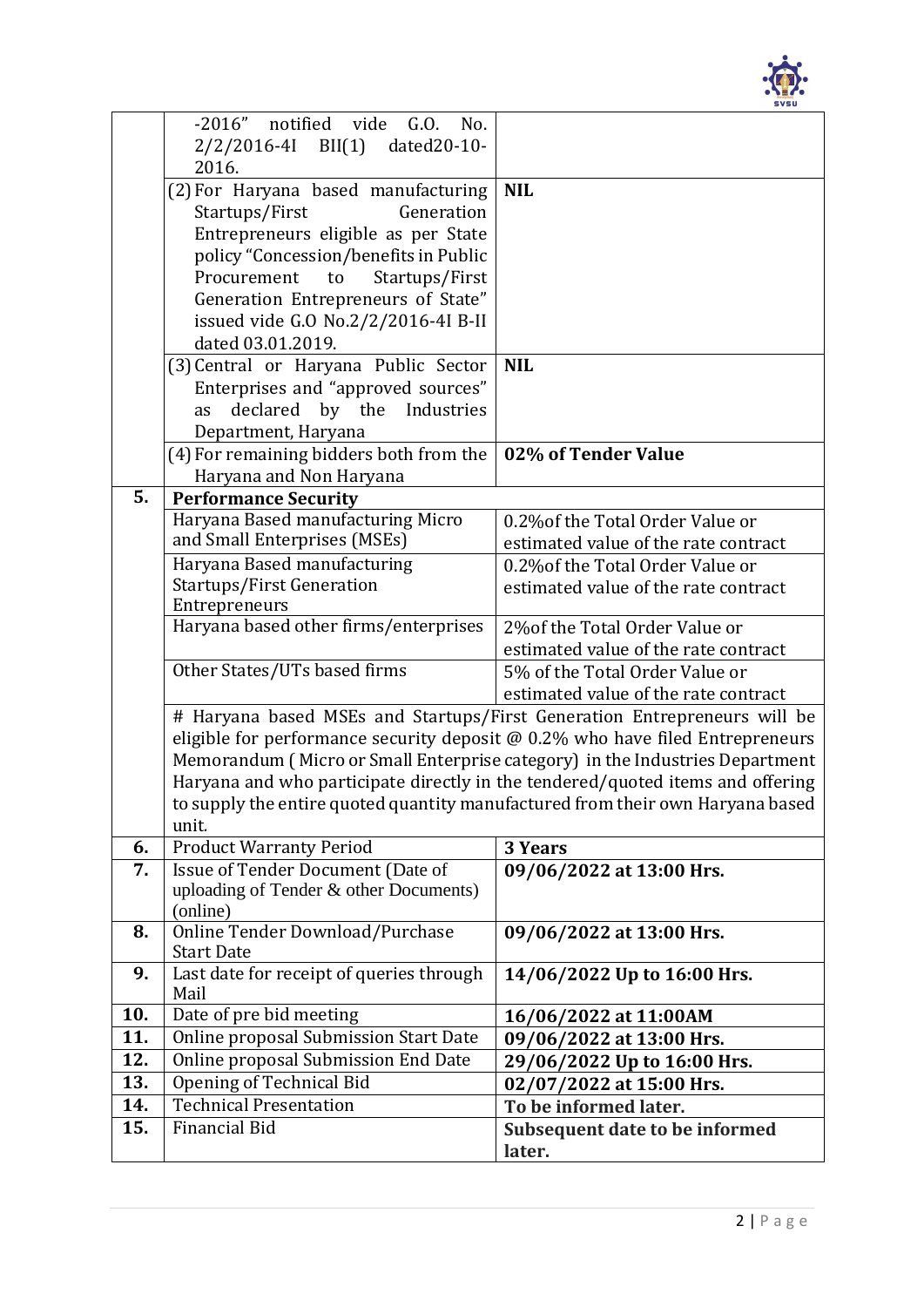| | | |
|---|---|---|
| | -2016" notified vide G.O. No. 2/2/2016-4I BII(1) dated20-10-2016. | |
| | (2) For Haryana based manufacturing Startups/First Generation Entrepreneurs eligible as per State policy "Concession/benefits in Public Procurement to Startups/First Generation Entrepreneurs of State" issued vide G.O No.2/2/2016-4I B-II dated 03.01.2019. | **NIL** |
| | (3) Central or Haryana Public Sector Enterprises and "approved sources" as declared by the Industries Department, Haryana | **NIL** |
| | (4) For remaining bidders both from the Haryana and Non Haryana | **02% of Tender Value** |
| **5.** | **Performance Security** | |
| | Haryana Based manufacturing Micro and Small Enterprises (MSEs) | 0.2%of the Total Order Value or estimated value of the rate contract |
| | Haryana Based manufacturing Startups/First Generation Entrepreneurs | 0.2%of the Total Order Value or estimated value of the rate contract |
| | Haryana based other firms/enterprises | 2%of the Total Order Value or estimated value of the rate contract |
| | Other States/UTs based firms | 5% of the Total Order Value or estimated value of the rate contract |
| | # Haryana based MSEs and Startups/First Generation Entrepreneurs will be eligible for performance security deposit @ 0.2% who have filed Entrepreneurs Memorandum ( Micro or Small Enterprise category) in the Industries Department Haryana and who participate directly in the tendered/quoted items and offering to supply the entire quoted quantity manufactured from their own Haryana based unit. | |
| **6.** | Product Warranty Period | **3 Years** |
| **7.** | Issue of Tender Document (Date of uploading of Tender & other Documents) (online) | **09/06/2022 at 13:00 Hrs.** |
| **8.** | Online Tender Download/Purchase Start Date | **09/06/2022 at 13:00 Hrs.** |
| **9.** | Last date for receipt of queries through Mail | **14/06/2022 Up to 16:00 Hrs.** |
| **10.** | Date of pre bid meeting | **16/06/2022 at 11:00AM** |
| **11.** | Online proposal Submission Start Date | **09/06/2022 at 13:00 Hrs.** |
| **12.** | Online proposal Submission End Date | **29/06/2022 Up to 16:00 Hrs.** |
| **13.** | Opening of Technical Bid | **02/07/2022 at 15:00 Hrs.** |
| **14.** | Technical Presentation | **To be informed later.** |
| **15.** | Financial Bid | **Subsequent date to be informed later.** |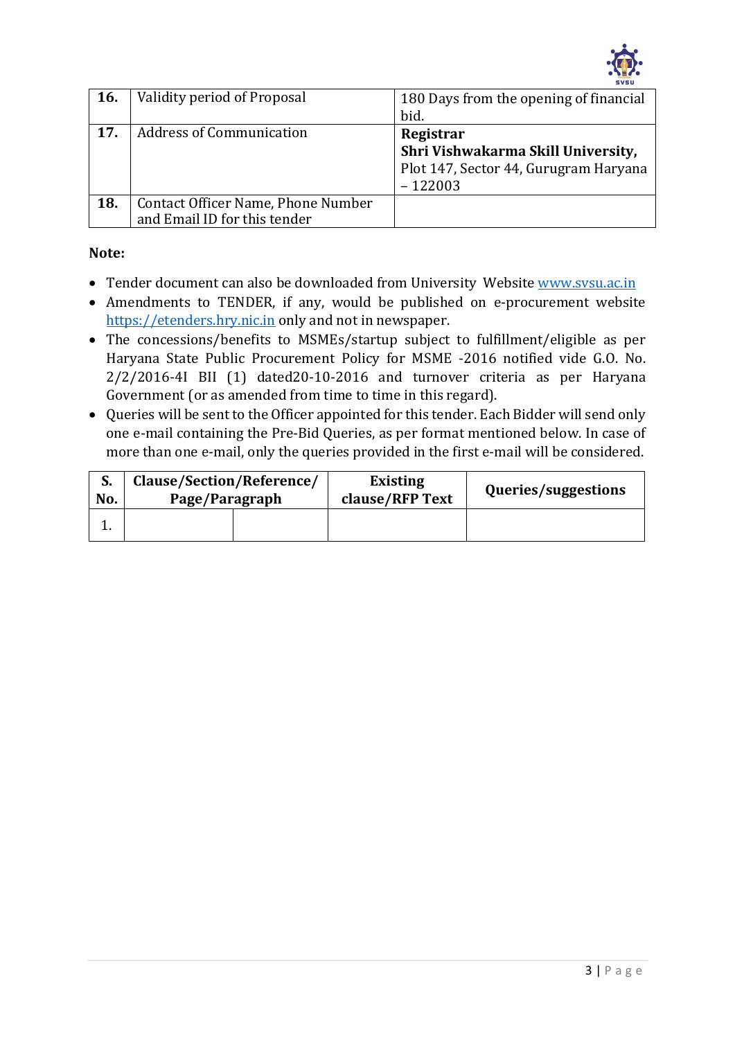| 16. | Validity period of Proposal | 180 Days from the opening of financial bid. |
|---|---|---|
| 17. | Address of Communication | **Registrar**<br>**Shri Vishwakarma Skill University,**<br>Plot 147, Sector 44, Gurugram Haryana – 122003 |
| 18. | Contact Officer Name, Phone Number and Email ID for this tender | |

**Note:**

- Tender document can also be downloaded from University Website www.svsu.ac.in
- Amendments to TENDER, if any, would be published on e-procurement website https://etenders.hry.nic.in only and not in newspaper.
- The concessions/benefits to MSMEs/startup subject to fulfillment/eligible as per Haryana State Public Procurement Policy for MSME -2016 notified vide G.O. No. 2/2/2016-4I BII (1) dated20-10-2016 and turnover criteria as per Haryana Government (or as amended from time to time in this regard).
- Queries will be sent to the Officer appointed for this tender. Each Bidder will send only one e-mail containing the Pre-Bid Queries, as per format mentioned below. In case of more than one e-mail, only the queries provided in the first e-mail will be considered.

| S. No. | Clause/Section/Reference/ Page/Paragraph | | Existing clause/RFP Text | Queries/suggestions |
|---|---|---|---|---|
| 1. | | | | |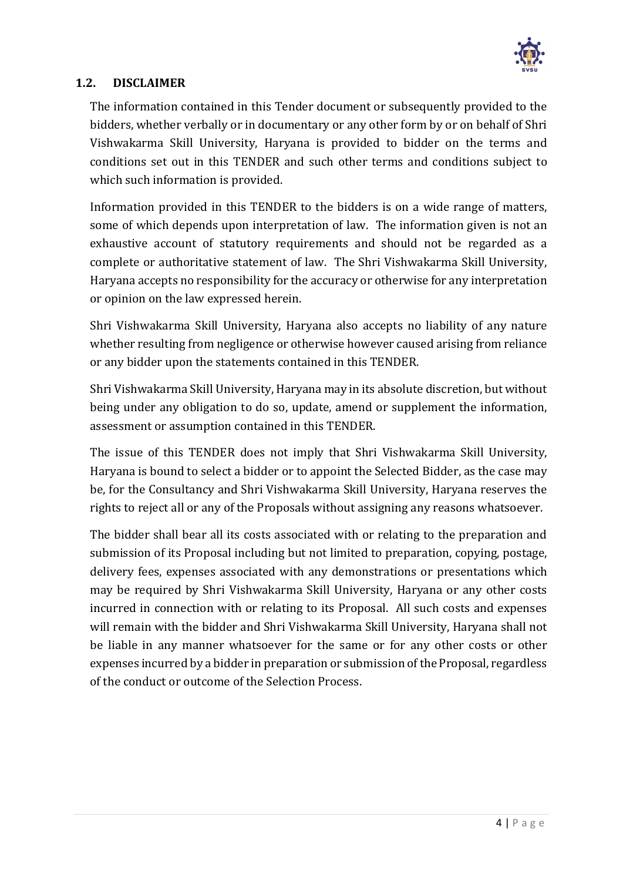## 1.2. DISCLAIMER

The information contained in this Tender document or subsequently provided to the bidders, whether verbally or in documentary or any other form by or on behalf of Shri Vishwakarma Skill University, Haryana is provided to bidder on the terms and conditions set out in this TENDER and such other terms and conditions subject to which such information is provided.

Information provided in this TENDER to the bidders is on a wide range of matters, some of which depends upon interpretation of law. The information given is not an exhaustive account of statutory requirements and should not be regarded as a complete or authoritative statement of law. The Shri Vishwakarma Skill University, Haryana accepts no responsibility for the accuracy or otherwise for any interpretation or opinion on the law expressed herein.

Shri Vishwakarma Skill University, Haryana also accepts no liability of any nature whether resulting from negligence or otherwise however caused arising from reliance or any bidder upon the statements contained in this TENDER.

Shri Vishwakarma Skill University, Haryana may in its absolute discretion, but without being under any obligation to do so, update, amend or supplement the information, assessment or assumption contained in this TENDER.

The issue of this TENDER does not imply that Shri Vishwakarma Skill University, Haryana is bound to select a bidder or to appoint the Selected Bidder, as the case may be, for the Consultancy and Shri Vishwakarma Skill University, Haryana reserves the rights to reject all or any of the Proposals without assigning any reasons whatsoever.

The bidder shall bear all its costs associated with or relating to the preparation and submission of its Proposal including but not limited to preparation, copying, postage, delivery fees, expenses associated with any demonstrations or presentations which may be required by Shri Vishwakarma Skill University, Haryana or any other costs incurred in connection with or relating to its Proposal. All such costs and expenses will remain with the bidder and Shri Vishwakarma Skill University, Haryana shall not be liable in any manner whatsoever for the same or for any other costs or other expenses incurred by a bidder in preparation or submission of the Proposal, regardless of the conduct or outcome of the Selection Process.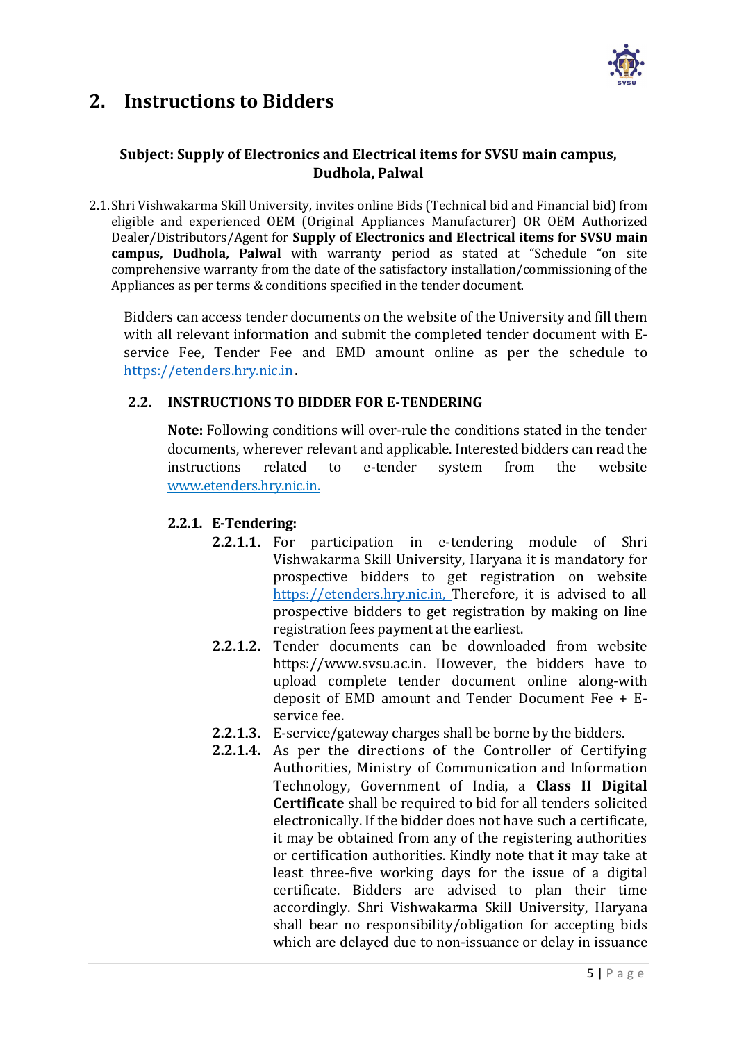## 2. Instructions to Bidders

**Subject: Supply of Electronics and Electrical items for SVSU main campus, Dudhola, Palwal**

2.1. Shri Vishwakarma Skill University, invites online Bids (Technical bid and Financial bid) from eligible and experienced OEM (Original Appliances Manufacturer) OR OEM Authorized Dealer/Distributors/Agent for **Supply of Electronics and Electrical items for SVSU main campus, Dudhola, Palwal** with warranty period as stated at "Schedule "on site comprehensive warranty from the date of the satisfactory installation/commissioning of the Appliances as per terms & conditions specified in the tender document.

Bidders can access tender documents on the website of the University and fill them with all relevant information and submit the completed tender document with E-service Fee, Tender Fee and EMD amount online as per the schedule to https://etenders.hry.nic.in.

### 2.2. INSTRUCTIONS TO BIDDER FOR E-TENDERING

**Note:** Following conditions will over-rule the conditions stated in the tender documents, wherever relevant and applicable. Interested bidders can read the instructions related to e-tender system from the website www.etenders.hry.nic.in.

#### 2.2.1. E-Tendering:

**2.2.1.1.** For participation in e-tendering module of Shri Vishwakarma Skill University, Haryana it is mandatory for prospective bidders to get registration on website https://etenders.hry.nic.in, Therefore, it is advised to all prospective bidders to get registration by making on line registration fees payment at the earliest.

**2.2.1.2.** Tender documents can be downloaded from website https://www.svsu.ac.in. However, the bidders have to upload complete tender document online along-with deposit of EMD amount and Tender Document Fee + E-service fee.

**2.2.1.3.** E-service/gateway charges shall be borne by the bidders.

**2.2.1.4.** As per the directions of the Controller of Certifying Authorities, Ministry of Communication and Information Technology, Government of India, a **Class II Digital Certificate** shall be required to bid for all tenders solicited electronically. If the bidder does not have such a certificate, it may be obtained from any of the registering authorities or certification authorities. Kindly note that it may take at least three-five working days for the issue of a digital certificate. Bidders are advised to plan their time accordingly. Shri Vishwakarma Skill University, Haryana shall bear no responsibility/obligation for accepting bids which are delayed due to non-issuance or delay in issuance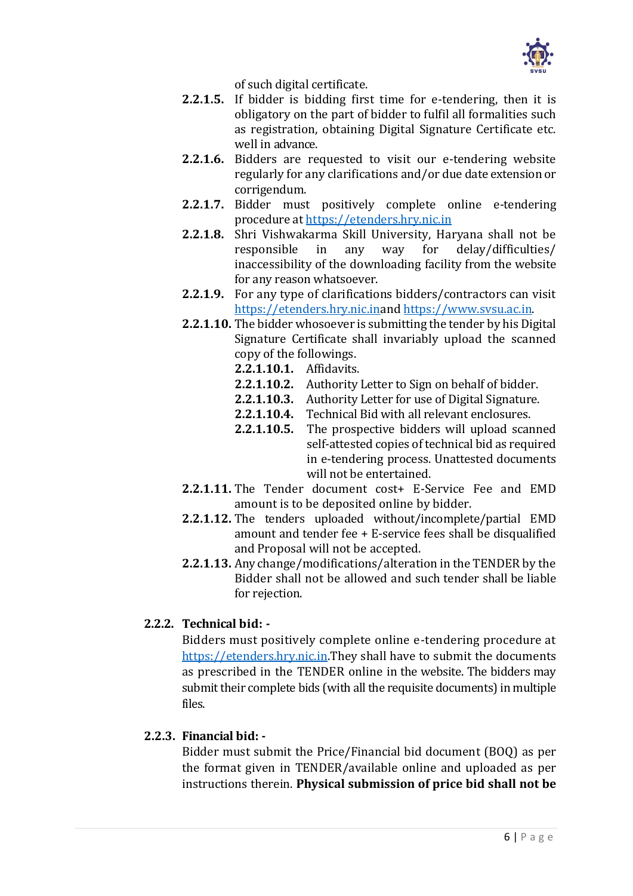of such digital certificate.

**2.2.1.5.** If bidder is bidding first time for e-tendering, then it is obligatory on the part of bidder to fulfil all formalities such as registration, obtaining Digital Signature Certificate etc. well in advance.

**2.2.1.6.** Bidders are requested to visit our e-tendering website regularly for any clarifications and/or due date extension or corrigendum.

**2.2.1.7.** Bidder must positively complete online e-tendering procedure at https://etenders.hry.nic.in

**2.2.1.8.** Shri Vishwakarma Skill University, Haryana shall not be responsible in any way for delay/difficulties/ inaccessibility of the downloading facility from the website for any reason whatsoever.

**2.2.1.9.** For any type of clarifications bidders/contractors can visit https://etenders.hry.nic.inand https://www.svsu.ac.in.

**2.2.1.10.** The bidder whosoever is submitting the tender by his Digital Signature Certificate shall invariably upload the scanned copy of the followings.

- **2.2.1.10.1.** Affidavits.
- **2.2.1.10.2.** Authority Letter to Sign on behalf of bidder.
- **2.2.1.10.3.** Authority Letter for use of Digital Signature.
- **2.2.1.10.4.** Technical Bid with all relevant enclosures.
- **2.2.1.10.5.** The prospective bidders will upload scanned self-attested copies of technical bid as required in e-tendering process. Unattested documents will not be entertained.

**2.2.1.11.** The Tender document cost+ E-Service Fee and EMD amount is to be deposited online by bidder.

**2.2.1.12.** The tenders uploaded without/incomplete/partial EMD amount and tender fee + E-service fees shall be disqualified and Proposal will not be accepted.

**2.2.1.13.** Any change/modifications/alteration in the TENDER by the Bidder shall not be allowed and such tender shall be liable for rejection.

### 2.2.2. Technical bid: -

Bidders must positively complete online e-tendering procedure at https://etenders.hry.nic.in.They shall have to submit the documents as prescribed in the TENDER online in the website. The bidders may submit their complete bids (with all the requisite documents) in multiple files.

### 2.2.3. Financial bid: -

Bidder must submit the Price/Financial bid document (BOQ) as per the format given in TENDER/available online and uploaded as per instructions therein. **Physical submission of price bid shall not be**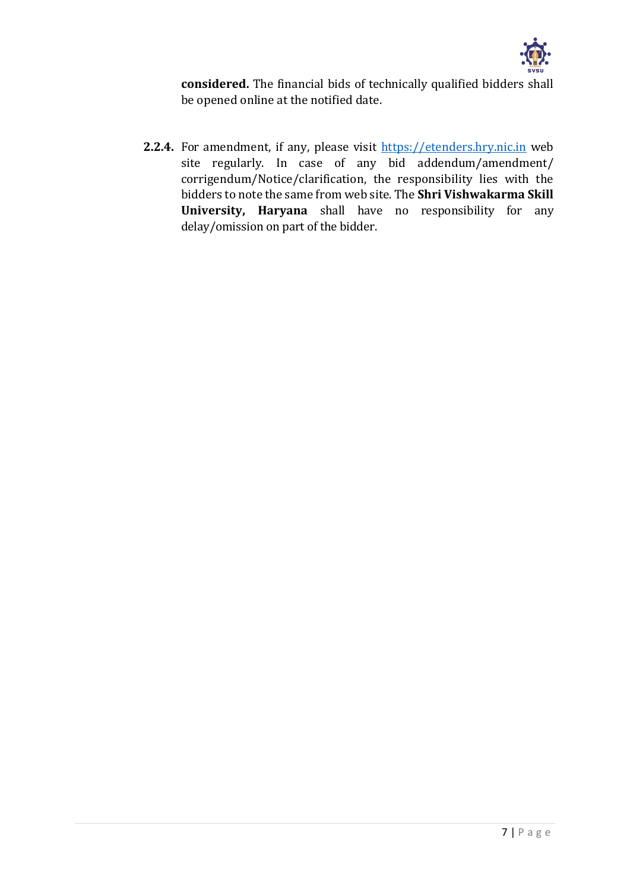**considered.** The financial bids of technically qualified bidders shall be opened online at the notified date.

**2.2.4.** For amendment, if any, please visit https://etenders.hry.nic.in web site regularly. In case of any bid addendum/amendment/ corrigendum/Notice/clarification, the responsibility lies with the bidders to note the same from web site. The **Shri Vishwakarma Skill University, Haryana** shall have no responsibility for any delay/omission on part of the bidder.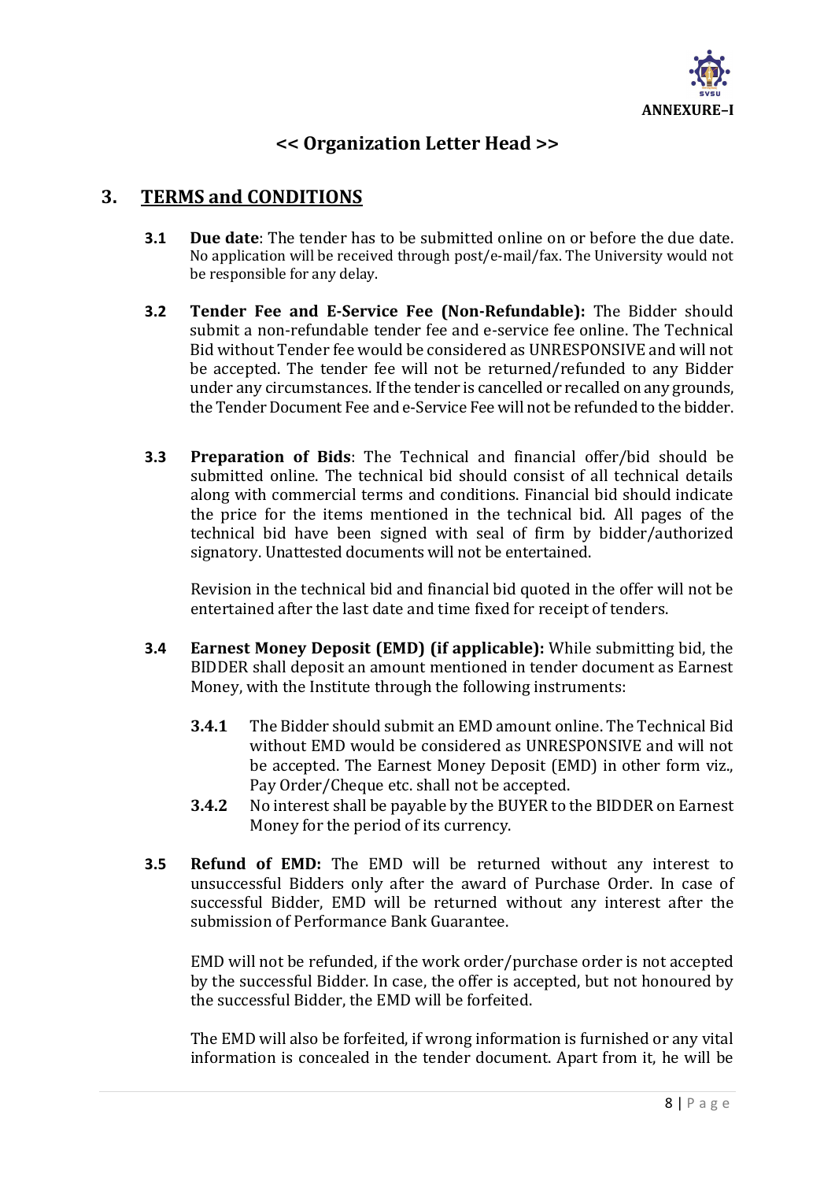ANNEXURE–I

**<< Organization Letter Head >>**

## 3. TERMS and CONDITIONS

**3.1 Due date**: The tender has to be submitted online on or before the due date. No application will be received through post/e-mail/fax. The University would not be responsible for any delay.

**3.2 Tender Fee and E-Service Fee (Non-Refundable):** The Bidder should submit a non-refundable tender fee and e-service fee online. The Technical Bid without Tender fee would be considered as UNRESPONSIVE and will not be accepted. The tender fee will not be returned/refunded to any Bidder under any circumstances. If the tender is cancelled or recalled on any grounds, the Tender Document Fee and e-Service Fee will not be refunded to the bidder.

**3.3 Preparation of Bids**: The Technical and financial offer/bid should be submitted online. The technical bid should consist of all technical details along with commercial terms and conditions. Financial bid should indicate the price for the items mentioned in the technical bid. All pages of the technical bid have been signed with seal of firm by bidder/authorized signatory. Unattested documents will not be entertained.

Revision in the technical bid and financial bid quoted in the offer will not be entertained after the last date and time fixed for receipt of tenders.

**3.4 Earnest Money Deposit (EMD) (if applicable):** While submitting bid, the BIDDER shall deposit an amount mentioned in tender document as Earnest Money, with the Institute through the following instruments:

**3.4.1** The Bidder should submit an EMD amount online. The Technical Bid without EMD would be considered as UNRESPONSIVE and will not be accepted. The Earnest Money Deposit (EMD) in other form viz., Pay Order/Cheque etc. shall not be accepted.

**3.4.2** No interest shall be payable by the BUYER to the BIDDER on Earnest Money for the period of its currency.

**3.5 Refund of EMD:** The EMD will be returned without any interest to unsuccessful Bidders only after the award of Purchase Order. In case of successful Bidder, EMD will be returned without any interest after the submission of Performance Bank Guarantee.

EMD will not be refunded, if the work order/purchase order is not accepted by the successful Bidder. In case, the offer is accepted, but not honoured by the successful Bidder, the EMD will be forfeited.

The EMD will also be forfeited, if wrong information is furnished or any vital information is concealed in the tender document. Apart from it, he will be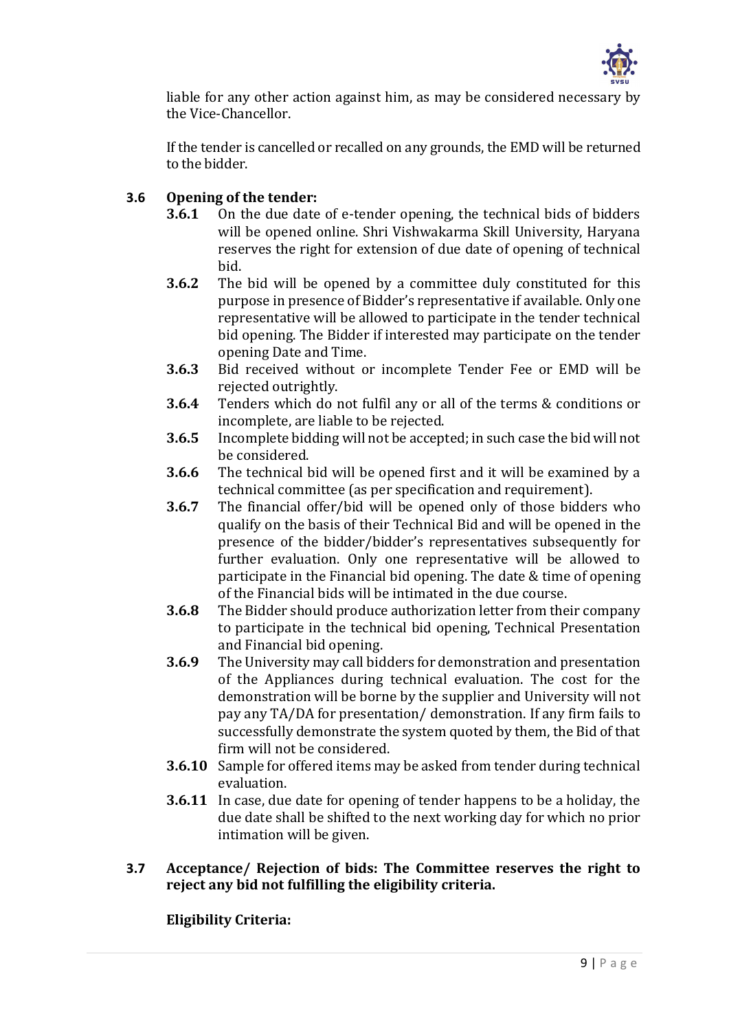liable for any other action against him, as may be considered necessary by the Vice-Chancellor.

If the tender is cancelled or recalled on any grounds, the EMD will be returned to the bidder.

### 3.6 Opening of the tender:

**3.6.1** On the due date of e-tender opening, the technical bids of bidders will be opened online. Shri Vishwakarma Skill University, Haryana reserves the right for extension of due date of opening of technical bid.

**3.6.2** The bid will be opened by a committee duly constituted for this purpose in presence of Bidder's representative if available. Only one representative will be allowed to participate in the tender technical bid opening. The Bidder if interested may participate on the tender opening Date and Time.

**3.6.3** Bid received without or incomplete Tender Fee or EMD will be rejected outrightly.

**3.6.4** Tenders which do not fulfil any or all of the terms & conditions or incomplete, are liable to be rejected.

**3.6.5** Incomplete bidding will not be accepted; in such case the bid will not be considered.

**3.6.6** The technical bid will be opened first and it will be examined by a technical committee (as per specification and requirement).

**3.6.7** The financial offer/bid will be opened only of those bidders who qualify on the basis of their Technical Bid and will be opened in the presence of the bidder/bidder's representatives subsequently for further evaluation. Only one representative will be allowed to participate in the Financial bid opening. The date & time of opening of the Financial bids will be intimated in the due course.

**3.6.8** The Bidder should produce authorization letter from their company to participate in the technical bid opening, Technical Presentation and Financial bid opening.

**3.6.9** The University may call bidders for demonstration and presentation of the Appliances during technical evaluation. The cost for the demonstration will be borne by the supplier and University will not pay any TA/DA for presentation/ demonstration. If any firm fails to successfully demonstrate the system quoted by them, the Bid of that firm will not be considered.

**3.6.10** Sample for offered items may be asked from tender during technical evaluation.

**3.6.11** In case, due date for opening of tender happens to be a holiday, the due date shall be shifted to the next working day for which no prior intimation will be given.

### 3.7 Acceptance/ Rejection of bids: The Committee reserves the right to reject any bid not fulfilling the eligibility criteria.

**Eligibility Criteria:**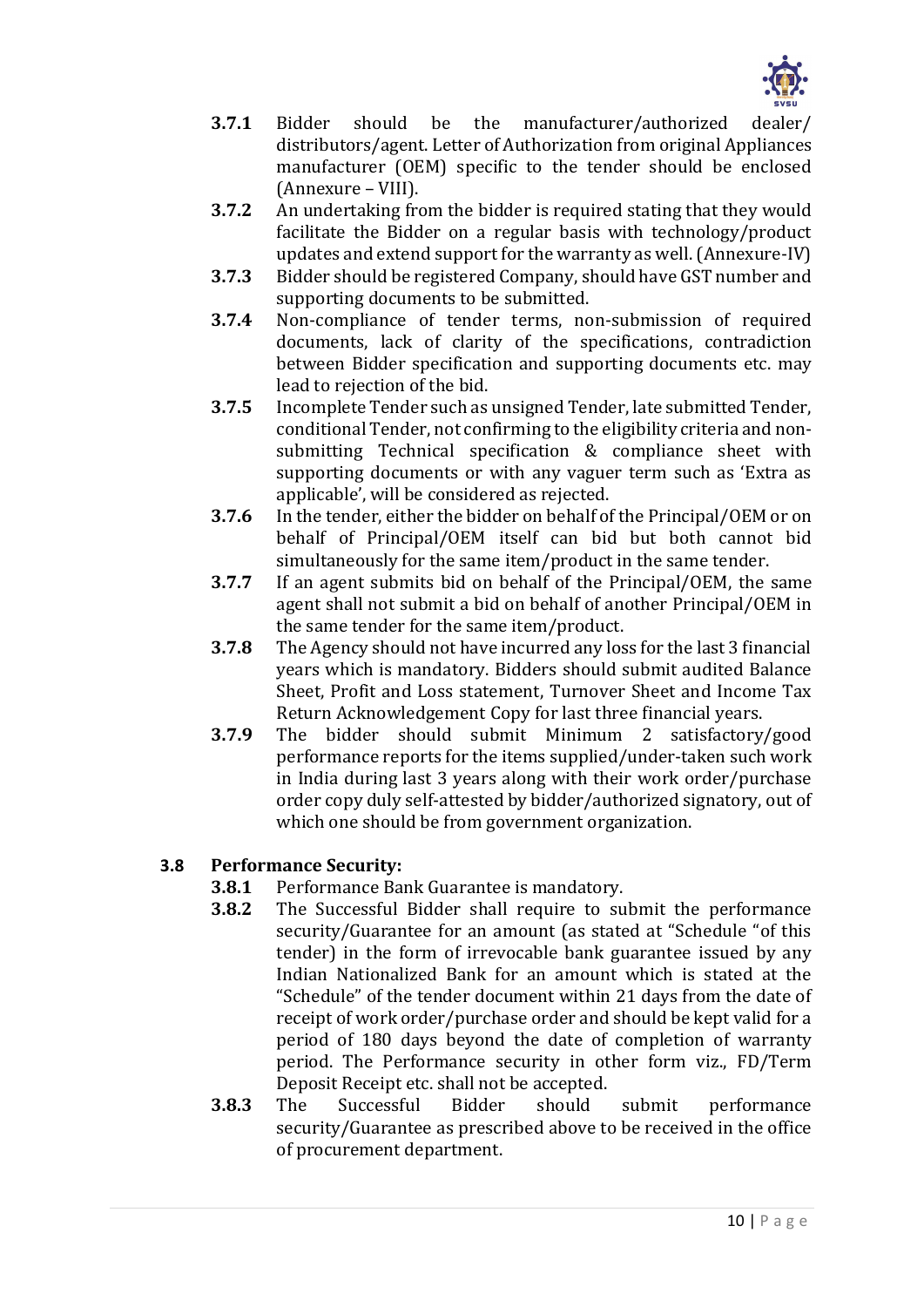**3.7.1** Bidder should be the manufacturer/authorized dealer/ distributors/agent. Letter of Authorization from original Appliances manufacturer (OEM) specific to the tender should be enclosed (Annexure – VIII).

**3.7.2** An undertaking from the bidder is required stating that they would facilitate the Bidder on a regular basis with technology/product updates and extend support for the warranty as well. (Annexure-IV)

**3.7.3** Bidder should be registered Company, should have GST number and supporting documents to be submitted.

**3.7.4** Non-compliance of tender terms, non-submission of required documents, lack of clarity of the specifications, contradiction between Bidder specification and supporting documents etc. may lead to rejection of the bid.

**3.7.5** Incomplete Tender such as unsigned Tender, late submitted Tender, conditional Tender, not confirming to the eligibility criteria and non-submitting Technical specification & compliance sheet with supporting documents or with any vaguer term such as 'Extra as applicable', will be considered as rejected.

**3.7.6** In the tender, either the bidder on behalf of the Principal/OEM or on behalf of Principal/OEM itself can bid but both cannot bid simultaneously for the same item/product in the same tender.

**3.7.7** If an agent submits bid on behalf of the Principal/OEM, the same agent shall not submit a bid on behalf of another Principal/OEM in the same tender for the same item/product.

**3.7.8** The Agency should not have incurred any loss for the last 3 financial years which is mandatory. Bidders should submit audited Balance Sheet, Profit and Loss statement, Turnover Sheet and Income Tax Return Acknowledgement Copy for last three financial years.

**3.7.9** The bidder should submit Minimum 2 satisfactory/good performance reports for the items supplied/under-taken such work in India during last 3 years along with their work order/purchase order copy duly self-attested by bidder/authorized signatory, out of which one should be from government organization.

### 3.8 Performance Security:

**3.8.1** Performance Bank Guarantee is mandatory.

**3.8.2** The Successful Bidder shall require to submit the performance security/Guarantee for an amount (as stated at "Schedule "of this tender) in the form of irrevocable bank guarantee issued by any Indian Nationalized Bank for an amount which is stated at the "Schedule" of the tender document within 21 days from the date of receipt of work order/purchase order and should be kept valid for a period of 180 days beyond the date of completion of warranty period. The Performance security in other form viz., FD/Term Deposit Receipt etc. shall not be accepted.

**3.8.3** The Successful Bidder should submit performance security/Guarantee as prescribed above to be received in the office of procurement department.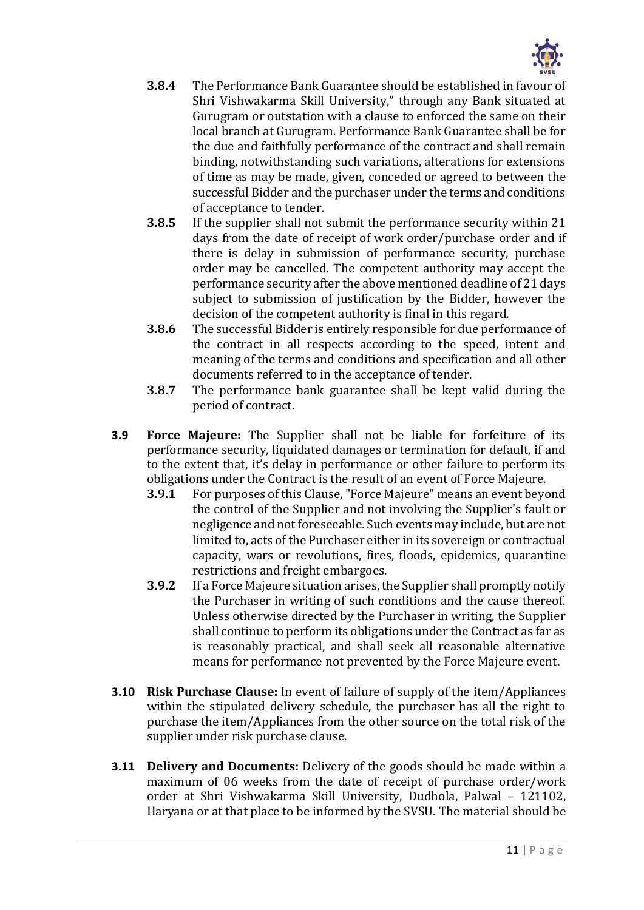**3.8.4** The Performance Bank Guarantee should be established in favour of Shri Vishwakarma Skill University," through any Bank situated at Gurugram or outstation with a clause to enforced the same on their local branch at Gurugram. Performance Bank Guarantee shall be for the due and faithfully performance of the contract and shall remain binding, notwithstanding such variations, alterations for extensions of time as may be made, given, conceded or agreed to between the successful Bidder and the purchaser under the terms and conditions of acceptance to tender.

**3.8.5** If the supplier shall not submit the performance security within 21 days from the date of receipt of work order/purchase order and if there is delay in submission of performance security, purchase order may be cancelled. The competent authority may accept the performance security after the above mentioned deadline of 21 days subject to submission of justification by the Bidder, however the decision of the competent authority is final in this regard.

**3.8.6** The successful Bidder is entirely responsible for due performance of the contract in all respects according to the speed, intent and meaning of the terms and conditions and specification and all other documents referred to in the acceptance of tender.

**3.8.7** The performance bank guarantee shall be kept valid during the period of contract.

**3.9 Force Majeure:** The Supplier shall not be liable for forfeiture of its performance security, liquidated damages or termination for default, if and to the extent that, it's delay in performance or other failure to perform its obligations under the Contract is the result of an event of Force Majeure.

**3.9.1** For purposes of this Clause, "Force Majeure" means an event beyond the control of the Supplier and not involving the Supplier's fault or negligence and not foreseeable. Such events may include, but are not limited to, acts of the Purchaser either in its sovereign or contractual capacity, wars or revolutions, fires, floods, epidemics, quarantine restrictions and freight embargoes.

**3.9.2** If a Force Majeure situation arises, the Supplier shall promptly notify the Purchaser in writing of such conditions and the cause thereof. Unless otherwise directed by the Purchaser in writing, the Supplier shall continue to perform its obligations under the Contract as far as is reasonably practical, and shall seek all reasonable alternative means for performance not prevented by the Force Majeure event.

**3.10 Risk Purchase Clause:** In event of failure of supply of the item/Appliances within the stipulated delivery schedule, the purchaser has all the right to purchase the item/Appliances from the other source on the total risk of the supplier under risk purchase clause.

**3.11 Delivery and Documents:** Delivery of the goods should be made within a maximum of 06 weeks from the date of receipt of purchase order/work order at Shri Vishwakarma Skill University, Dudhola, Palwal – 121102, Haryana or at that place to be informed by the SVSU. The material should be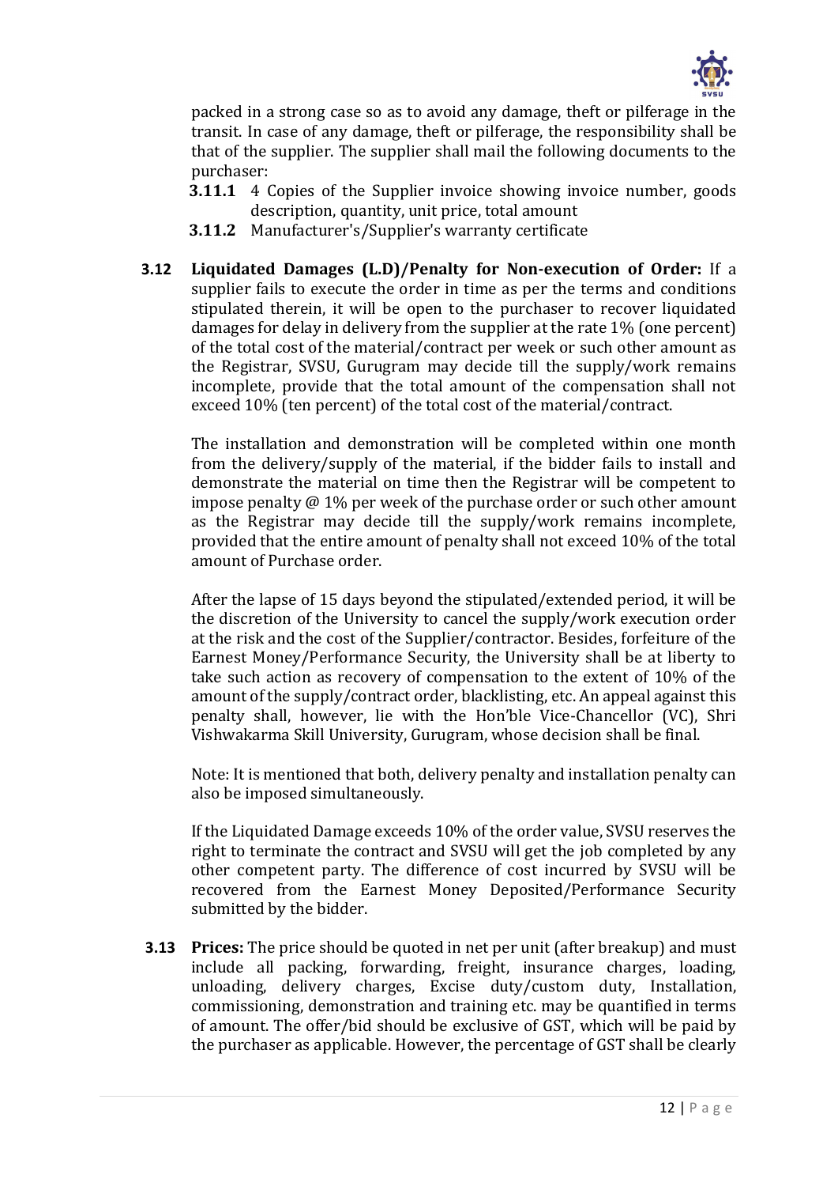packed in a strong case so as to avoid any damage, theft or pilferage in the transit. In case of any damage, theft or pilferage, the responsibility shall be that of the supplier. The supplier shall mail the following documents to the purchaser:

- **3.11.1** 4 Copies of the Supplier invoice showing invoice number, goods description, quantity, unit price, total amount
- **3.11.2** Manufacturer's/Supplier's warranty certificate

**3.12 Liquidated Damages (L.D)/Penalty for Non-execution of Order:** If a supplier fails to execute the order in time as per the terms and conditions stipulated therein, it will be open to the purchaser to recover liquidated damages for delay in delivery from the supplier at the rate 1% (one percent) of the total cost of the material/contract per week or such other amount as the Registrar, SVSU, Gurugram may decide till the supply/work remains incomplete, provide that the total amount of the compensation shall not exceed 10% (ten percent) of the total cost of the material/contract.

The installation and demonstration will be completed within one month from the delivery/supply of the material, if the bidder fails to install and demonstrate the material on time then the Registrar will be competent to impose penalty @ 1% per week of the purchase order or such other amount as the Registrar may decide till the supply/work remains incomplete, provided that the entire amount of penalty shall not exceed 10% of the total amount of Purchase order.

After the lapse of 15 days beyond the stipulated/extended period, it will be the discretion of the University to cancel the supply/work execution order at the risk and the cost of the Supplier/contractor. Besides, forfeiture of the Earnest Money/Performance Security, the University shall be at liberty to take such action as recovery of compensation to the extent of 10% of the amount of the supply/contract order, blacklisting, etc. An appeal against this penalty shall, however, lie with the Hon'ble Vice-Chancellor (VC), Shri Vishwakarma Skill University, Gurugram, whose decision shall be final.

Note: It is mentioned that both, delivery penalty and installation penalty can also be imposed simultaneously.

If the Liquidated Damage exceeds 10% of the order value, SVSU reserves the right to terminate the contract and SVSU will get the job completed by any other competent party. The difference of cost incurred by SVSU will be recovered from the Earnest Money Deposited/Performance Security submitted by the bidder.

**3.13 Prices:** The price should be quoted in net per unit (after breakup) and must include all packing, forwarding, freight, insurance charges, loading, unloading, delivery charges, Excise duty/custom duty, Installation, commissioning, demonstration and training etc. may be quantified in terms of amount. The offer/bid should be exclusive of GST, which will be paid by the purchaser as applicable. However, the percentage of GST shall be clearly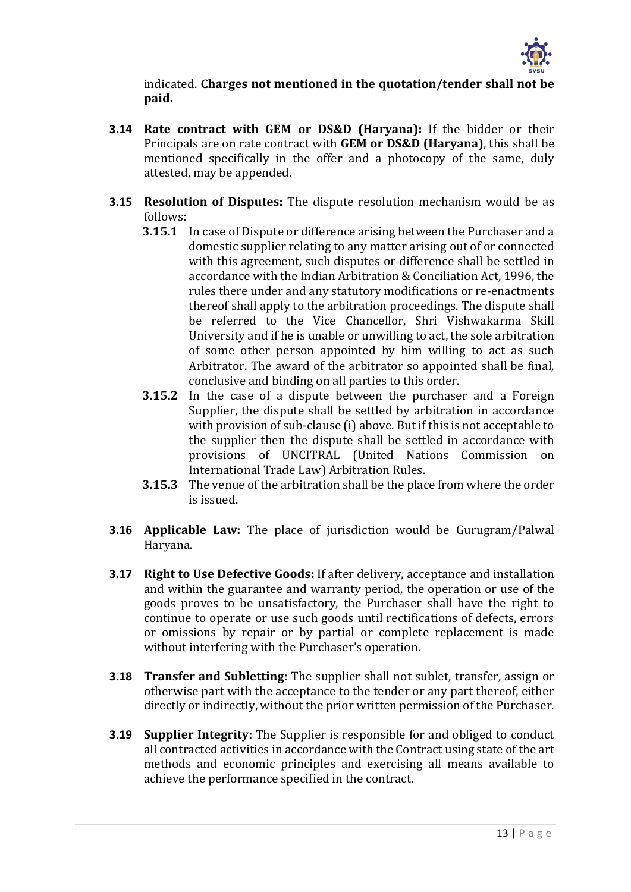indicated. **Charges not mentioned in the quotation/tender shall not be paid.**

**3.14 Rate contract with GEM or DS&D (Haryana):** If the bidder or their Principals are on rate contract with **GEM or DS&D (Haryana)**, this shall be mentioned specifically in the offer and a photocopy of the same, duly attested, may be appended.

**3.15 Resolution of Disputes:** The dispute resolution mechanism would be as follows:

**3.15.1** In case of Dispute or difference arising between the Purchaser and a domestic supplier relating to any matter arising out of or connected with this agreement, such disputes or difference shall be settled in accordance with the Indian Arbitration & Conciliation Act, 1996, the rules there under and any statutory modifications or re-enactments thereof shall apply to the arbitration proceedings. The dispute shall be referred to the Vice Chancellor, Shri Vishwakarma Skill University and if he is unable or unwilling to act, the sole arbitration of some other person appointed by him willing to act as such Arbitrator. The award of the arbitrator so appointed shall be final, conclusive and binding on all parties to this order.

**3.15.2** In the case of a dispute between the purchaser and a Foreign Supplier, the dispute shall be settled by arbitration in accordance with provision of sub-clause (i) above. But if this is not acceptable to the supplier then the dispute shall be settled in accordance with provisions of UNCITRAL (United Nations Commission on International Trade Law) Arbitration Rules.

**3.15.3** The venue of the arbitration shall be the place from where the order is issued.

**3.16 Applicable Law:** The place of jurisdiction would be Gurugram/Palwal Haryana.

**3.17 Right to Use Defective Goods:** If after delivery, acceptance and installation and within the guarantee and warranty period, the operation or use of the goods proves to be unsatisfactory, the Purchaser shall have the right to continue to operate or use such goods until rectifications of defects, errors or omissions by repair or by partial or complete replacement is made without interfering with the Purchaser's operation.

**3.18 Transfer and Subletting:** The supplier shall not sublet, transfer, assign or otherwise part with the acceptance to the tender or any part thereof, either directly or indirectly, without the prior written permission of the Purchaser.

**3.19 Supplier Integrity:** The Supplier is responsible for and obliged to conduct all contracted activities in accordance with the Contract using state of the art methods and economic principles and exercising all means available to achieve the performance specified in the contract.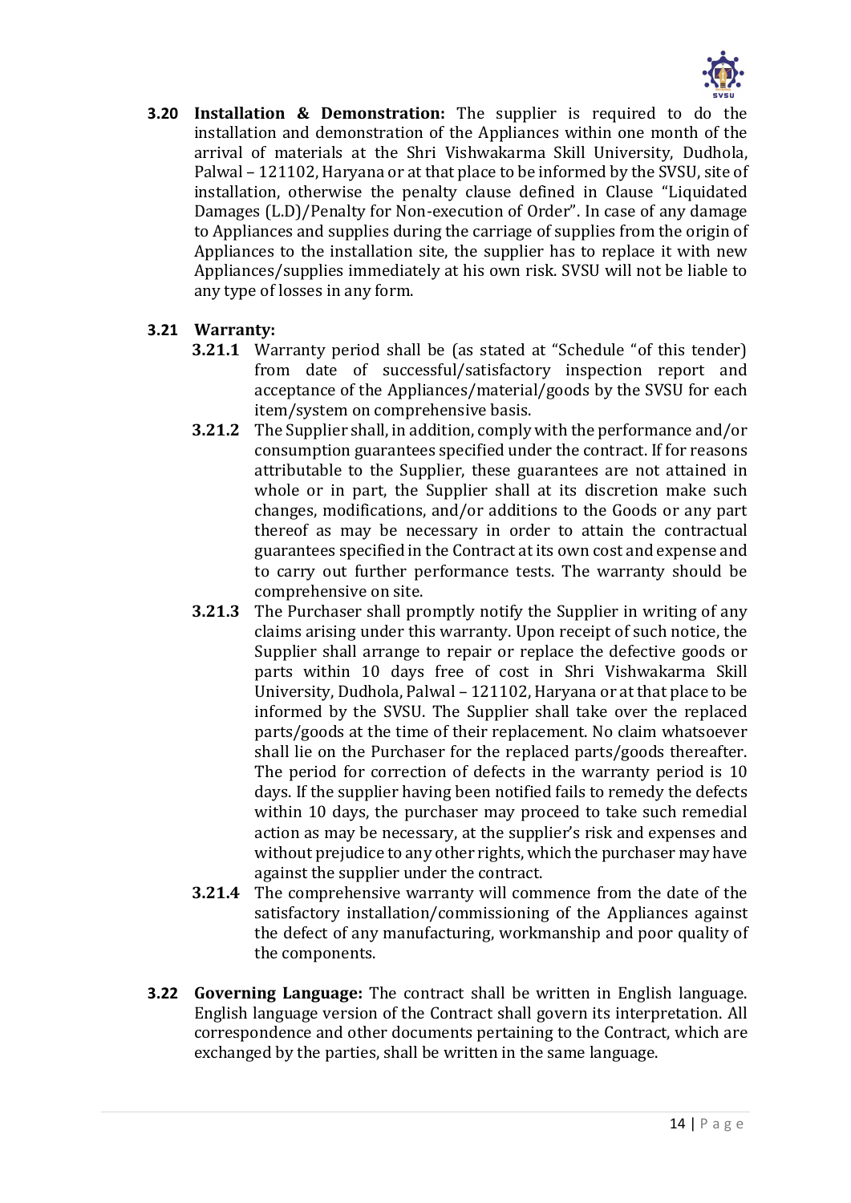**3.20 Installation & Demonstration:** The supplier is required to do the installation and demonstration of the Appliances within one month of the arrival of materials at the Shri Vishwakarma Skill University, Dudhola, Palwal – 121102, Haryana or at that place to be informed by the SVSU, site of installation, otherwise the penalty clause defined in Clause "Liquidated Damages (L.D)/Penalty for Non-execution of Order". In case of any damage to Appliances and supplies during the carriage of supplies from the origin of Appliances to the installation site, the supplier has to replace it with new Appliances/supplies immediately at his own risk. SVSU will not be liable to any type of losses in any form.

**3.21 Warranty:**

**3.21.1** Warranty period shall be (as stated at "Schedule "of this tender) from date of successful/satisfactory inspection report and acceptance of the Appliances/material/goods by the SVSU for each item/system on comprehensive basis.

**3.21.2** The Supplier shall, in addition, comply with the performance and/or consumption guarantees specified under the contract. If for reasons attributable to the Supplier, these guarantees are not attained in whole or in part, the Supplier shall at its discretion make such changes, modifications, and/or additions to the Goods or any part thereof as may be necessary in order to attain the contractual guarantees specified in the Contract at its own cost and expense and to carry out further performance tests. The warranty should be comprehensive on site.

**3.21.3** The Purchaser shall promptly notify the Supplier in writing of any claims arising under this warranty. Upon receipt of such notice, the Supplier shall arrange to repair or replace the defective goods or parts within 10 days free of cost in Shri Vishwakarma Skill University, Dudhola, Palwal – 121102, Haryana or at that place to be informed by the SVSU. The Supplier shall take over the replaced parts/goods at the time of their replacement. No claim whatsoever shall lie on the Purchaser for the replaced parts/goods thereafter. The period for correction of defects in the warranty period is 10 days. If the supplier having been notified fails to remedy the defects within 10 days, the purchaser may proceed to take such remedial action as may be necessary, at the supplier's risk and expenses and without prejudice to any other rights, which the purchaser may have against the supplier under the contract.

**3.21.4** The comprehensive warranty will commence from the date of the satisfactory installation/commissioning of the Appliances against the defect of any manufacturing, workmanship and poor quality of the components.

**3.22 Governing Language:** The contract shall be written in English language. English language version of the Contract shall govern its interpretation. All correspondence and other documents pertaining to the Contract, which are exchanged by the parties, shall be written in the same language.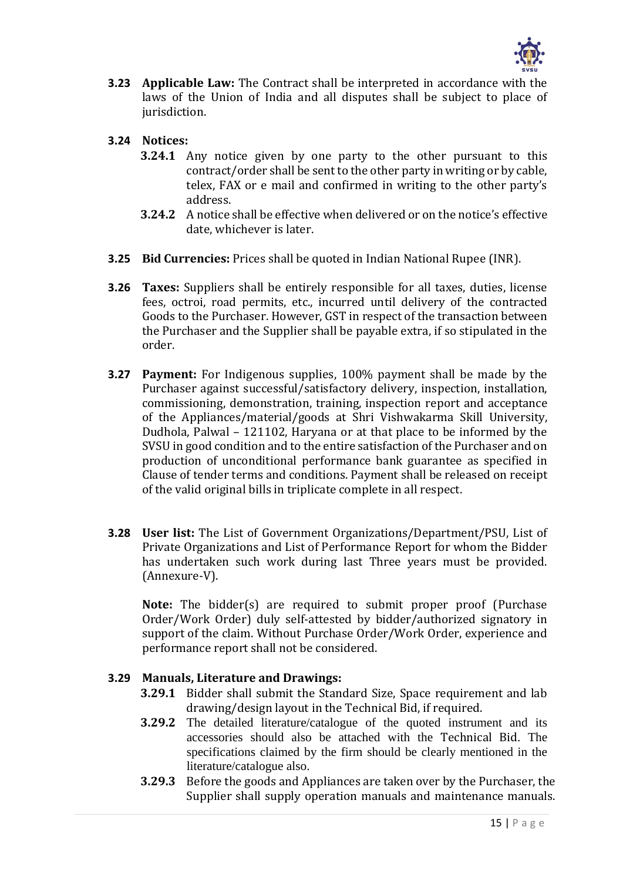**3.23 Applicable Law:** The Contract shall be interpreted in accordance with the laws of the Union of India and all disputes shall be subject to place of jurisdiction.

**3.24 Notices:**

**3.24.1** Any notice given by one party to the other pursuant to this contract/order shall be sent to the other party in writing or by cable, telex, FAX or e mail and confirmed in writing to the other party's address.

**3.24.2** A notice shall be effective when delivered or on the notice's effective date, whichever is later.

**3.25 Bid Currencies:** Prices shall be quoted in Indian National Rupee (INR).

**3.26 Taxes:** Suppliers shall be entirely responsible for all taxes, duties, license fees, octroi, road permits, etc., incurred until delivery of the contracted Goods to the Purchaser. However, GST in respect of the transaction between the Purchaser and the Supplier shall be payable extra, if so stipulated in the order.

**3.27 Payment:** For Indigenous supplies, 100% payment shall be made by the Purchaser against successful/satisfactory delivery, inspection, installation, commissioning, demonstration, training, inspection report and acceptance of the Appliances/material/goods at Shri Vishwakarma Skill University, Dudhola, Palwal – 121102, Haryana or at that place to be informed by the SVSU in good condition and to the entire satisfaction of the Purchaser and on production of unconditional performance bank guarantee as specified in Clause of tender terms and conditions. Payment shall be released on receipt of the valid original bills in triplicate complete in all respect.

**3.28 User list:** The List of Government Organizations/Department/PSU, List of Private Organizations and List of Performance Report for whom the Bidder has undertaken such work during last Three years must be provided. (Annexure-V).

**Note:** The bidder(s) are required to submit proper proof (Purchase Order/Work Order) duly self-attested by bidder/authorized signatory in support of the claim. Without Purchase Order/Work Order, experience and performance report shall not be considered.

**3.29 Manuals, Literature and Drawings:**

**3.29.1** Bidder shall submit the Standard Size, Space requirement and lab drawing/design layout in the Technical Bid, if required.

**3.29.2** The detailed literature/catalogue of the quoted instrument and its accessories should also be attached with the Technical Bid. The specifications claimed by the firm should be clearly mentioned in the literature/catalogue also.

**3.29.3** Before the goods and Appliances are taken over by the Purchaser, the Supplier shall supply operation manuals and maintenance manuals.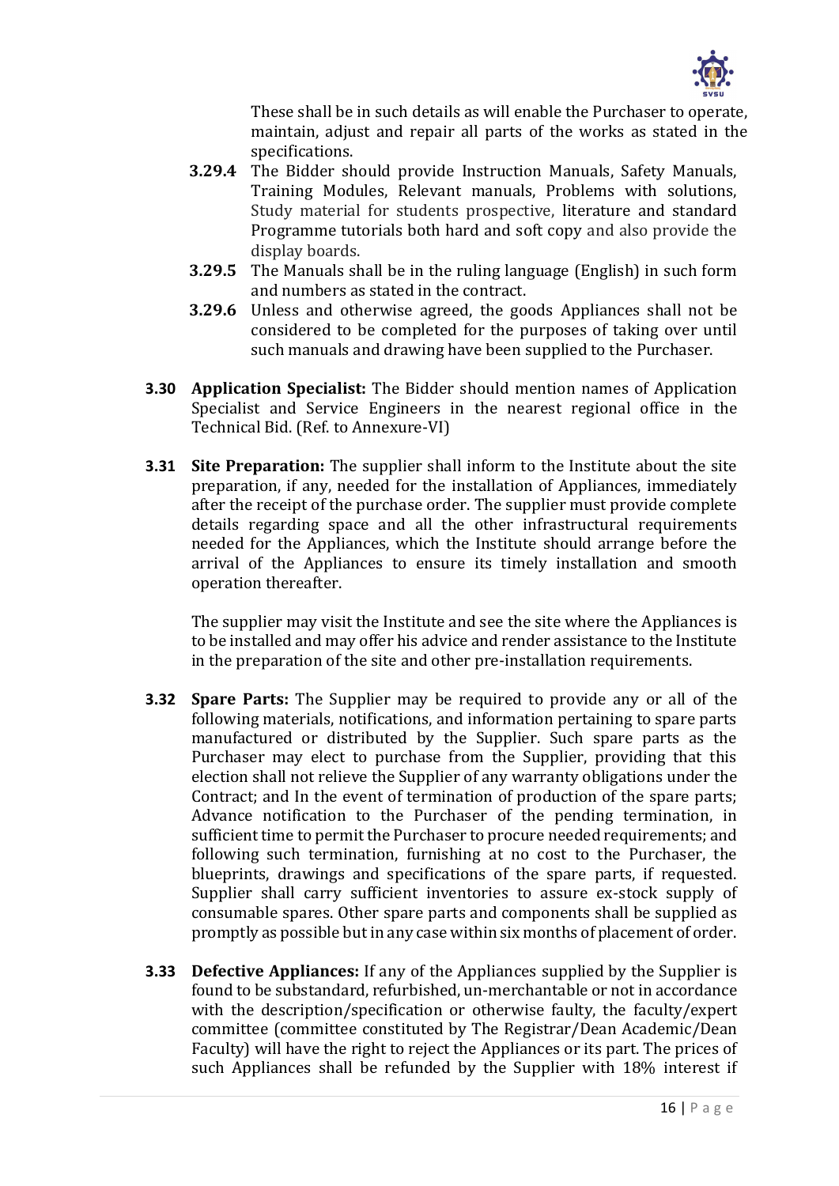These shall be in such details as will enable the Purchaser to operate, maintain, adjust and repair all parts of the works as stated in the specifications.

**3.29.4** The Bidder should provide Instruction Manuals, Safety Manuals, Training Modules, Relevant manuals, Problems with solutions, Study material for students prospective, literature and standard Programme tutorials both hard and soft copy and also provide the display boards.

**3.29.5** The Manuals shall be in the ruling language (English) in such form and numbers as stated in the contract.

**3.29.6** Unless and otherwise agreed, the goods Appliances shall not be considered to be completed for the purposes of taking over until such manuals and drawing have been supplied to the Purchaser.

**3.30 Application Specialist:** The Bidder should mention names of Application Specialist and Service Engineers in the nearest regional office in the Technical Bid. (Ref. to Annexure-VI)

**3.31 Site Preparation:** The supplier shall inform to the Institute about the site preparation, if any, needed for the installation of Appliances, immediately after the receipt of the purchase order. The supplier must provide complete details regarding space and all the other infrastructural requirements needed for the Appliances, which the Institute should arrange before the arrival of the Appliances to ensure its timely installation and smooth operation thereafter.

The supplier may visit the Institute and see the site where the Appliances is to be installed and may offer his advice and render assistance to the Institute in the preparation of the site and other pre-installation requirements.

**3.32 Spare Parts:** The Supplier may be required to provide any or all of the following materials, notifications, and information pertaining to spare parts manufactured or distributed by the Supplier. Such spare parts as the Purchaser may elect to purchase from the Supplier, providing that this election shall not relieve the Supplier of any warranty obligations under the Contract; and In the event of termination of production of the spare parts; Advance notification to the Purchaser of the pending termination, in sufficient time to permit the Purchaser to procure needed requirements; and following such termination, furnishing at no cost to the Purchaser, the blueprints, drawings and specifications of the spare parts, if requested. Supplier shall carry sufficient inventories to assure ex-stock supply of consumable spares. Other spare parts and components shall be supplied as promptly as possible but in any case within six months of placement of order.

**3.33 Defective Appliances:** If any of the Appliances supplied by the Supplier is found to be substandard, refurbished, un-merchantable or not in accordance with the description/specification or otherwise faulty, the faculty/expert committee (committee constituted by The Registrar/Dean Academic/Dean Faculty) will have the right to reject the Appliances or its part. The prices of such Appliances shall be refunded by the Supplier with 18% interest if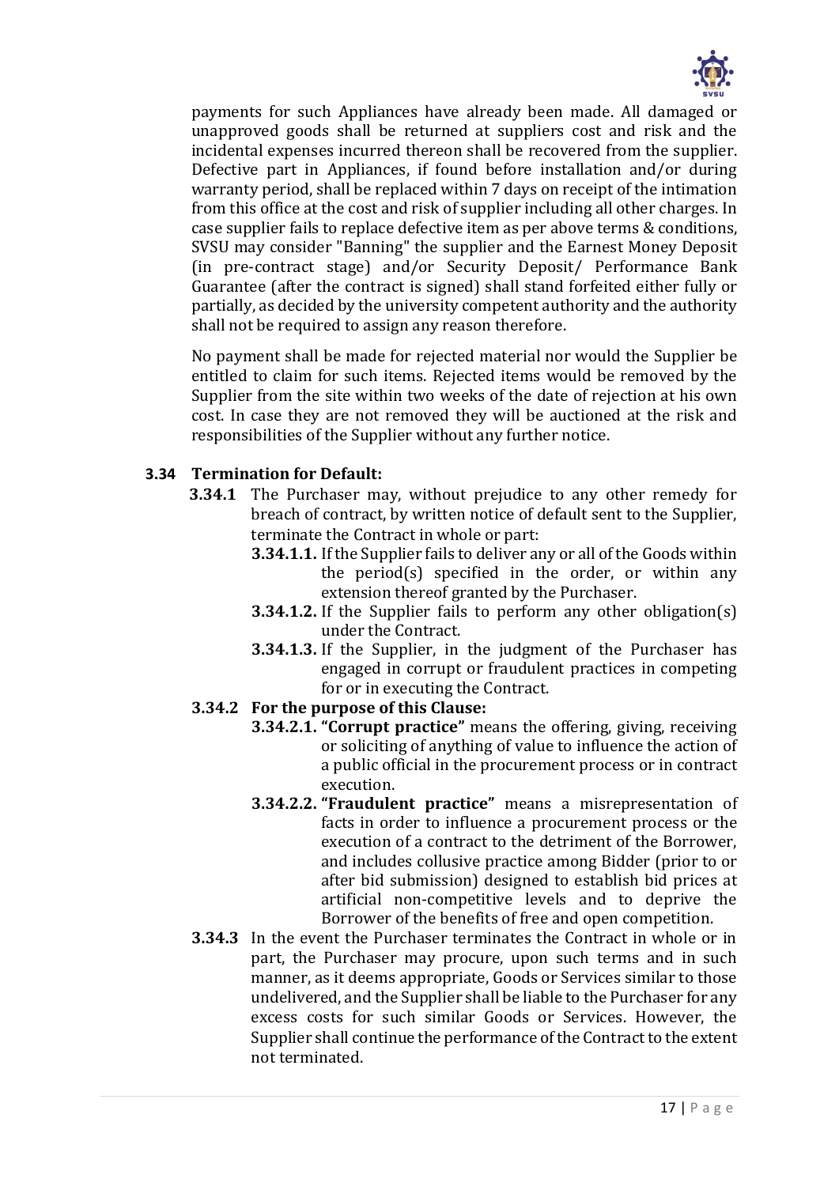payments for such Appliances have already been made. All damaged or unapproved goods shall be returned at suppliers cost and risk and the incidental expenses incurred thereon shall be recovered from the supplier. Defective part in Appliances, if found before installation and/or during warranty period, shall be replaced within 7 days on receipt of the intimation from this office at the cost and risk of supplier including all other charges. In case supplier fails to replace defective item as per above terms & conditions, SVSU may consider "Banning" the supplier and the Earnest Money Deposit (in pre-contract stage) and/or Security Deposit/ Performance Bank Guarantee (after the contract is signed) shall stand forfeited either fully or partially, as decided by the university competent authority and the authority shall not be required to assign any reason therefore.

No payment shall be made for rejected material nor would the Supplier be entitled to claim for such items. Rejected items would be removed by the Supplier from the site within two weeks of the date of rejection at his own cost. In case they are not removed they will be auctioned at the risk and responsibilities of the Supplier without any further notice.

**3.34 Termination for Default:**

**3.34.1** The Purchaser may, without prejudice to any other remedy for breach of contract, by written notice of default sent to the Supplier, terminate the Contract in whole or part:

**3.34.1.1.** If the Supplier fails to deliver any or all of the Goods within the period(s) specified in the order, or within any extension thereof granted by the Purchaser.

**3.34.1.2.** If the Supplier fails to perform any other obligation(s) under the Contract.

**3.34.1.3.** If the Supplier, in the judgment of the Purchaser has engaged in corrupt or fraudulent practices in competing for or in executing the Contract.

**3.34.2 For the purpose of this Clause:**

**3.34.2.1. "Corrupt practice"** means the offering, giving, receiving or soliciting of anything of value to influence the action of a public official in the procurement process or in contract execution.

**3.34.2.2. "Fraudulent practice"** means a misrepresentation of facts in order to influence a procurement process or the execution of a contract to the detriment of the Borrower, and includes collusive practice among Bidder (prior to or after bid submission) designed to establish bid prices at artificial non-competitive levels and to deprive the Borrower of the benefits of free and open competition.

**3.34.3** In the event the Purchaser terminates the Contract in whole or in part, the Purchaser may procure, upon such terms and in such manner, as it deems appropriate, Goods or Services similar to those undelivered, and the Supplier shall be liable to the Purchaser for any excess costs for such similar Goods or Services. However, the Supplier shall continue the performance of the Contract to the extent not terminated.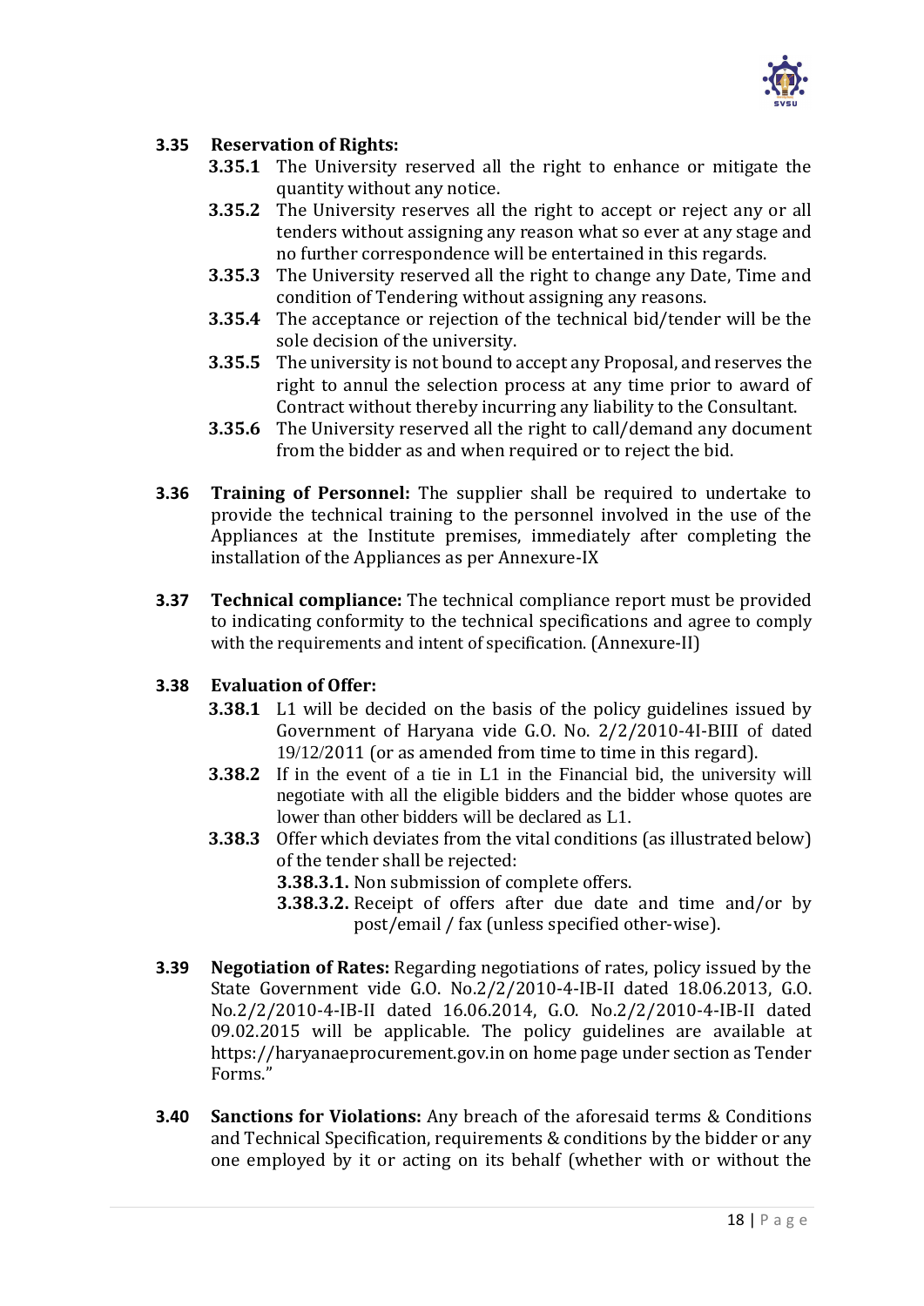**3.35 Reservation of Rights:**

- **3.35.1** The University reserved all the right to enhance or mitigate the quantity without any notice.
- **3.35.2** The University reserves all the right to accept or reject any or all tenders without assigning any reason what so ever at any stage and no further correspondence will be entertained in this regards.
- **3.35.3** The University reserved all the right to change any Date, Time and condition of Tendering without assigning any reasons.
- **3.35.4** The acceptance or rejection of the technical bid/tender will be the sole decision of the university.
- **3.35.5** The university is not bound to accept any Proposal, and reserves the right to annul the selection process at any time prior to award of Contract without thereby incurring any liability to the Consultant.
- **3.35.6** The University reserved all the right to call/demand any document from the bidder as and when required or to reject the bid.

**3.36 Training of Personnel:** The supplier shall be required to undertake to provide the technical training to the personnel involved in the use of the Appliances at the Institute premises, immediately after completing the installation of the Appliances as per Annexure-IX

**3.37 Technical compliance:** The technical compliance report must be provided to indicating conformity to the technical specifications and agree to comply with the requirements and intent of specification. (Annexure-II)

**3.38 Evaluation of Offer:**

- **3.38.1** L1 will be decided on the basis of the policy guidelines issued by Government of Haryana vide G.O. No. 2/2/2010-4I-BIII of dated 19/12/2011 (or as amended from time to time in this regard).
- **3.38.2** If in the event of a tie in L1 in the Financial bid, the university will negotiate with all the eligible bidders and the bidder whose quotes are lower than other bidders will be declared as L1.
- **3.38.3** Offer which deviates from the vital conditions (as illustrated below) of the tender shall be rejected:
  - **3.38.3.1.** Non submission of complete offers.
  - **3.38.3.2.** Receipt of offers after due date and time and/or by post/email / fax (unless specified other-wise).

**3.39 Negotiation of Rates:** Regarding negotiations of rates, policy issued by the State Government vide G.O. No.2/2/2010-4-IB-II dated 18.06.2013, G.O. No.2/2/2010-4-IB-II dated 16.06.2014, G.O. No.2/2/2010-4-IB-II dated 09.02.2015 will be applicable. The policy guidelines are available at https://haryanaeprocurement.gov.in on home page under section as Tender Forms."

**3.40 Sanctions for Violations:** Any breach of the aforesaid terms & Conditions and Technical Specification, requirements & conditions by the bidder or any one employed by it or acting on its behalf (whether with or without the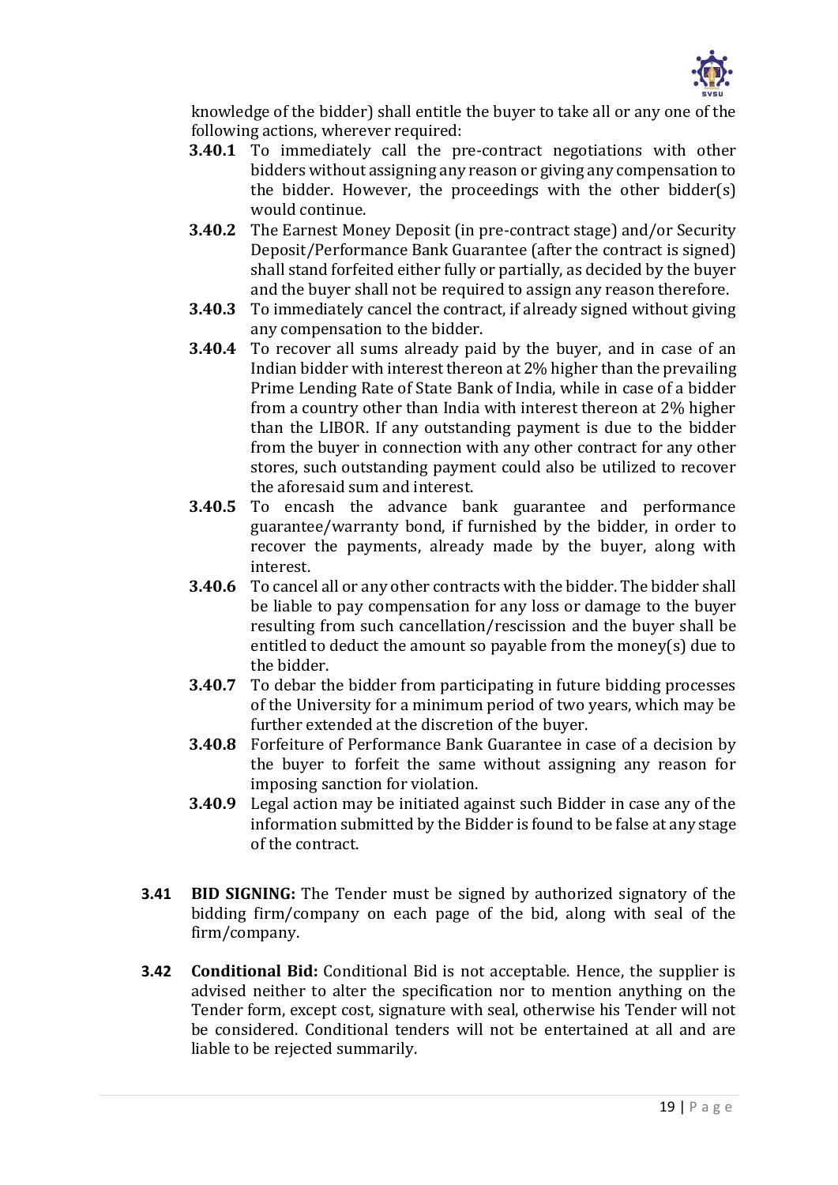knowledge of the bidder) shall entitle the buyer to take all or any one of the following actions, wherever required:

**3.40.1** To immediately call the pre-contract negotiations with other bidders without assigning any reason or giving any compensation to the bidder. However, the proceedings with the other bidder(s) would continue.

**3.40.2** The Earnest Money Deposit (in pre-contract stage) and/or Security Deposit/Performance Bank Guarantee (after the contract is signed) shall stand forfeited either fully or partially, as decided by the buyer and the buyer shall not be required to assign any reason therefore.

**3.40.3** To immediately cancel the contract, if already signed without giving any compensation to the bidder.

**3.40.4** To recover all sums already paid by the buyer, and in case of an Indian bidder with interest thereon at 2% higher than the prevailing Prime Lending Rate of State Bank of India, while in case of a bidder from a country other than India with interest thereon at 2% higher than the LIBOR. If any outstanding payment is due to the bidder from the buyer in connection with any other contract for any other stores, such outstanding payment could also be utilized to recover the aforesaid sum and interest.

**3.40.5** To encash the advance bank guarantee and performance guarantee/warranty bond, if furnished by the bidder, in order to recover the payments, already made by the buyer, along with interest.

**3.40.6** To cancel all or any other contracts with the bidder. The bidder shall be liable to pay compensation for any loss or damage to the buyer resulting from such cancellation/rescission and the buyer shall be entitled to deduct the amount so payable from the money(s) due to the bidder.

**3.40.7** To debar the bidder from participating in future bidding processes of the University for a minimum period of two years, which may be further extended at the discretion of the buyer.

**3.40.8** Forfeiture of Performance Bank Guarantee in case of a decision by the buyer to forfeit the same without assigning any reason for imposing sanction for violation.

**3.40.9** Legal action may be initiated against such Bidder in case any of the information submitted by the Bidder is found to be false at any stage of the contract.

**3.41 BID SIGNING:** The Tender must be signed by authorized signatory of the bidding firm/company on each page of the bid, along with seal of the firm/company.

**3.42 Conditional Bid:** Conditional Bid is not acceptable. Hence, the supplier is advised neither to alter the specification nor to mention anything on the Tender form, except cost, signature with seal, otherwise his Tender will not be considered. Conditional tenders will not be entertained at all and are liable to be rejected summarily.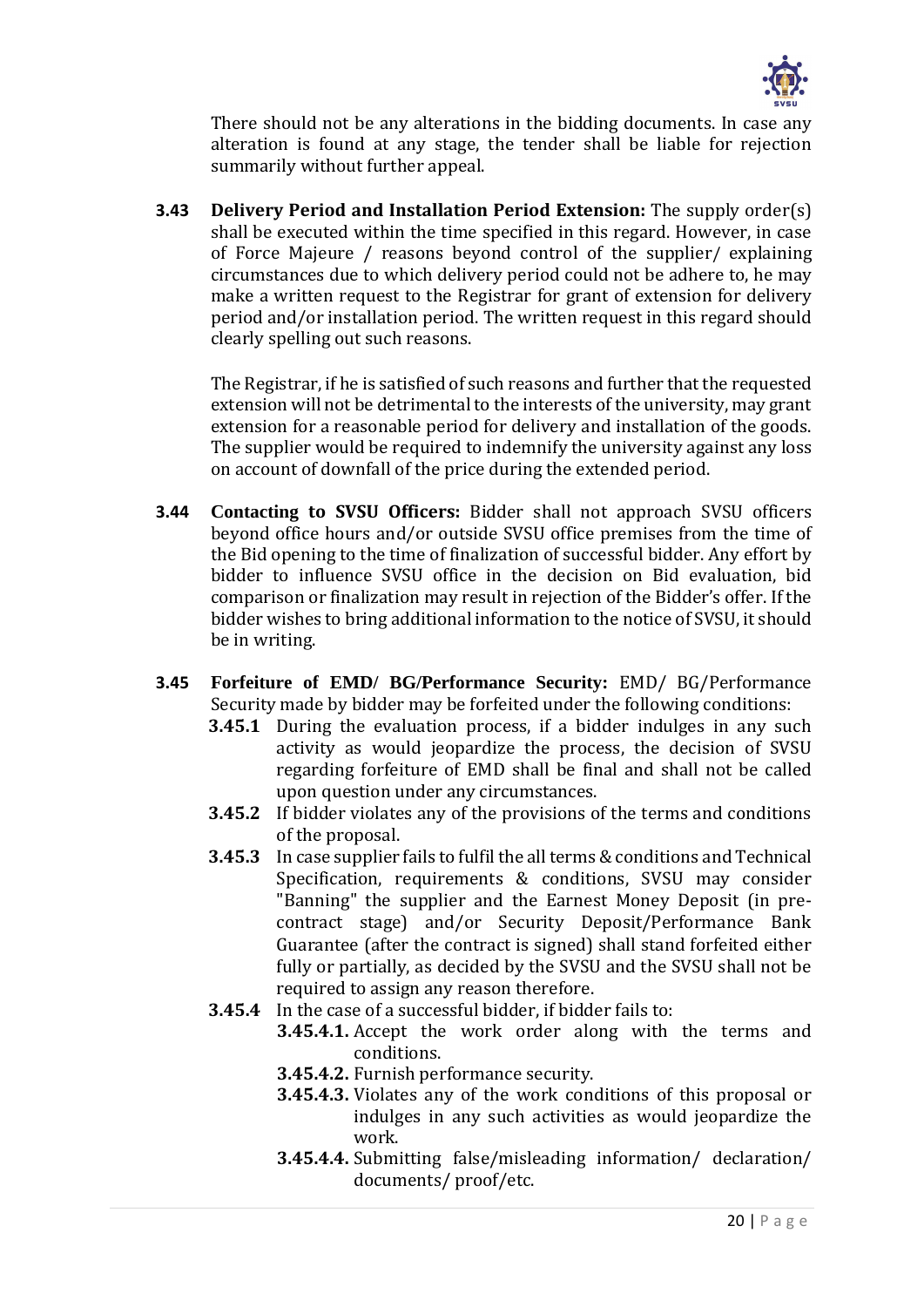There should not be any alterations in the bidding documents. In case any alteration is found at any stage, the tender shall be liable for rejection summarily without further appeal.

**3.43 Delivery Period and Installation Period Extension:** The supply order(s) shall be executed within the time specified in this regard. However, in case of Force Majeure / reasons beyond control of the supplier/ explaining circumstances due to which delivery period could not be adhere to, he may make a written request to the Registrar for grant of extension for delivery period and/or installation period. The written request in this regard should clearly spelling out such reasons.

The Registrar, if he is satisfied of such reasons and further that the requested extension will not be detrimental to the interests of the university, may grant extension for a reasonable period for delivery and installation of the goods. The supplier would be required to indemnify the university against any loss on account of downfall of the price during the extended period.

**3.44 Contacting to SVSU Officers:** Bidder shall not approach SVSU officers beyond office hours and/or outside SVSU office premises from the time of the Bid opening to the time of finalization of successful bidder. Any effort by bidder to influence SVSU office in the decision on Bid evaluation, bid comparison or finalization may result in rejection of the Bidder's offer. If the bidder wishes to bring additional information to the notice of SVSU, it should be in writing.

**3.45 Forfeiture of EMD/ BG/Performance Security:** EMD/ BG/Performance Security made by bidder may be forfeited under the following conditions:

- **3.45.1** During the evaluation process, if a bidder indulges in any such activity as would jeopardize the process, the decision of SVSU regarding forfeiture of EMD shall be final and shall not be called upon question under any circumstances.
- **3.45.2** If bidder violates any of the provisions of the terms and conditions of the proposal.
- **3.45.3** In case supplier fails to fulfil the all terms & conditions and Technical Specification, requirements & conditions, SVSU may consider "Banning" the supplier and the Earnest Money Deposit (in pre-contract stage) and/or Security Deposit/Performance Bank Guarantee (after the contract is signed) shall stand forfeited either fully or partially, as decided by the SVSU and the SVSU shall not be required to assign any reason therefore.
- **3.45.4** In the case of a successful bidder, if bidder fails to:
  - **3.45.4.1.** Accept the work order along with the terms and conditions.
  - **3.45.4.2.** Furnish performance security.
  - **3.45.4.3.** Violates any of the work conditions of this proposal or indulges in any such activities as would jeopardize the work.
  - **3.45.4.4.** Submitting false/misleading information/ declaration/ documents/ proof/etc.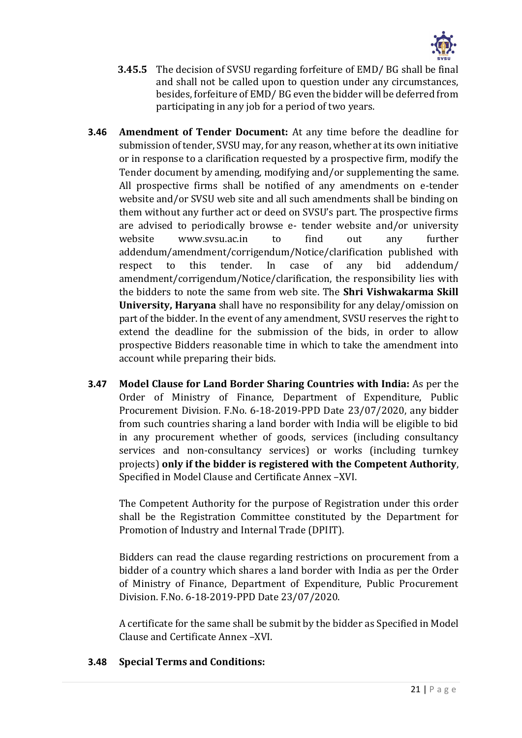**3.45.5** The decision of SVSU regarding forfeiture of EMD/ BG shall be final and shall not be called upon to question under any circumstances, besides, forfeiture of EMD/ BG even the bidder will be deferred from participating in any job for a period of two years.

**3.46 Amendment of Tender Document:** At any time before the deadline for submission of tender, SVSU may, for any reason, whether at its own initiative or in response to a clarification requested by a prospective firm, modify the Tender document by amending, modifying and/or supplementing the same. All prospective firms shall be notified of any amendments on e-tender website and/or SVSU web site and all such amendments shall be binding on them without any further act or deed on SVSU's part. The prospective firms are advised to periodically browse e- tender website and/or university website www.svsu.ac.in to find out any further addendum/amendment/corrigendum/Notice/clarification published with respect to this tender. In case of any bid addendum/ amendment/corrigendum/Notice/clarification, the responsibility lies with the bidders to note the same from web site. The **Shri Vishwakarma Skill University, Haryana** shall have no responsibility for any delay/omission on part of the bidder. In the event of any amendment, SVSU reserves the right to extend the deadline for the submission of the bids, in order to allow prospective Bidders reasonable time in which to take the amendment into account while preparing their bids.

**3.47 Model Clause for Land Border Sharing Countries with India:** As per the Order of Ministry of Finance, Department of Expenditure, Public Procurement Division. F.No. 6-18-2019-PPD Date 23/07/2020, any bidder from such countries sharing a land border with India will be eligible to bid in any procurement whether of goods, services (including consultancy services and non-consultancy services) or works (including turnkey projects) **only if the bidder is registered with the Competent Authority**, Specified in Model Clause and Certificate Annex –XVI.

The Competent Authority for the purpose of Registration under this order shall be the Registration Committee constituted by the Department for Promotion of Industry and Internal Trade (DPIIT).

Bidders can read the clause regarding restrictions on procurement from a bidder of a country which shares a land border with India as per the Order of Ministry of Finance, Department of Expenditure, Public Procurement Division. F.No. 6-18-2019-PPD Date 23/07/2020.

A certificate for the same shall be submit by the bidder as Specified in Model Clause and Certificate Annex –XVI.

**3.48 Special Terms and Conditions:**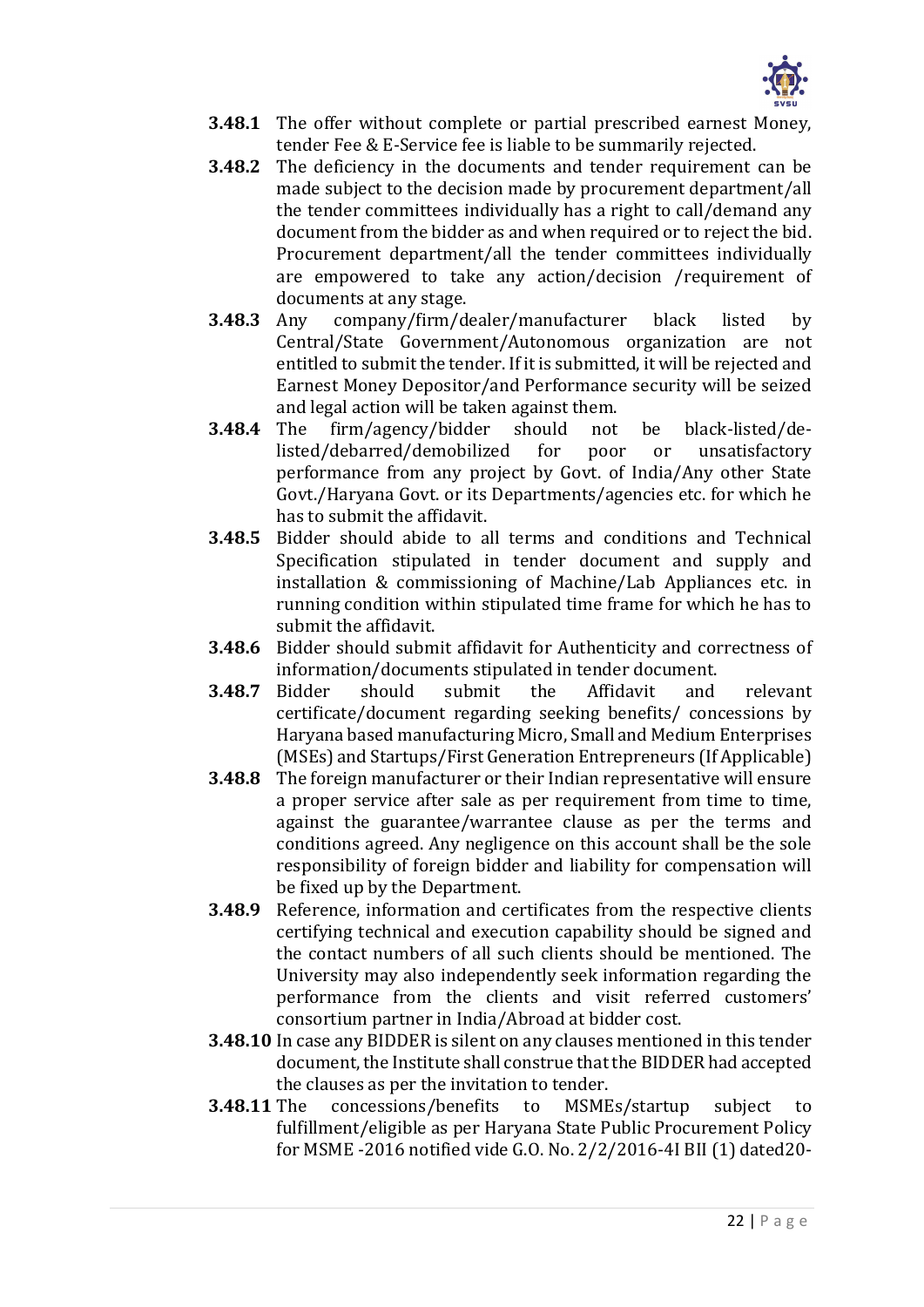**3.48.1** The offer without complete or partial prescribed earnest Money, tender Fee & E-Service fee is liable to be summarily rejected.

**3.48.2** The deficiency in the documents and tender requirement can be made subject to the decision made by procurement department/all the tender committees individually has a right to call/demand any document from the bidder as and when required or to reject the bid. Procurement department/all the tender committees individually are empowered to take any action/decision /requirement of documents at any stage.

**3.48.3** Any company/firm/dealer/manufacturer black listed by Central/State Government/Autonomous organization are not entitled to submit the tender. If it is submitted, it will be rejected and Earnest Money Depositor/and Performance security will be seized and legal action will be taken against them.

**3.48.4** The firm/agency/bidder should not be black-listed/de-listed/debarred/demobilized for poor or unsatisfactory performance from any project by Govt. of India/Any other State Govt./Haryana Govt. or its Departments/agencies etc. for which he has to submit the affidavit.

**3.48.5** Bidder should abide to all terms and conditions and Technical Specification stipulated in tender document and supply and installation & commissioning of Machine/Lab Appliances etc. in running condition within stipulated time frame for which he has to submit the affidavit.

**3.48.6** Bidder should submit affidavit for Authenticity and correctness of information/documents stipulated in tender document.

**3.48.7** Bidder should submit the Affidavit and relevant certificate/document regarding seeking benefits/ concessions by Haryana based manufacturing Micro, Small and Medium Enterprises (MSEs) and Startups/First Generation Entrepreneurs (If Applicable)

**3.48.8** The foreign manufacturer or their Indian representative will ensure a proper service after sale as per requirement from time to time, against the guarantee/warrantee clause as per the terms and conditions agreed. Any negligence on this account shall be the sole responsibility of foreign bidder and liability for compensation will be fixed up by the Department.

**3.48.9** Reference, information and certificates from the respective clients certifying technical and execution capability should be signed and the contact numbers of all such clients should be mentioned. The University may also independently seek information regarding the performance from the clients and visit referred customers' consortium partner in India/Abroad at bidder cost.

**3.48.10** In case any BIDDER is silent on any clauses mentioned in this tender document, the Institute shall construe that the BIDDER had accepted the clauses as per the invitation to tender.

**3.48.11** The concessions/benefits to MSMEs/startup subject to fulfillment/eligible as per Haryana State Public Procurement Policy for MSME -2016 notified vide G.O. No. 2/2/2016-4I BII (1) dated20-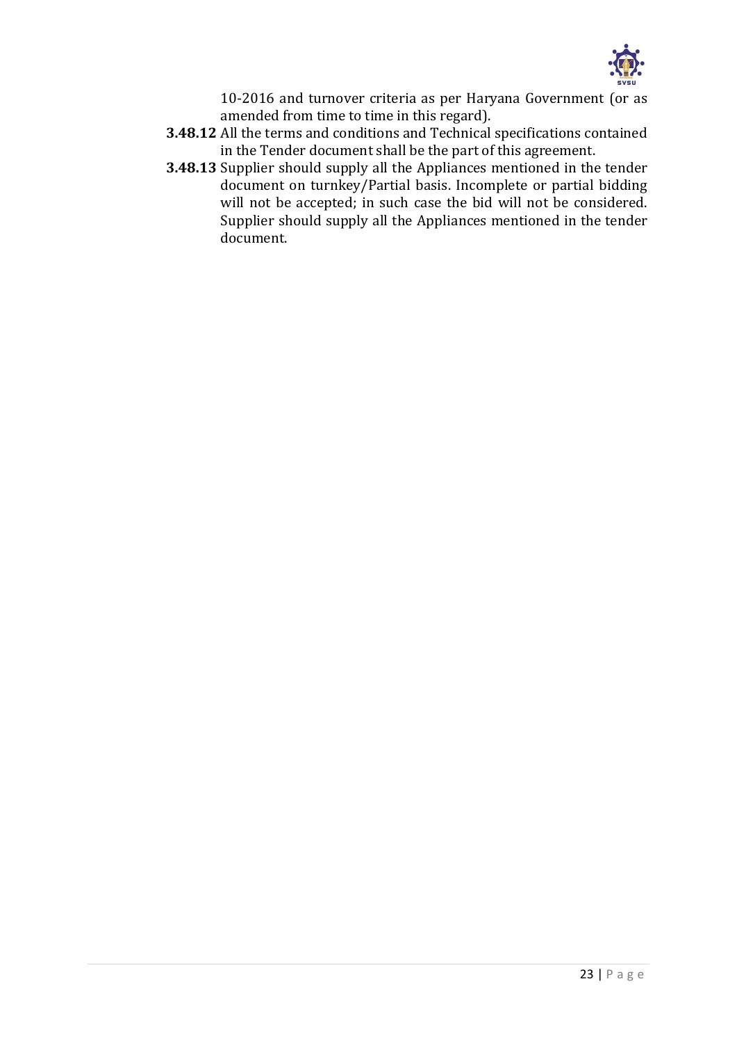10-2016 and turnover criteria as per Haryana Government (or as amended from time to time in this regard).

**3.48.12** All the terms and conditions and Technical specifications contained in the Tender document shall be the part of this agreement.

**3.48.13** Supplier should supply all the Appliances mentioned in the tender document on turnkey/Partial basis. Incomplete or partial bidding will not be accepted; in such case the bid will not be considered. Supplier should supply all the Appliances mentioned in the tender document.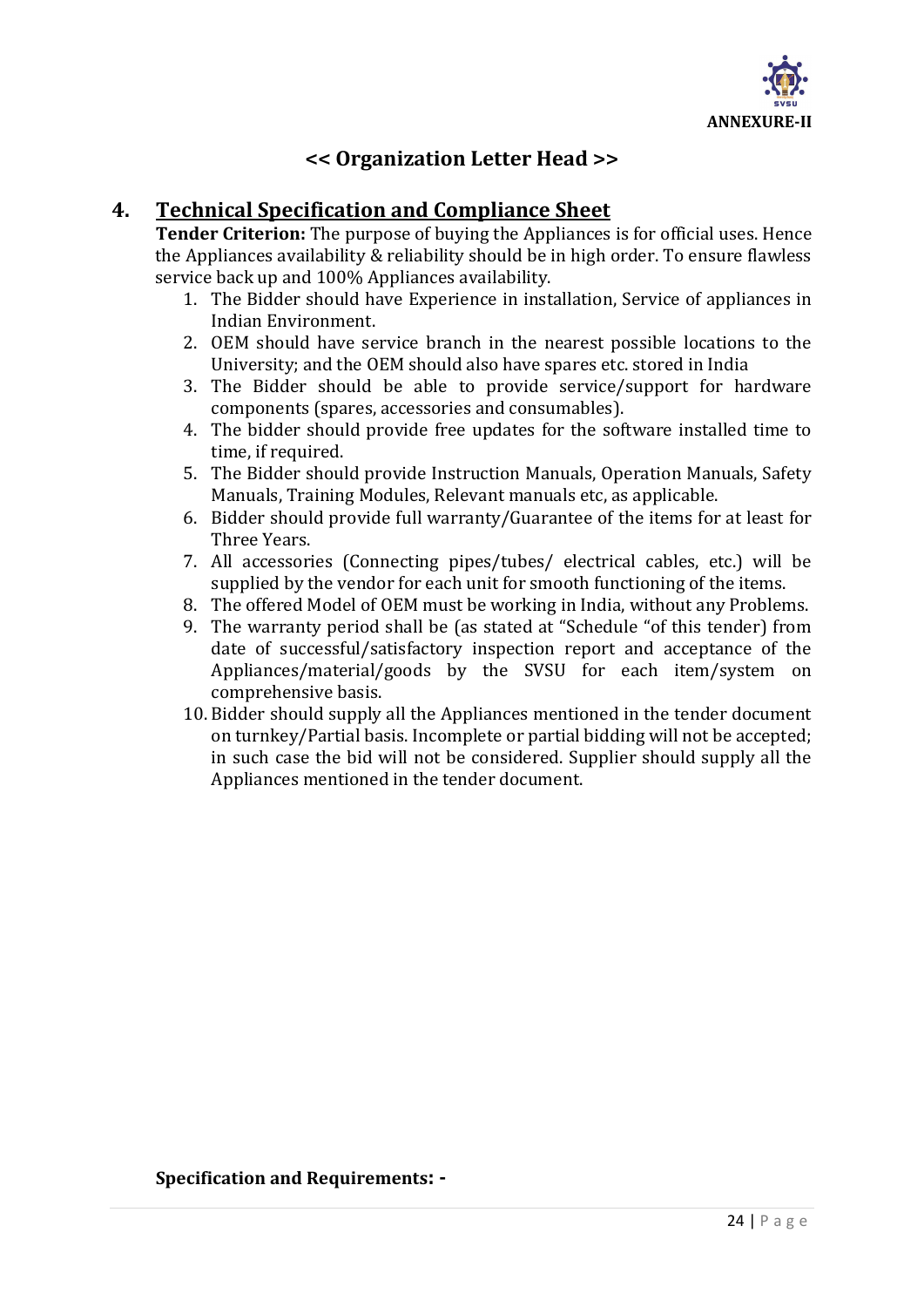**ANNEXURE-II**

## << Organization Letter Head >>

## 4. Technical Specification and Compliance Sheet

**Tender Criterion:** The purpose of buying the Appliances is for official uses. Hence the Appliances availability & reliability should be in high order. To ensure flawless service back up and 100% Appliances availability.

1. The Bidder should have Experience in installation, Service of appliances in Indian Environment.
2. OEM should have service branch in the nearest possible locations to the University; and the OEM should also have spares etc. stored in India
3. The Bidder should be able to provide service/support for hardware components (spares, accessories and consumables).
4. The bidder should provide free updates for the software installed time to time, if required.
5. The Bidder should provide Instruction Manuals, Operation Manuals, Safety Manuals, Training Modules, Relevant manuals etc, as applicable.
6. Bidder should provide full warranty/Guarantee of the items for at least for Three Years.
7. All accessories (Connecting pipes/tubes/ electrical cables, etc.) will be supplied by the vendor for each unit for smooth functioning of the items.
8. The offered Model of OEM must be working in India, without any Problems.
9. The warranty period shall be (as stated at "Schedule "of this tender) from date of successful/satisfactory inspection report and acceptance of the Appliances/material/goods by the SVSU for each item/system on comprehensive basis.
10. Bidder should supply all the Appliances mentioned in the tender document on turnkey/Partial basis. Incomplete or partial bidding will not be accepted; in such case the bid will not be considered. Supplier should supply all the Appliances mentioned in the tender document.

**Specification and Requirements: -**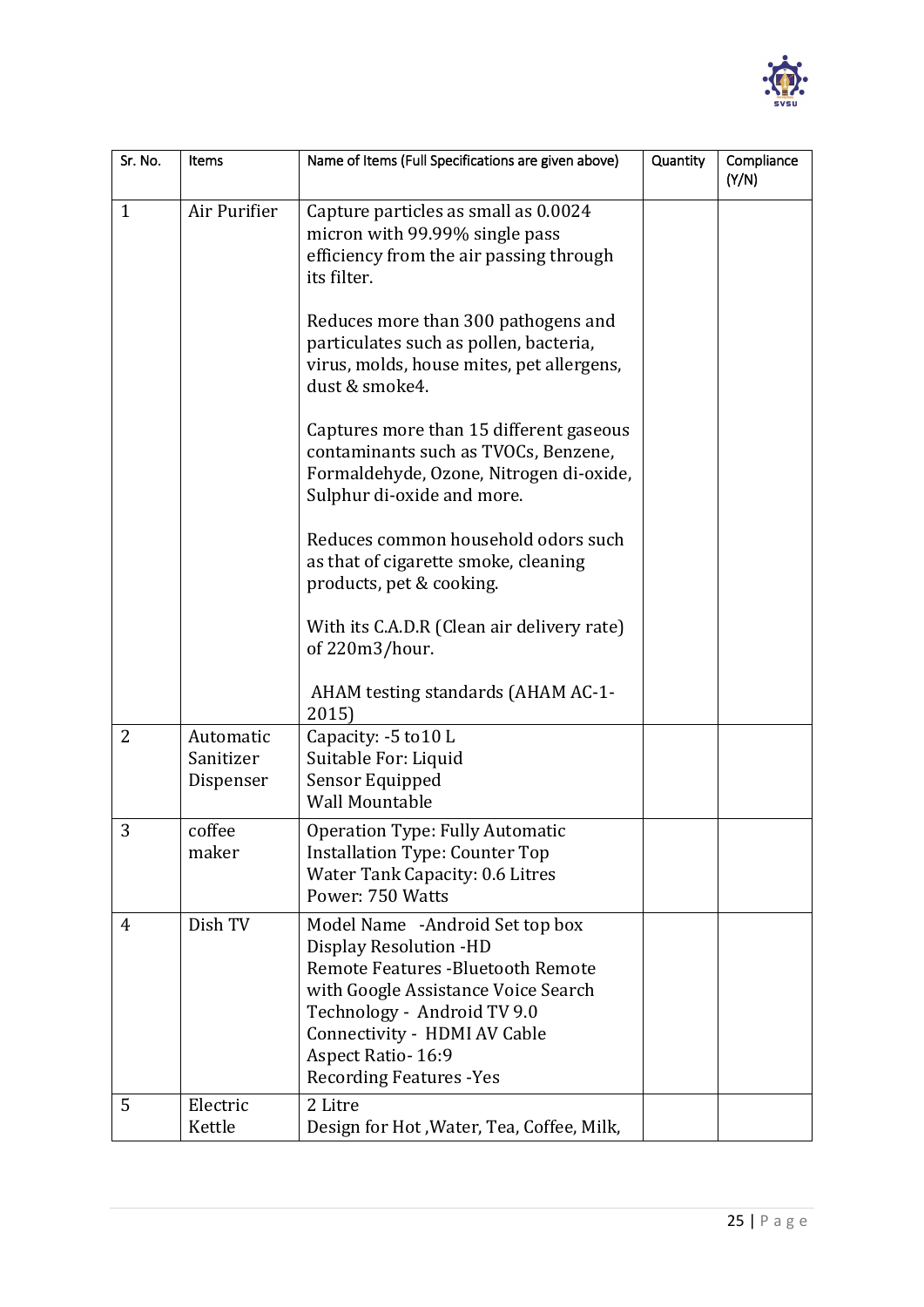| Sr. No. | Items | Name of Items (Full Specifications are given above) | Quantity | Compliance (Y/N) |
|---|---|---|---|---|
| 1 | Air Purifier | Capture particles as small as 0.0024 micron with 99.99% single pass efficiency from the air passing through its filter.<br><br>Reduces more than 300 pathogens and particulates such as pollen, bacteria, virus, molds, house mites, pet allergens, dust & smoke4.<br><br>Captures more than 15 different gaseous contaminants such as TVOCs, Benzene, Formaldehyde, Ozone, Nitrogen di-oxide, Sulphur di-oxide and more.<br><br>Reduces common household odors such as that of cigarette smoke, cleaning products, pet & cooking.<br><br>With its C.A.D.R (Clean air delivery rate) of 220m3/hour.<br><br>AHAM testing standards (AHAM AC-1-2015) | | |
| 2 | Automatic Sanitizer Dispenser | Capacity: -5 to10 L<br>Suitable For: Liquid<br>Sensor Equipped<br>Wall Mountable | | |
| 3 | coffee maker | Operation Type: Fully Automatic<br>Installation Type: Counter Top<br>Water Tank Capacity: 0.6 Litres<br>Power: 750 Watts | | |
| 4 | Dish TV | Model Name -Android Set top box<br>Display Resolution -HD<br>Remote Features -Bluetooth Remote with Google Assistance Voice Search<br>Technology - Android TV 9.0<br>Connectivity - HDMI AV Cable<br>Aspect Ratio- 16:9<br>Recording Features -Yes | | |
| 5 | Electric Kettle | 2 Litre<br>Design for Hot ,Water, Tea, Coffee, Milk, | | |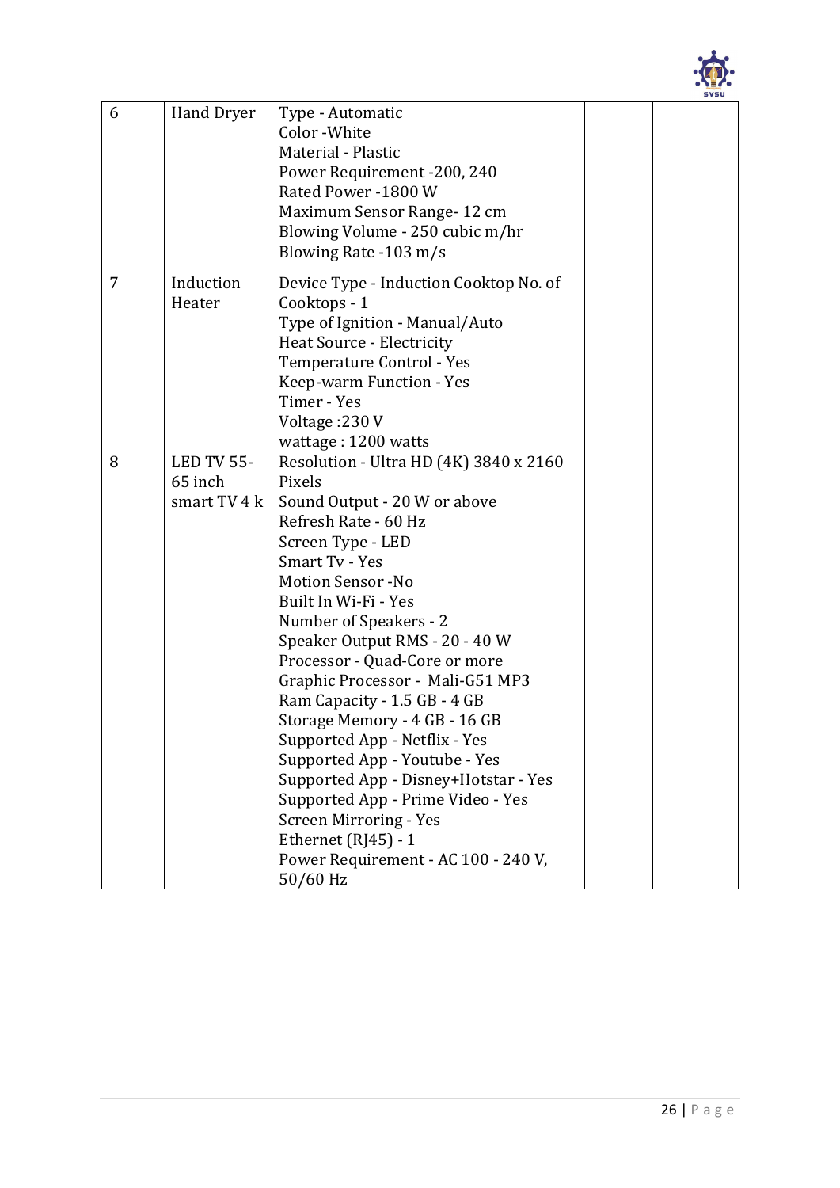| 6 | Hand Dryer | Type - Automatic<br>Color -White<br>Material - Plastic<br>Power Requirement -200, 240<br>Rated Power -1800 W<br>Maximum Sensor Range- 12 cm<br>Blowing Volume - 250 cubic m/hr<br>Blowing Rate -103 m/s | | |
|---|---|---|---|---|
| 7 | Induction Heater | Device Type - Induction Cooktop No. of Cooktops - 1<br>Type of Ignition - Manual/Auto<br>Heat Source - Electricity<br>Temperature Control - Yes<br>Keep-warm Function - Yes<br>Timer - Yes<br>Voltage :230 V<br>wattage : 1200 watts | | |
| 8 | LED TV 55-65 inch smart TV 4 k | Resolution - Ultra HD (4K) 3840 x 2160 Pixels<br>Sound Output - 20 W or above<br>Refresh Rate - 60 Hz<br>Screen Type - LED<br>Smart Tv - Yes<br>Motion Sensor -No<br>Built In Wi-Fi - Yes<br>Number of Speakers - 2<br>Speaker Output RMS - 20 - 40 W<br>Processor - Quad-Core or more<br>Graphic Processor - Mali-G51 MP3<br>Ram Capacity - 1.5 GB - 4 GB<br>Storage Memory - 4 GB - 16 GB<br>Supported App - Netflix - Yes<br>Supported App - Youtube - Yes<br>Supported App - Disney+Hotstar - Yes<br>Supported App - Prime Video - Yes<br>Screen Mirroring - Yes<br>Ethernet (RJ45) - 1<br>Power Requirement - AC 100 - 240 V, 50/60 Hz | | |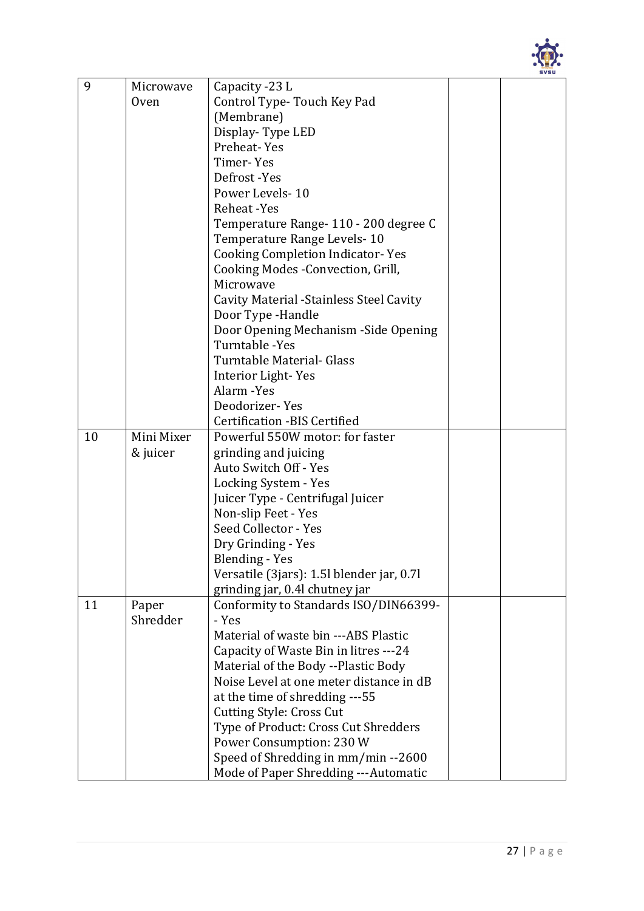| 9 | Microwave Oven | Capacity -23 L<br>Control Type- Touch Key Pad (Membrane)<br>Display- Type LED<br>Preheat- Yes<br>Timer- Yes<br>Defrost -Yes<br>Power Levels- 10<br>Reheat -Yes<br>Temperature Range- 110 - 200 degree C<br>Temperature Range Levels- 10<br>Cooking Completion Indicator- Yes<br>Cooking Modes -Convection, Grill, Microwave<br>Cavity Material -Stainless Steel Cavity<br>Door Type -Handle<br>Door Opening Mechanism -Side Opening<br>Turntable -Yes<br>Turntable Material- Glass<br>Interior Light- Yes<br>Alarm -Yes<br>Deodorizer- Yes<br>Certification -BIS Certified | | |
|---|---|---|---|---|
| 10 | Mini Mixer & juicer | Powerful 550W motor: for faster grinding and juicing<br>Auto Switch Off - Yes<br>Locking System - Yes<br>Juicer Type - Centrifugal Juicer<br>Non-slip Feet - Yes<br>Seed Collector - Yes<br>Dry Grinding - Yes<br>Blending - Yes<br>Versatile (3jars): 1.5l blender jar, 0.7l grinding jar, 0.4l chutney jar | | |
| 11 | Paper Shredder | Conformity to Standards ISO/DIN66399- - Yes<br>Material of waste bin ---ABS Plastic<br>Capacity of Waste Bin in litres ---24<br>Material of the Body --Plastic Body<br>Noise Level at one meter distance in dB at the time of shredding ---55<br>Cutting Style: Cross Cut<br>Type of Product: Cross Cut Shredders<br>Power Consumption: 230 W<br>Speed of Shredding in mm/min --2600<br>Mode of Paper Shredding ---Automatic | | |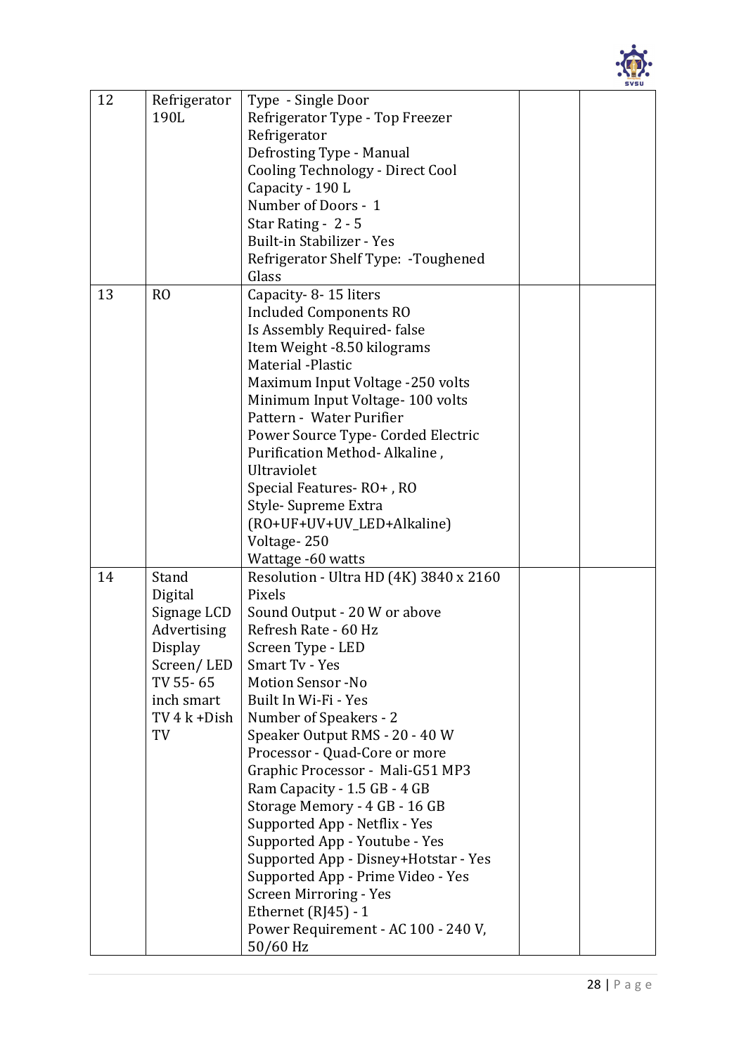| 12 | Refrigerator 190L | Type - Single Door<br>Refrigerator Type - Top Freezer Refrigerator<br>Defrosting Type - Manual<br>Cooling Technology - Direct Cool<br>Capacity - 190 L<br>Number of Doors - 1<br>Star Rating - 2 - 5<br>Built-in Stabilizer - Yes<br>Refrigerator Shelf Type: -Toughened Glass | | |
|---|---|---|---|---|
| 13 | RO | Capacity- 8- 15 liters<br>Included Components RO<br>Is Assembly Required- false<br>Item Weight -8.50 kilograms<br>Material -Plastic<br>Maximum Input Voltage -250 volts<br>Minimum Input Voltage- 100 volts<br>Pattern - Water Purifier<br>Power Source Type- Corded Electric<br>Purification Method- Alkaline , Ultraviolet<br>Special Features- RO+ , RO<br>Style- Supreme Extra (RO+UF+UV+UV_LED+Alkaline)<br>Voltage- 250<br>Wattage -60 watts | | |
| 14 | Stand Digital Signage LCD Advertising Display Screen/ LED TV 55- 65 inch smart TV 4 k +Dish TV | Resolution - Ultra HD (4K) 3840 x 2160 Pixels<br>Sound Output - 20 W or above<br>Refresh Rate - 60 Hz<br>Screen Type - LED<br>Smart Tv - Yes<br>Motion Sensor -No<br>Built In Wi-Fi - Yes<br>Number of Speakers - 2<br>Speaker Output RMS - 20 - 40 W<br>Processor - Quad-Core or more<br>Graphic Processor - Mali-G51 MP3<br>Ram Capacity - 1.5 GB - 4 GB<br>Storage Memory - 4 GB - 16 GB<br>Supported App - Netflix - Yes<br>Supported App - Youtube - Yes<br>Supported App - Disney+Hotstar - Yes<br>Supported App - Prime Video - Yes<br>Screen Mirroring - Yes<br>Ethernet (RJ45) - 1<br>Power Requirement - AC 100 - 240 V, 50/60 Hz | | |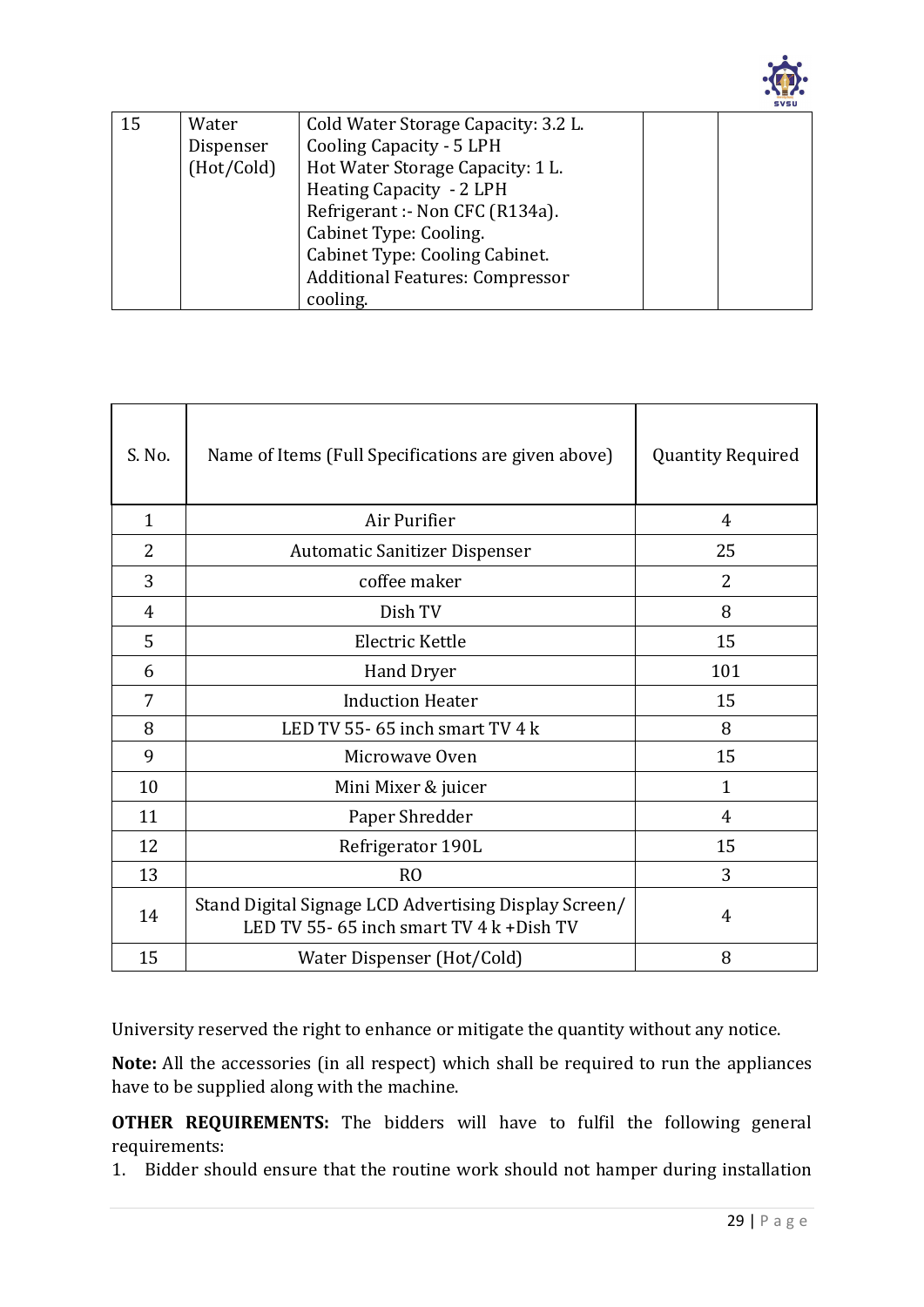| 15 | Water Dispenser (Hot/Cold) | Cold Water Storage Capacity: 3.2 L.<br>Cooling Capacity - 5 LPH<br>Hot Water Storage Capacity: 1 L.<br>Heating Capacity - 2 LPH<br>Refrigerant :- Non CFC (R134a).<br>Cabinet Type: Cooling.<br>Cabinet Type: Cooling Cabinet.<br>Additional Features: Compressor cooling. | | |
|---|---|---|---|---|

| S. No. | Name of Items (Full Specifications are given above) | Quantity Required |
|---|---|---|
| 1 | Air Purifier | 4 |
| 2 | Automatic Sanitizer Dispenser | 25 |
| 3 | coffee maker | 2 |
| 4 | Dish TV | 8 |
| 5 | Electric Kettle | 15 |
| 6 | Hand Dryer | 101 |
| 7 | Induction Heater | 15 |
| 8 | LED TV 55- 65 inch smart TV 4 k | 8 |
| 9 | Microwave Oven | 15 |
| 10 | Mini Mixer & juicer | 1 |
| 11 | Paper Shredder | 4 |
| 12 | Refrigerator 190L | 15 |
| 13 | RO | 3 |
| 14 | Stand Digital Signage LCD Advertising Display Screen/ LED TV 55- 65 inch smart TV 4 k +Dish TV | 4 |
| 15 | Water Dispenser (Hot/Cold) | 8 |

University reserved the right to enhance or mitigate the quantity without any notice.

**Note:** All the accessories (in all respect) which shall be required to run the appliances have to be supplied along with the machine.

**OTHER REQUIREMENTS:** The bidders will have to fulfil the following general requirements:

1. Bidder should ensure that the routine work should not hamper during installation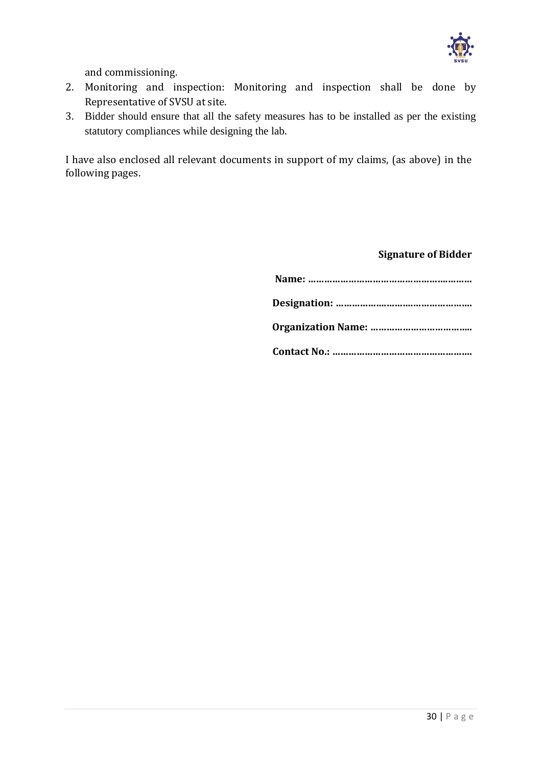and commissioning.

2. Monitoring and inspection: Monitoring and inspection shall be done by Representative of SVSU at site.
3. Bidder should ensure that all the safety measures has to be installed as per the existing statutory compliances while designing the lab.

I have also enclosed all relevant documents in support of my claims, (as above) in the following pages.

**Signature of Bidder**

**Name: ……………………………………………………**

**Designation: …………………………………………..**

**Organization Name: ………………………………..**

**Contact No.: ……………………………………………**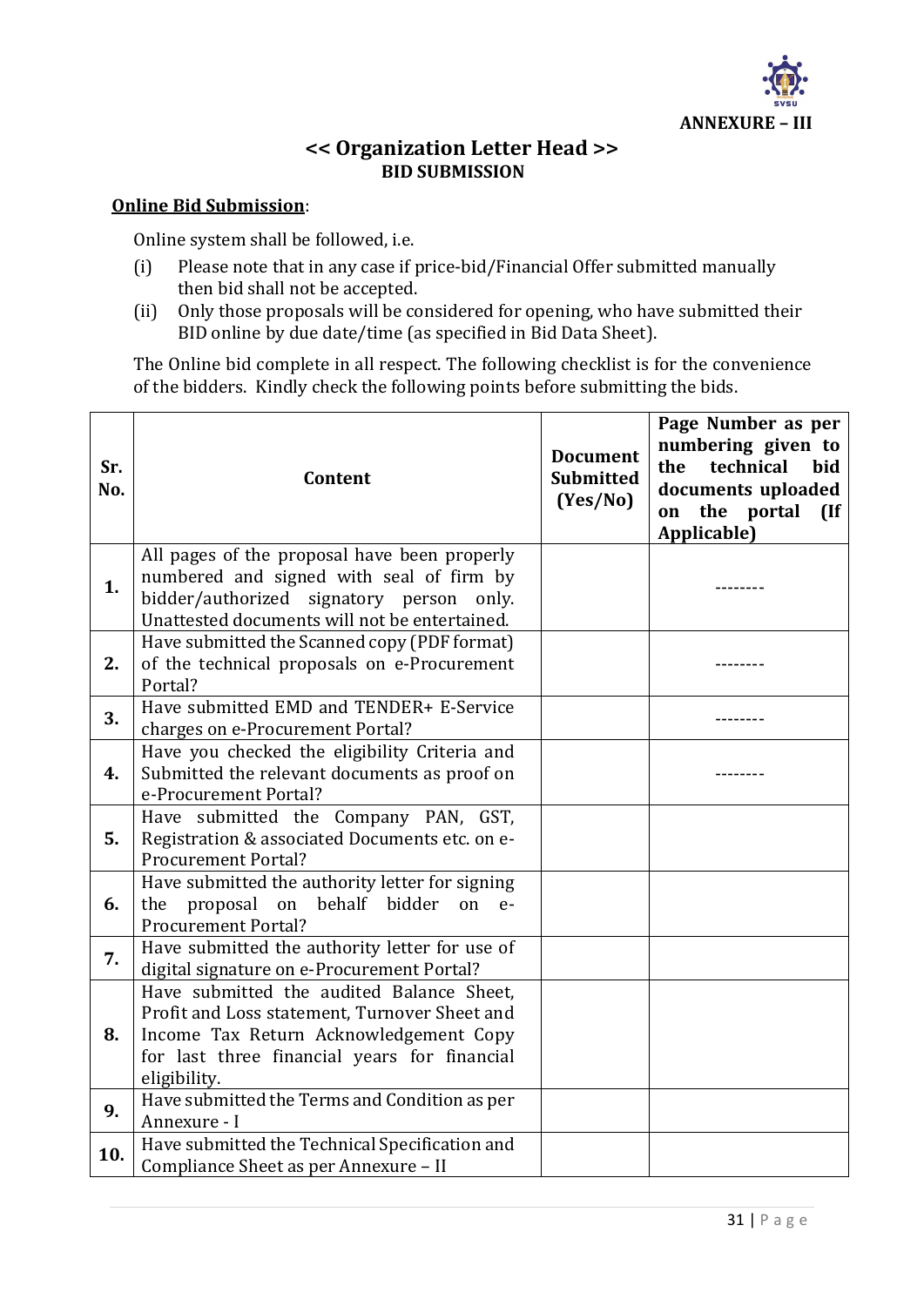**ANNEXURE – III**

## << Organization Letter Head >>
### BID SUBMISSION

**<u>Online Bid Submission</u>**:

Online system shall be followed, i.e.

(i) Please note that in any case if price-bid/Financial Offer submitted manually then bid shall not be accepted.

(ii) Only those proposals will be considered for opening, who have submitted their BID online by due date/time (as specified in Bid Data Sheet).

The Online bid complete in all respect. The following checklist is for the convenience of the bidders. Kindly check the following points before submitting the bids.

| Sr. No. | Content | Document Submitted (Yes/No) | Page Number as per numbering given to the technical bid documents uploaded on the portal (If Applicable) |
|---|---|---|---|
| 1. | All pages of the proposal have been properly numbered and signed with seal of firm by bidder/authorized signatory person only. Unattested documents will not be entertained. | | -------- |
| 2. | Have submitted the Scanned copy (PDF format) of the technical proposals on e-Procurement Portal? | | -------- |
| 3. | Have submitted EMD and TENDER+ E-Service charges on e-Procurement Portal? | | -------- |
| 4. | Have you checked the eligibility Criteria and Submitted the relevant documents as proof on e-Procurement Portal? | | -------- |
| 5. | Have submitted the Company PAN, GST, Registration & associated Documents etc. on e-Procurement Portal? | | |
| 6. | Have submitted the authority letter for signing the proposal on behalf bidder on e-Procurement Portal? | | |
| 7. | Have submitted the authority letter for use of digital signature on e-Procurement Portal? | | |
| 8. | Have submitted the audited Balance Sheet, Profit and Loss statement, Turnover Sheet and Income Tax Return Acknowledgement Copy for last three financial years for financial eligibility. | | |
| 9. | Have submitted the Terms and Condition as per Annexure - I | | |
| 10. | Have submitted the Technical Specification and Compliance Sheet as per Annexure – II | | |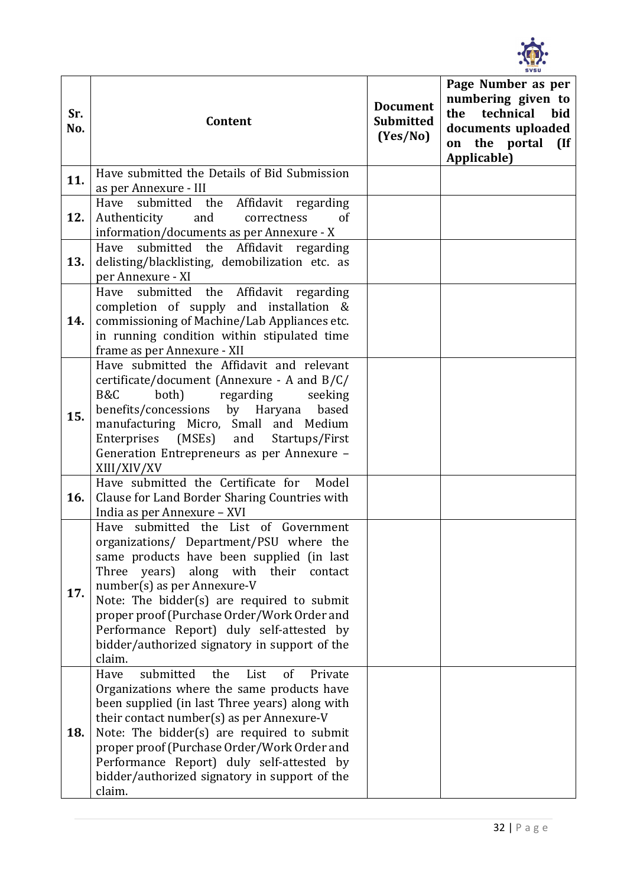| Sr. No. | Content | Document Submitted (Yes/No) | Page Number as per numbering given to the technical bid documents uploaded on the portal (If Applicable) |
|---|---|---|---|
| **11.** | Have submitted the Details of Bid Submission as per Annexure - III | | |
| **12.** | Have submitted the Affidavit regarding Authenticity and correctness of information/documents as per Annexure - X | | |
| **13.** | Have submitted the Affidavit regarding delisting/blacklisting, demobilization etc. as per Annexure - XI | | |
| **14.** | Have submitted the Affidavit regarding completion of supply and installation & commissioning of Machine/Lab Appliances etc. in running condition within stipulated time frame as per Annexure - XII | | |
| **15.** | Have submitted the Affidavit and relevant certificate/document (Annexure - A and B/C/ B&C both) regarding seeking benefits/concessions by Haryana based manufacturing Micro, Small and Medium Enterprises (MSEs) and Startups/First Generation Entrepreneurs as per Annexure – XIII/XIV/XV | | |
| **16.** | Have submitted the Certificate for Model Clause for Land Border Sharing Countries with India as per Annexure – XVI | | |
| **17.** | Have submitted the List of Government organizations/ Department/PSU where the same products have been supplied (in last Three years) along with their contact number(s) as per Annexure-V<br>Note: The bidder(s) are required to submit proper proof (Purchase Order/Work Order and Performance Report) duly self-attested by bidder/authorized signatory in support of the claim. | | |
| **18.** | Have submitted the List of Private Organizations where the same products have been supplied (in last Three years) along with their contact number(s) as per Annexure-V<br>Note: The bidder(s) are required to submit proper proof (Purchase Order/Work Order and Performance Report) duly self-attested by bidder/authorized signatory in support of the claim. | | |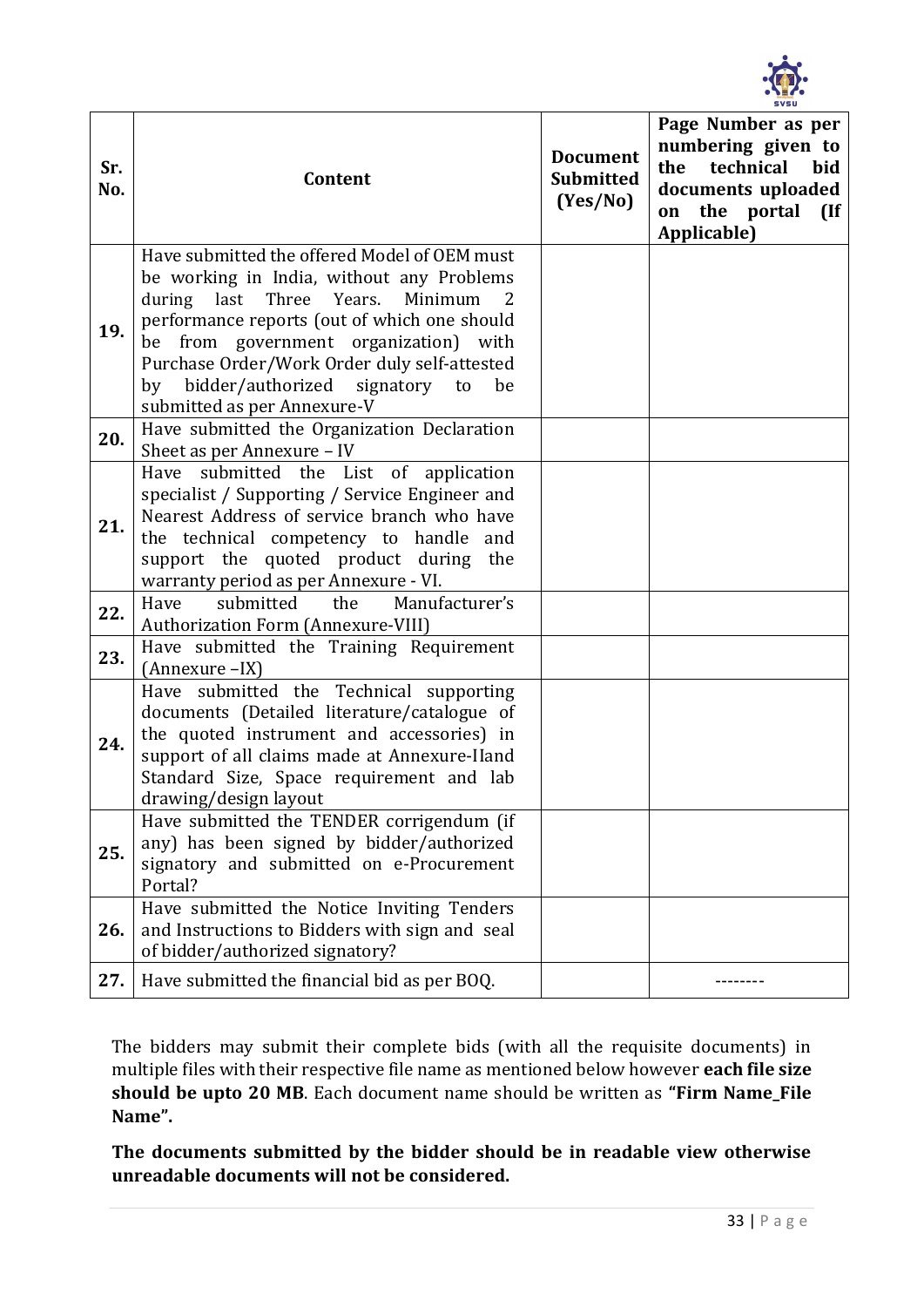| Sr. No. | Content | Document Submitted (Yes/No) | Page Number as per numbering given to the technical bid documents uploaded on the portal (If Applicable) |
|---|---|---|---|
| 19. | Have submitted the offered Model of OEM must be working in India, without any Problems during last Three Years. Minimum 2 performance reports (out of which one should be from government organization) with Purchase Order/Work Order duly self-attested by bidder/authorized signatory to be submitted as per Annexure-V | | |
| 20. | Have submitted the Organization Declaration Sheet as per Annexure – IV | | |
| 21. | Have submitted the List of application specialist / Supporting / Service Engineer and Nearest Address of service branch who have the technical competency to handle and support the quoted product during the warranty period as per Annexure - VI. | | |
| 22. | Have submitted the Manufacturer's Authorization Form (Annexure-VIII) | | |
| 23. | Have submitted the Training Requirement (Annexure –IX) | | |
| 24. | Have submitted the Technical supporting documents (Detailed literature/catalogue of the quoted instrument and accessories) in support of all claims made at Annexure-IIand Standard Size, Space requirement and lab drawing/design layout | | |
| 25. | Have submitted the TENDER corrigendum (if any) has been signed by bidder/authorized signatory and submitted on e-Procurement Portal? | | |
| 26. | Have submitted the Notice Inviting Tenders and Instructions to Bidders with sign and seal of bidder/authorized signatory? | | |
| 27. | Have submitted the financial bid as per BOQ. | | -------- |

The bidders may submit their complete bids (with all the requisite documents) in multiple files with their respective file name as mentioned below however **each file size should be upto 20 MB**. Each document name should be written as **"Firm Name_File Name".**

**The documents submitted by the bidder should be in readable view otherwise unreadable documents will not be considered.**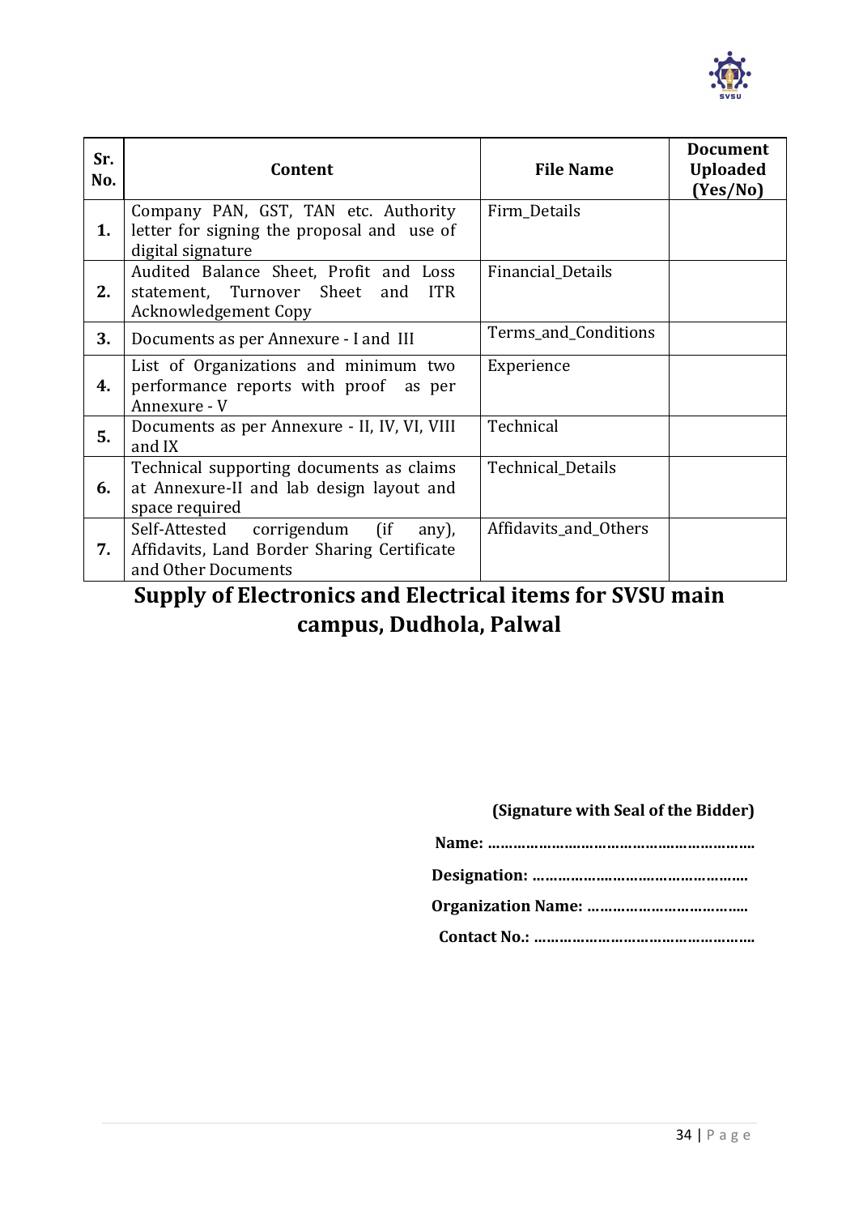| Sr. No. | Content | File Name | Document Uploaded (Yes/No) |
|---|---|---|---|
| **1.** | Company PAN, GST, TAN etc. Authority letter for signing the proposal and use of digital signature | Firm_Details | |
| **2.** | Audited Balance Sheet, Profit and Loss statement, Turnover Sheet and ITR Acknowledgement Copy | Financial_Details | |
| **3.** | Documents as per Annexure - I and III | Terms_and_Conditions | |
| **4.** | List of Organizations and minimum two performance reports with proof as per Annexure - V | Experience | |
| **5.** | Documents as per Annexure - II, IV, VI, VIII and IX | Technical | |
| **6.** | Technical supporting documents as claims at Annexure-II and lab design layout and space required | Technical_Details | |
| **7.** | Self-Attested corrigendum (if any), Affidavits, Land Border Sharing Certificate and Other Documents | Affidavits_and_Others | |

## Supply of Electronics and Electrical items for SVSU main campus, Dudhola, Palwal

**(Signature with Seal of the Bidder)**

**Name: ……………………………………………………..**

**Designation: ………………………………………….**

**Organization Name: ……………………………….**

**Contact No.: ……………………………………………**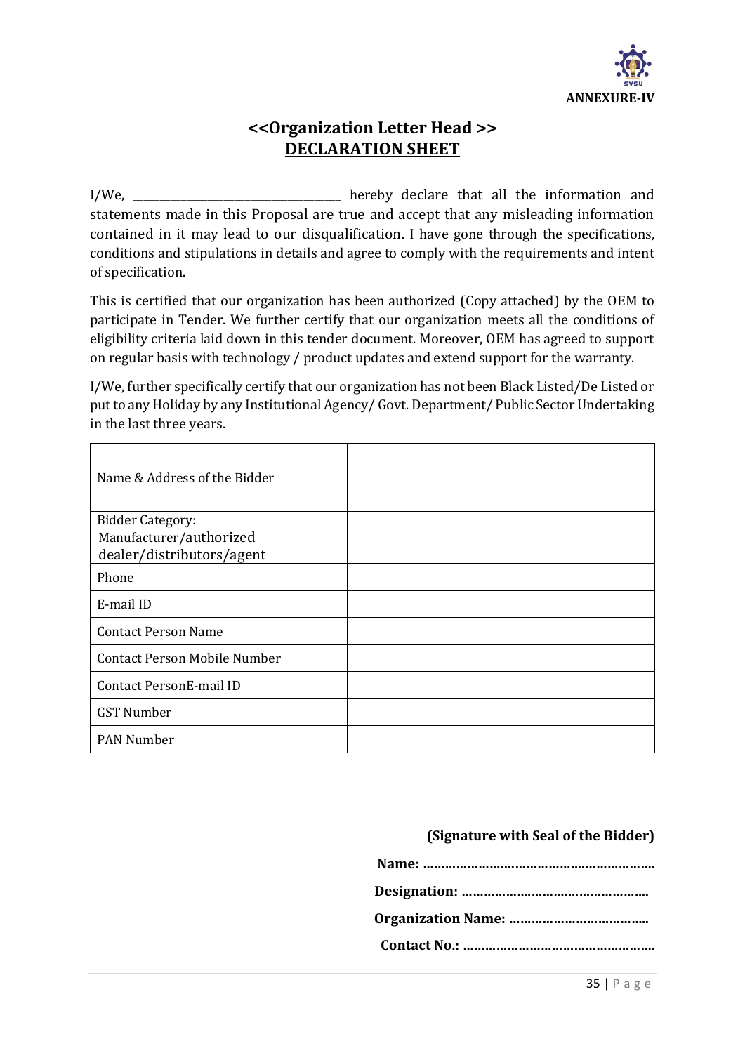**ANNEXURE-IV**

## <<Organization Letter Head >>
## DECLARATION SHEET

I/We, ______________________________ hereby declare that all the information and statements made in this Proposal are true and accept that any misleading information contained in it may lead to our disqualification. I have gone through the specifications, conditions and stipulations in details and agree to comply with the requirements and intent of specification.

This is certified that our organization has been authorized (Copy attached) by the OEM to participate in Tender. We further certify that our organization meets all the conditions of eligibility criteria laid down in this tender document. Moreover, OEM has agreed to support on regular basis with technology / product updates and extend support for the warranty.

I/We, further specifically certify that our organization has not been Black Listed/De Listed or put to any Holiday by any Institutional Agency/ Govt. Department/ Public Sector Undertaking in the last three years.

| | |
|---|---|
| Name & Address of the Bidder | |
| Bidder Category: Manufacturer/authorized dealer/distributors/agent | |
| Phone | |
| E-mail ID | |
| Contact Person Name | |
| Contact Person Mobile Number | |
| Contact PersonE-mail ID | |
| GST Number | |
| PAN Number | |

**(Signature with Seal of the Bidder)**

**Name: ………………………………………………………**

**Designation: ……………………………………………**

**Organization Name: ………………………………..**

**Contact No.: …………………………………………….**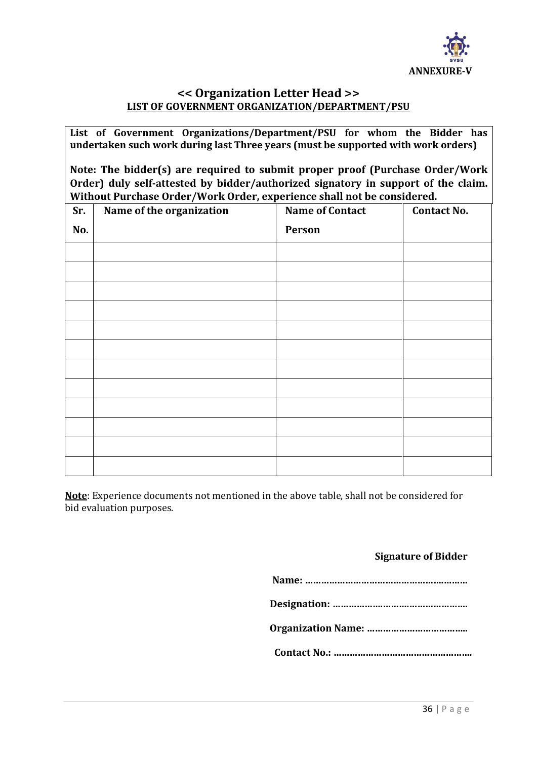**ANNEXURE-V**

## << Organization Letter Head >>

**LIST OF GOVERNMENT ORGANIZATION/DEPARTMENT/PSU**

**List of Government Organizations/Department/PSU for whom the Bidder has undertaken such work during last Three years (must be supported with work orders)**

**Note: The bidder(s) are required to submit proper proof (Purchase Order/Work Order) duly self-attested by bidder/authorized signatory in support of the claim. Without Purchase Order/Work Order, experience shall not be considered.**

| Sr. No. | Name of the organization | Name of Contact Person | Contact No. |
|---|---|---|---|
| | | | |
| | | | |
| | | | |
| | | | |
| | | | |
| | | | |
| | | | |
| | | | |
| | | | |
| | | | |
| | | | |
| | | | |

**Note**: Experience documents not mentioned in the above table, shall not be considered for bid evaluation purposes.

**Signature of Bidder**

**Name: ……………………………………………………**

**Designation: ……………………………………………**

**Organization Name: ………………………………..**

**Contact No.: ……………………………………………**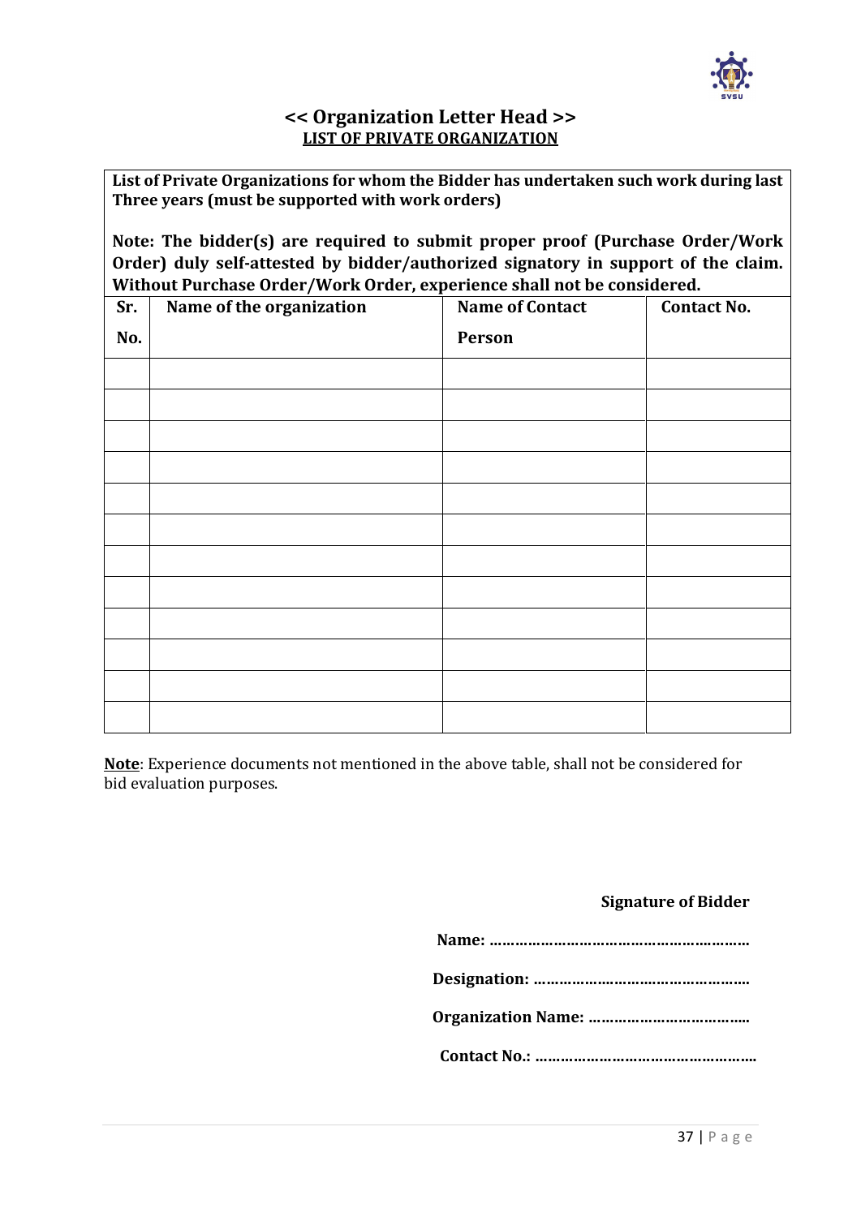## << Organization Letter Head >>

**<u>LIST OF PRIVATE ORGANIZATION</u>**

**List of Private Organizations for whom the Bidder has undertaken such work during last Three years (must be supported with work orders)**

**Note: The bidder(s) are required to submit proper proof (Purchase Order/Work Order) duly self-attested by bidder/authorized signatory in support of the claim. Without Purchase Order/Work Order, experience shall not be considered.**

| Sr. No. | Name of the organization | Name of Contact Person | Contact No. |
|---|---|---|---|
| | | | |
| | | | |
| | | | |
| | | | |
| | | | |
| | | | |
| | | | |
| | | | |
| | | | |
| | | | |
| | | | |
| | | | |

**<u>Note</u>**: Experience documents not mentioned in the above table, shall not be considered for bid evaluation purposes.

**Signature of Bidder**

**Name: ……………………………………………………**

**Designation: ……………………………………………**

**Organization Name: ……………………………….**

**Contact No.: ……………………………………………**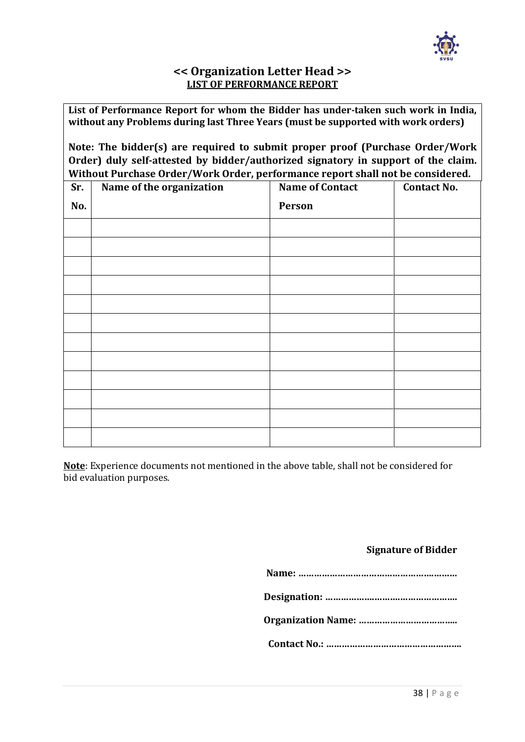**<< Organization Letter Head >>**

**LIST OF PERFORMANCE REPORT**

| **List of Performance Report for whom the Bidder has under-taken such work in India, without any Problems during last Three Years (must be supported with work orders)**<br><br>**Note: The bidder(s) are required to submit proper proof (Purchase Order/Work Order) duly self-attested by bidder/authorized signatory in support of the claim. Without Purchase Order/Work Order, performance report shall not be considered.** | | | |
|---|---|---|---|
| **Sr. No.** | **Name of the organization** | **Name of Contact Person** | **Contact No.** |
| | | | |
| | | | |
| | | | |
| | | | |
| | | | |
| | | | |
| | | | |
| | | | |
| | | | |
| | | | |
| | | | |
| | | | |

**Note**: Experience documents not mentioned in the above table, shall not be considered for bid evaluation purposes.

**Signature of Bidder**

**Name: ……………………………………………………**

**Designation: …………………………………………..**

**Organization Name: ………………………………..**

**Contact No.: …………………………………………….**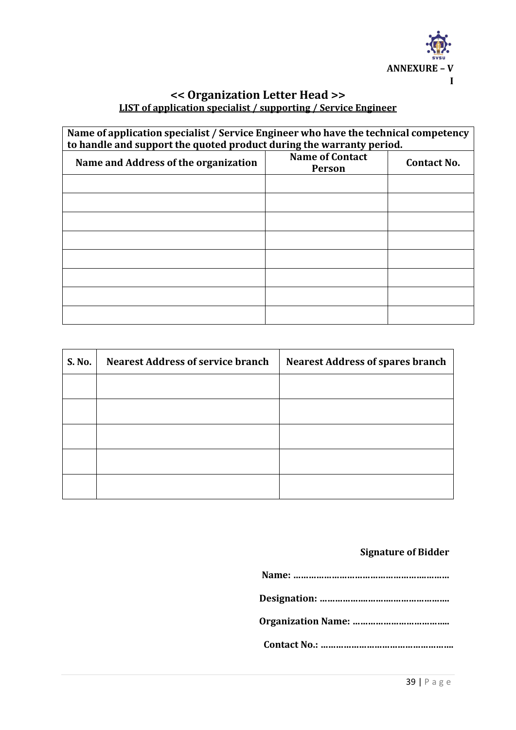**ANNEXURE – VI**

## << Organization Letter Head >>

### LIST of application specialist / supporting / Service Engineer

| Name of application specialist / Service Engineer who have the technical competency to handle and support the quoted product during the warranty period. | | |
|---|---|---|
| **Name and Address of the organization** | **Name of Contact Person** | **Contact No.** |
| | | |
| | | |
| | | |
| | | |
| | | |
| | | |
| | | |
| | | |

| S. No. | Nearest Address of service branch | Nearest Address of spares branch |
|---|---|---|
| | | |
| | | |
| | | |
| | | |
| | | |

**Signature of Bidder**

**Name: ……………………………………………………**

**Designation: ……………………………………………**

**Organization Name: ………………………………..**

**Contact No.: ……………………………………………**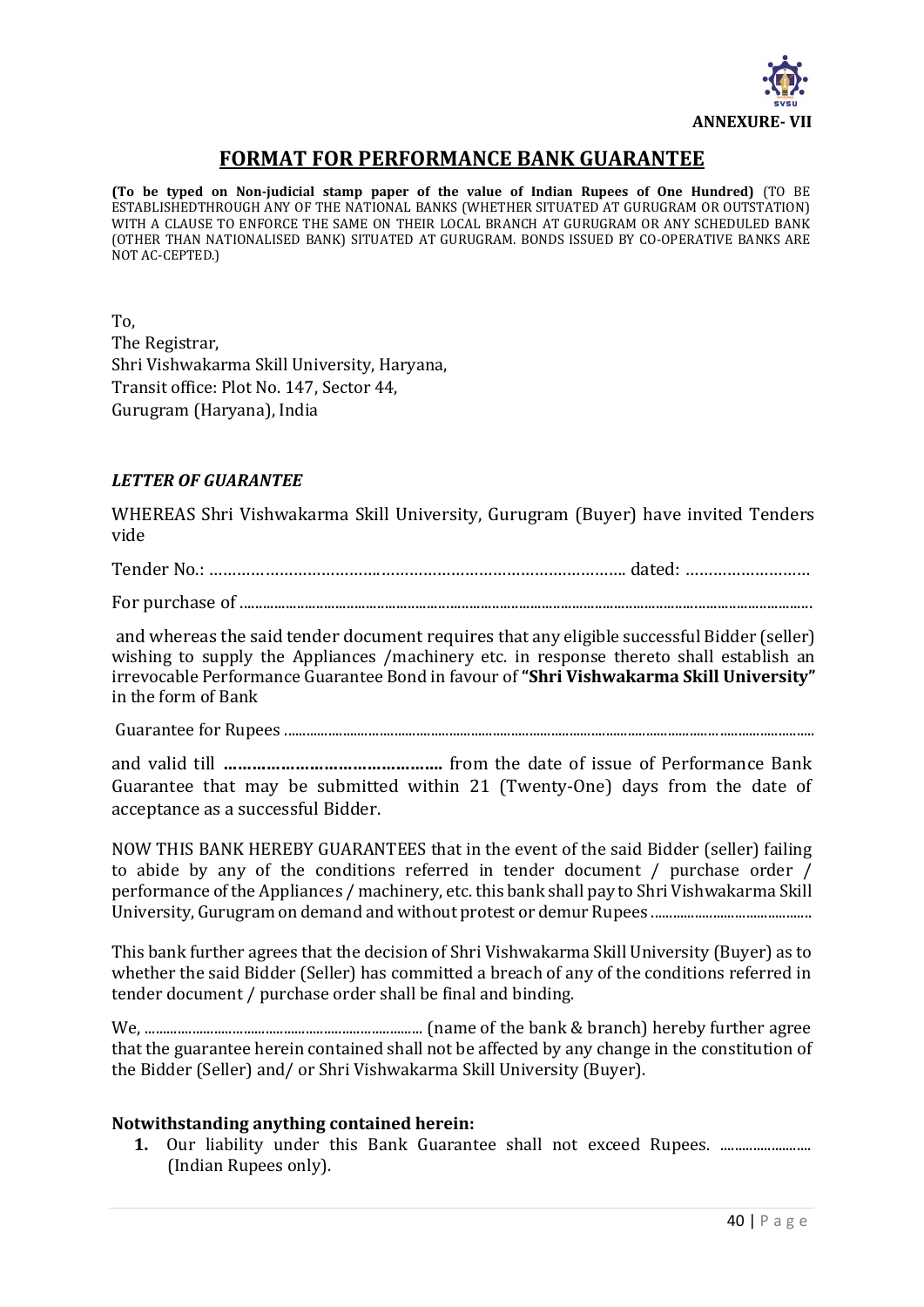**ANNEXURE- VII**

# FORMAT FOR PERFORMANCE BANK GUARANTEE

**(To be typed on Non-judicial stamp paper of the value of Indian Rupees of One Hundred)** (TO BE ESTABLISHEDTHROUGH ANY OF THE NATIONAL BANKS (WHETHER SITUATED AT GURUGRAM OR OUTSTATION) WITH A CLAUSE TO ENFORCE THE SAME ON THEIR LOCAL BRANCH AT GURUGRAM OR ANY SCHEDULED BANK (OTHER THAN NATIONALISED BANK) SITUATED AT GURUGRAM. BONDS ISSUED BY CO-OPERATIVE BANKS ARE NOT AC-CEPTED.)

To,
The Registrar,
Shri Vishwakarma Skill University, Haryana,
Transit office: Plot No. 147, Sector 44,
Gurugram (Haryana), India

### *LETTER OF GUARANTEE*

WHEREAS Shri Vishwakarma Skill University, Gurugram (Buyer) have invited Tenders vide

Tender No.: ………………………………………………………………………….. dated: ………………………

For purchase of ..........................................................................................................................................

and whereas the said tender document requires that any eligible successful Bidder (seller) wishing to supply the Appliances /machinery etc. in response thereto shall establish an irrevocable Performance Guarantee Bond in favour of **"Shri Vishwakarma Skill University"** in the form of Bank

Guarantee for Rupees ..............................................................................................................................

and valid till **………………………………………** from the date of issue of Performance Bank Guarantee that may be submitted within 21 (Twenty-One) days from the date of acceptance as a successful Bidder.

NOW THIS BANK HEREBY GUARANTEES that in the event of the said Bidder (seller) failing to abide by any of the conditions referred in tender document / purchase order / performance of the Appliances / machinery, etc. this bank shall pay to Shri Vishwakarma Skill University, Gurugram on demand and without protest or demur Rupees ............................................

This bank further agrees that the decision of Shri Vishwakarma Skill University (Buyer) as to whether the said Bidder (Seller) has committed a breach of any of the conditions referred in tender document / purchase order shall be final and binding.

We, ............................................................................ (name of the bank & branch) hereby further agree that the guarantee herein contained shall not be affected by any change in the constitution of the Bidder (Seller) and/ or Shri Vishwakarma Skill University (Buyer).

**Notwithstanding anything contained herein:**

1. Our liability under this Bank Guarantee shall not exceed Rupees. ......................... (Indian Rupees only).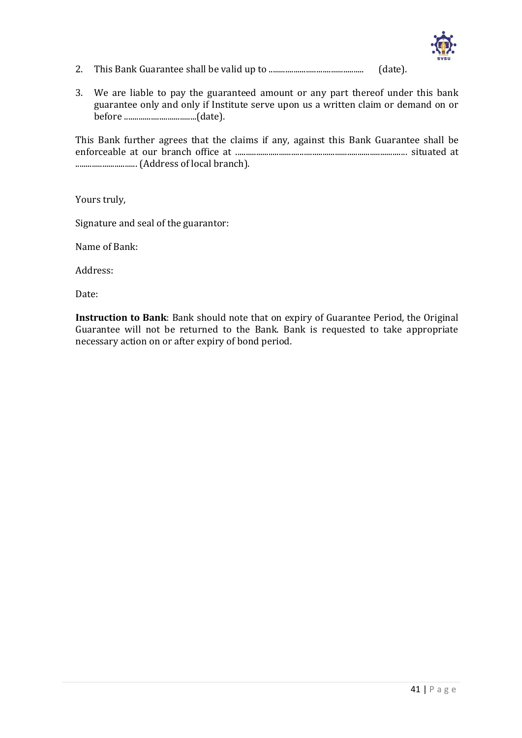2. This Bank Guarantee shall be valid up to ............................................ (date).

3. We are liable to pay the guaranteed amount or any part thereof under this bank guarantee only and only if Institute serve upon us a written claim or demand on or before ..................................(date).

This Bank further agrees that the claims if any, against this Bank Guarantee shall be enforceable at our branch office at ................................................................................... situated at .............................. (Address of local branch).

Yours truly,

Signature and seal of the guarantor:

Name of Bank:

Address:

Date:

**Instruction to Bank**: Bank should note that on expiry of Guarantee Period, the Original Guarantee will not be returned to the Bank. Bank is requested to take appropriate necessary action on or after expiry of bond period.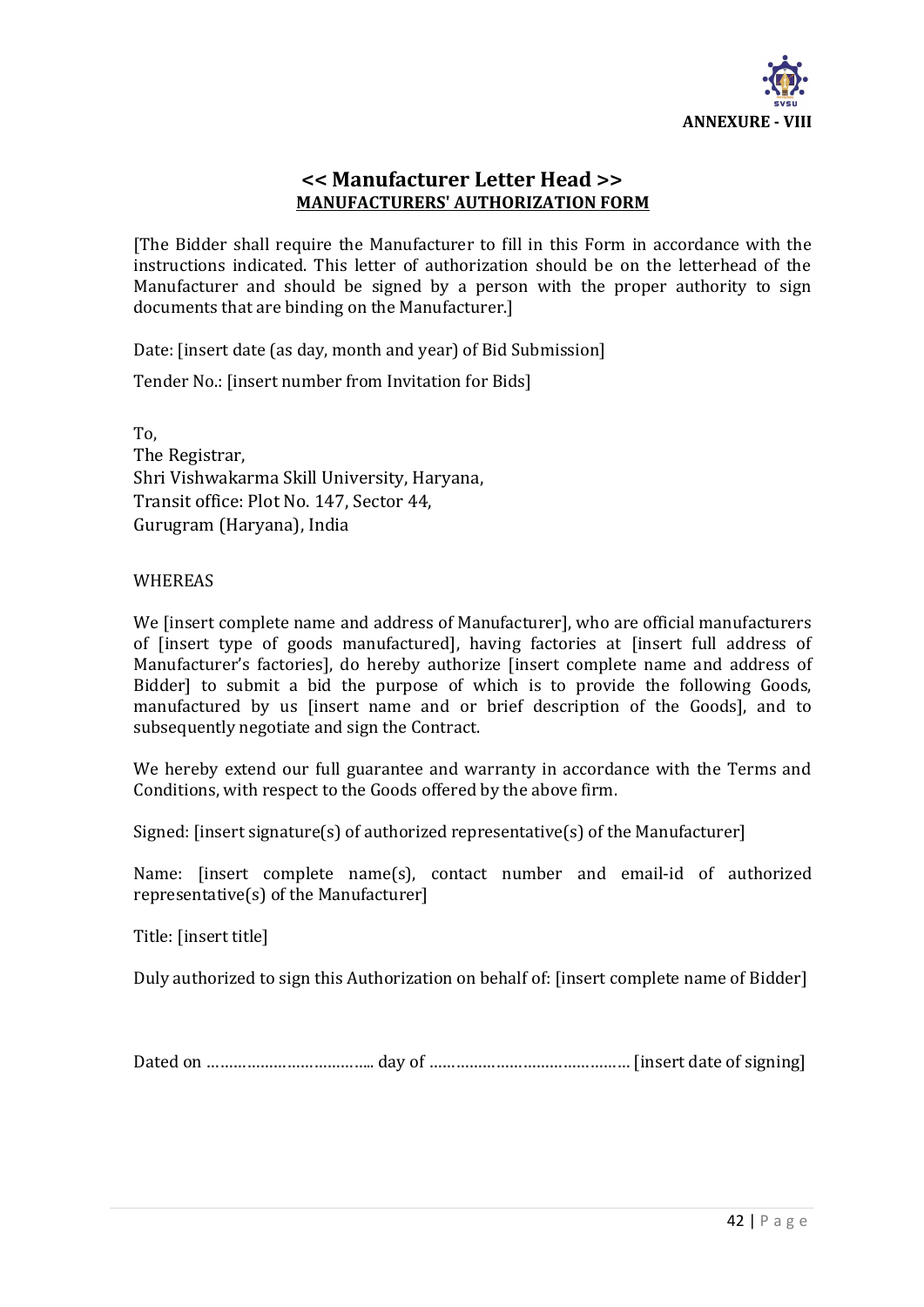**ANNEXURE - VIII**

## << Manufacturer Letter Head >>

### MANUFACTURERS' AUTHORIZATION FORM

[The Bidder shall require the Manufacturer to fill in this Form in accordance with the instructions indicated. This letter of authorization should be on the letterhead of the Manufacturer and should be signed by a person with the proper authority to sign documents that are binding on the Manufacturer.]

Date: [insert date (as day, month and year) of Bid Submission]

Tender No.: [insert number from Invitation for Bids]

To,  
The Registrar,  
Shri Vishwakarma Skill University, Haryana,  
Transit office: Plot No. 147, Sector 44,  
Gurugram (Haryana), India

WHEREAS

We [insert complete name and address of Manufacturer], who are official manufacturers of [insert type of goods manufactured], having factories at [insert full address of Manufacturer's factories], do hereby authorize [insert complete name and address of Bidder] to submit a bid the purpose of which is to provide the following Goods, manufactured by us [insert name and or brief description of the Goods], and to subsequently negotiate and sign the Contract.

We hereby extend our full guarantee and warranty in accordance with the Terms and Conditions, with respect to the Goods offered by the above firm.

Signed: [insert signature(s) of authorized representative(s) of the Manufacturer]

Name: [insert complete name(s), contact number and email-id of authorized representative(s) of the Manufacturer]

Title: [insert title]

Duly authorized to sign this Authorization on behalf of: [insert complete name of Bidder]

Dated on ……………………………... day of …………………………………… [insert date of signing]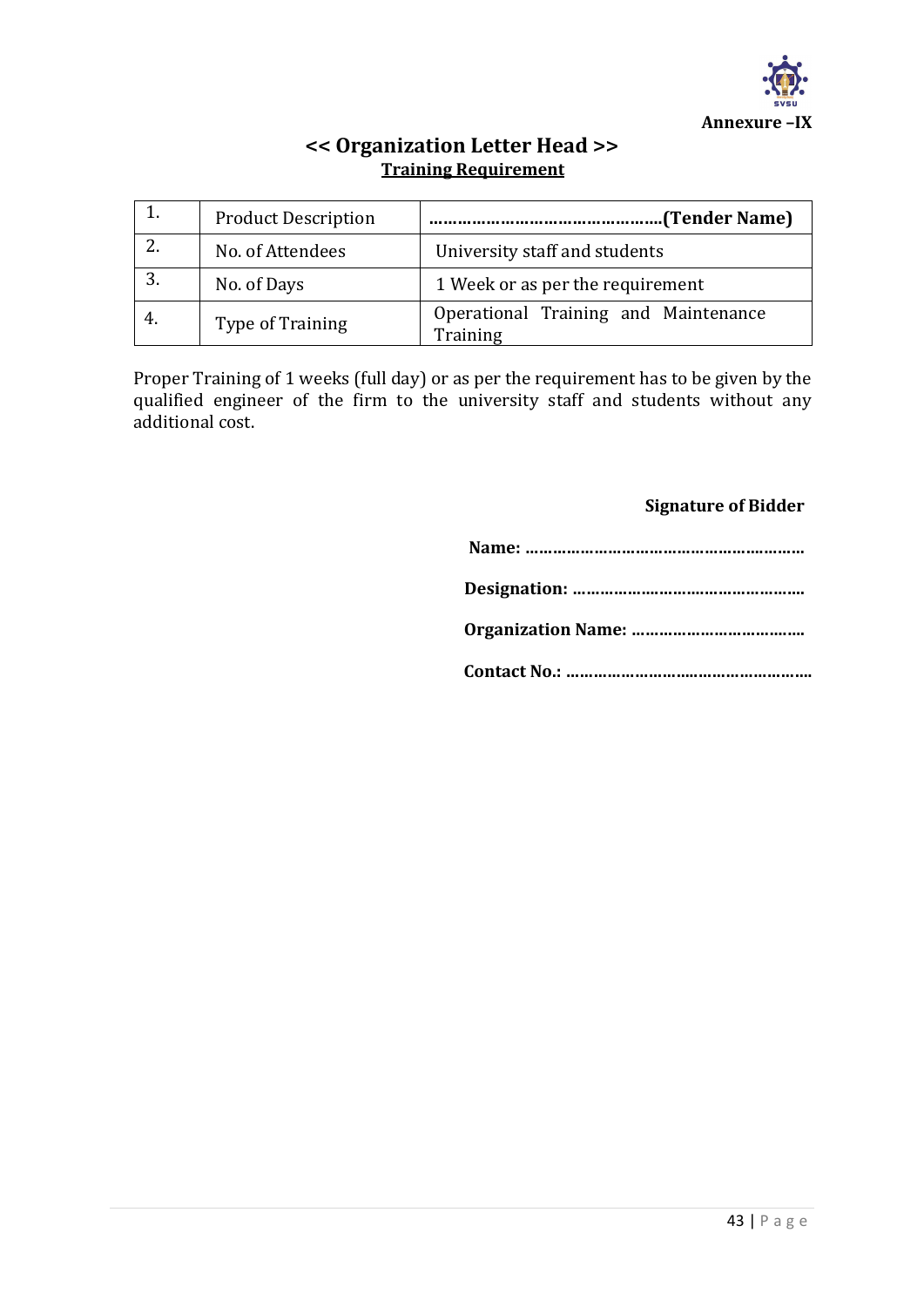**Annexure –IX**

## << Organization Letter Head >>

### Training Requirement

| | | |
|---|---|---|
| 1. | Product Description | **…………………………………………(Tender Name)** |
| 2. | No. of Attendees | University staff and students |
| 3. | No. of Days | 1 Week or as per the requirement |
| 4. | Type of Training | Operational Training and Maintenance Training |

Proper Training of 1 weeks (full day) or as per the requirement has to be given by the qualified engineer of the firm to the university staff and students without any additional cost.

**Signature of Bidder**

**Name: ……………………………………………………**

**Designation: ……………………………………………**

**Organization Name: ………………………………**

**Contact No.: ………………………………………………**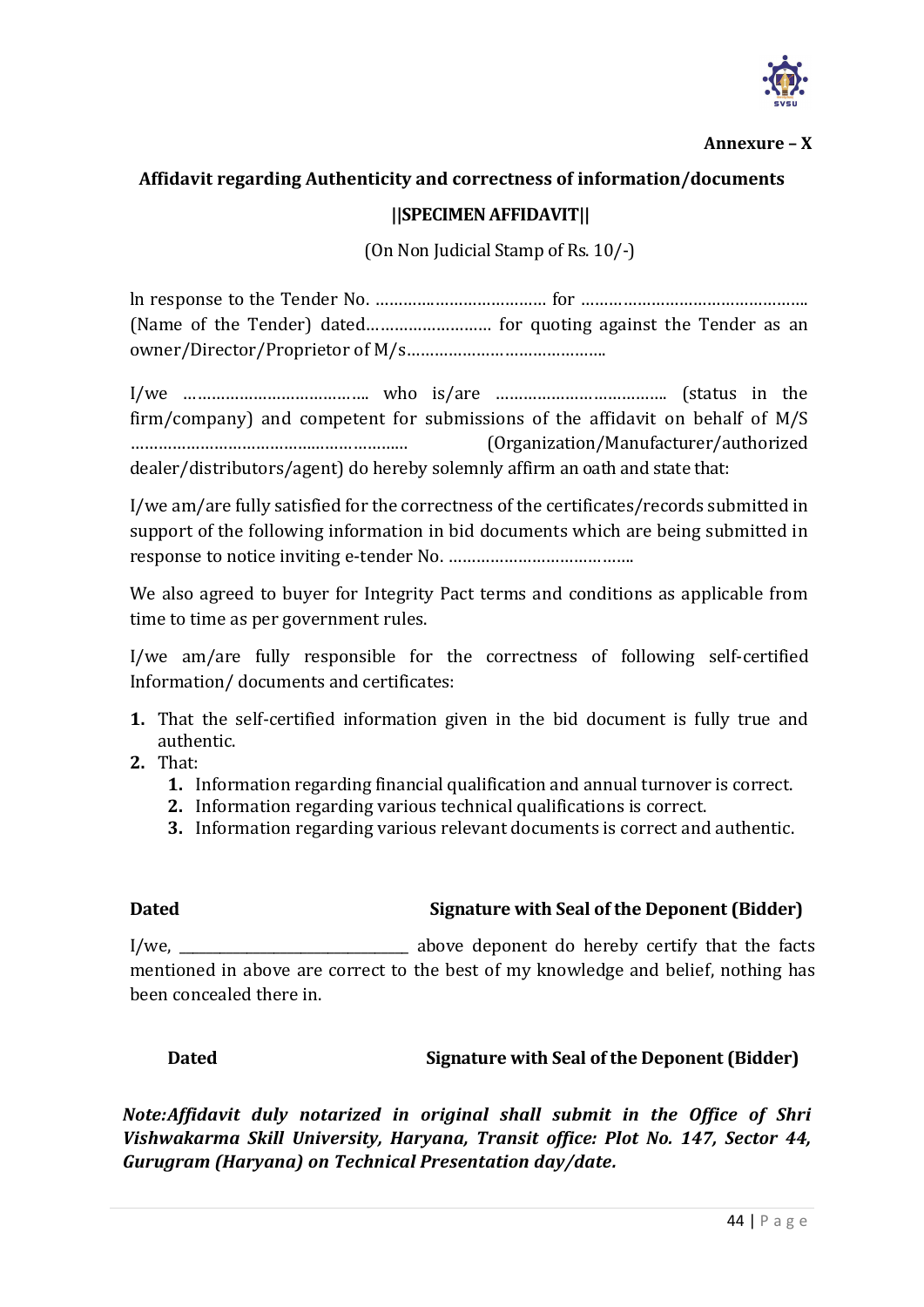**Annexure – X**

## Affidavit regarding Authenticity and correctness of information/documents

**||SPECIMEN AFFIDAVIT||**

(On Non Judicial Stamp of Rs. 10/-)

In response to the Tender No. ……………………………… for ………………………………………… (Name of the Tender) dated……………………… for quoting against the Tender as an owner/Director/Proprietor of M/s……………………………………..

I/we ……………………………….. who is/are ……………………………… (status in the firm/company) and competent for submissions of the affidavit on behalf of M/S …………………………………………………. (Organization/Manufacturer/authorized dealer/distributors/agent) do hereby solemnly affirm an oath and state that:

I/we am/are fully satisfied for the correctness of the certificates/records submitted in support of the following information in bid documents which are being submitted in response to notice inviting e-tender No. …………………………………..

We also agreed to buyer for Integrity Pact terms and conditions as applicable from time to time as per government rules.

I/we am/are fully responsible for the correctness of following self-certified Information/ documents and certificates:

1. That the self-certified information given in the bid document is fully true and authentic.
2. That:
   1. Information regarding financial qualification and annual turnover is correct.
   2. Information regarding various technical qualifications is correct.
   3. Information regarding various relevant documents is correct and authentic.

**Dated** **Signature with Seal of the Deponent (Bidder)**

I/we, ______________________________ above deponent do hereby certify that the facts mentioned in above are correct to the best of my knowledge and belief, nothing has been concealed there in.

**Dated** **Signature with Seal of the Deponent (Bidder)**

***Note:Affidavit duly notarized in original shall submit in the Office of Shri Vishwakarma Skill University, Haryana, Transit office: Plot No. 147, Sector 44, Gurugram (Haryana) on Technical Presentation day/date.***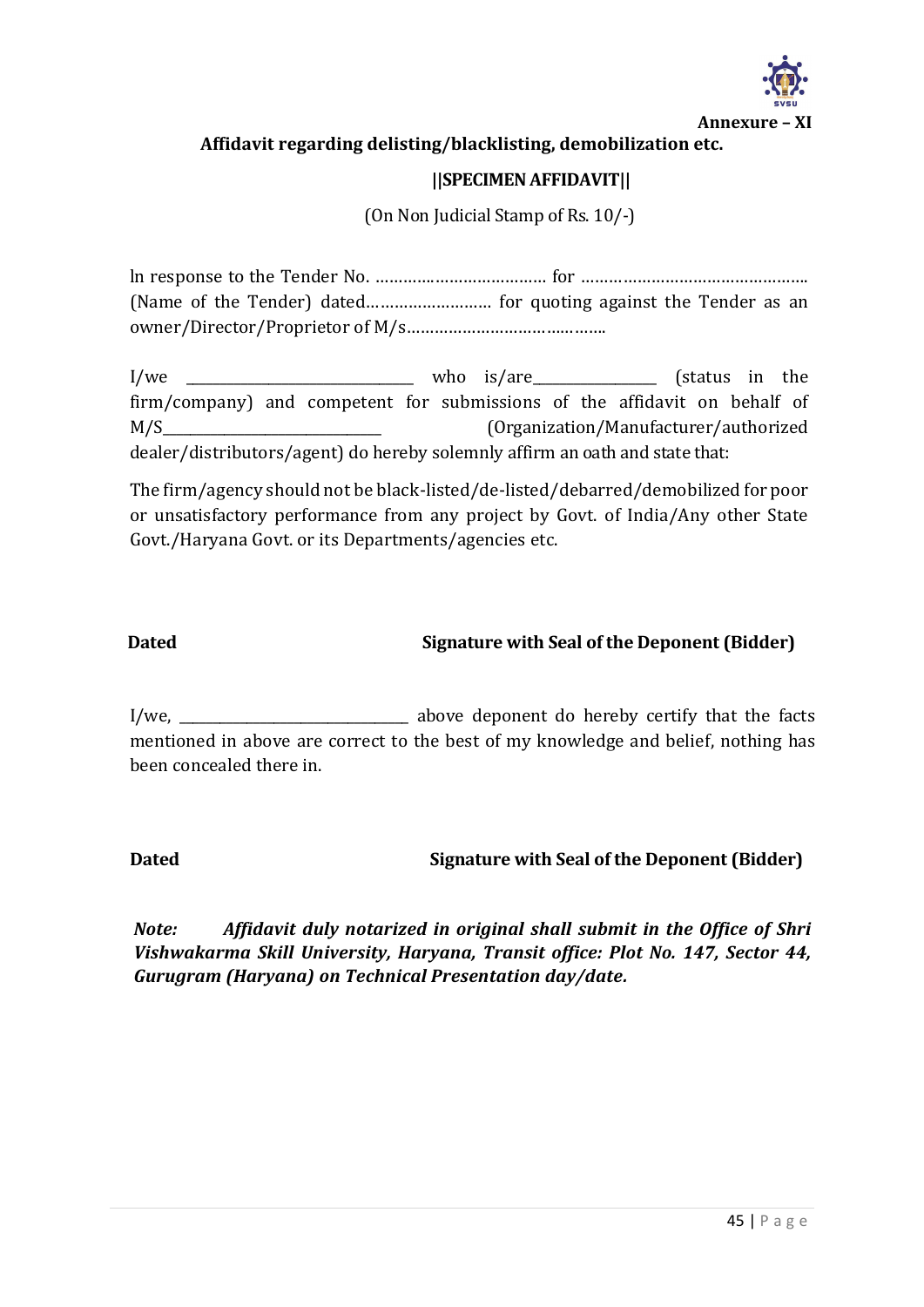**Annexure – XI**

**Affidavit regarding delisting/blacklisting, demobilization etc.**

**||SPECIMEN AFFIDAVIT||**

(On Non Judicial Stamp of Rs. 10/-)

ln response to the Tender No. ………………………………. for ………………………………………….. (Name of the Tender) dated……………………… for quoting against the Tender as an owner/Director/Proprietor of M/s…………………………….………..

I/we _______________________________ who is/are________________ (status in the firm/company) and competent for submissions of the affidavit on behalf of M/S_____________________________ (Organization/Manufacturer/authorized dealer/distributors/agent) do hereby solemnly affirm an oath and state that:

The firm/agency should not be black-listed/de-listed/debarred/demobilized for poor or unsatisfactory performance from any project by Govt. of India/Any other State Govt./Haryana Govt. or its Departments/agencies etc.

**Dated** **Signature with Seal of the Deponent (Bidder)**

I/we, ______________________________ above deponent do hereby certify that the facts mentioned in above are correct to the best of my knowledge and belief, nothing has been concealed there in.

**Dated** **Signature with Seal of the Deponent (Bidder)**

***Note: Affidavit duly notarized in original shall submit in the Office of Shri Vishwakarma Skill University, Haryana, Transit office: Plot No. 147, Sector 44, Gurugram (Haryana) on Technical Presentation day/date.***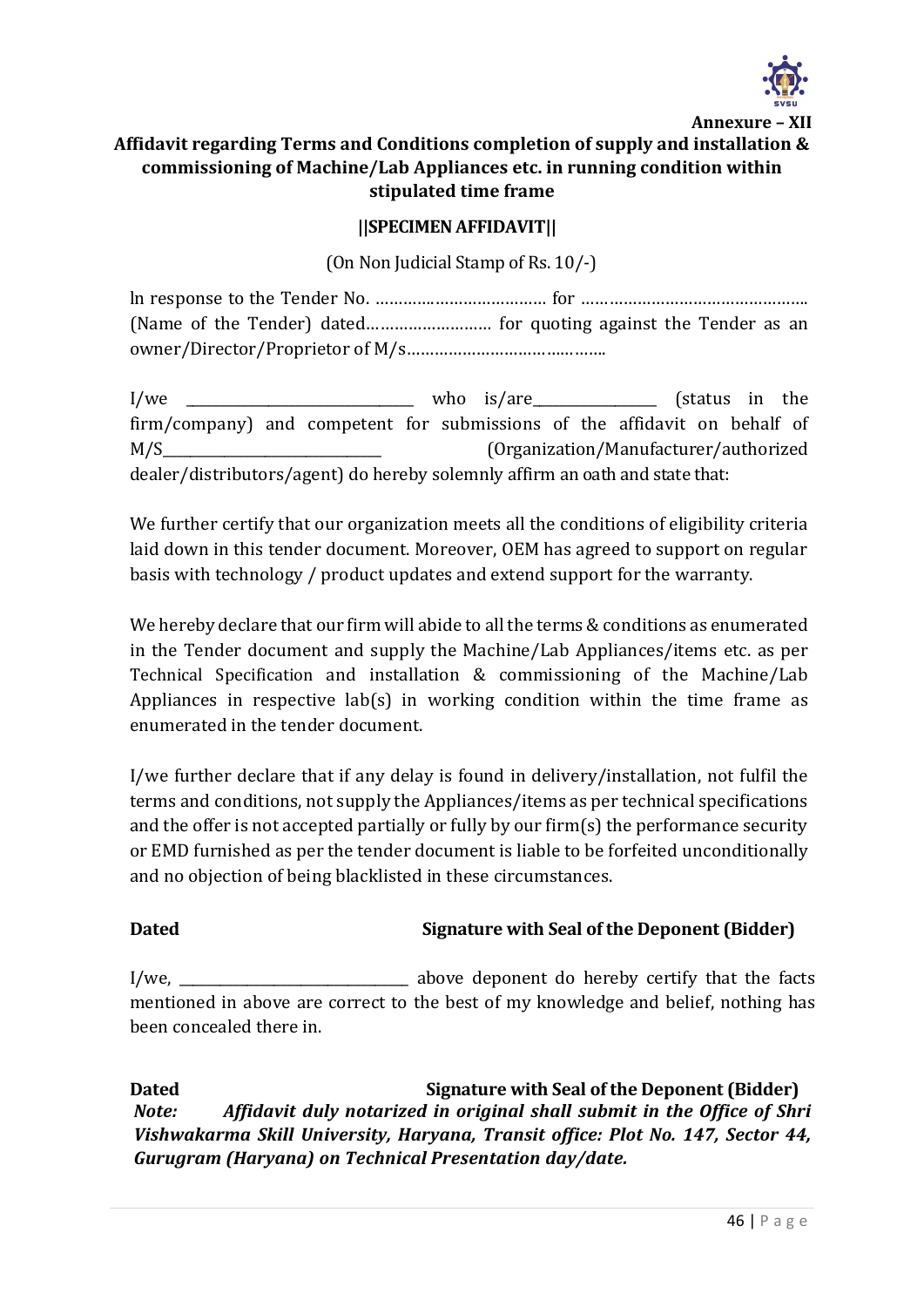**Annexure – XII**

## Affidavit regarding Terms and Conditions completion of supply and installation & commissioning of Machine/Lab Appliances etc. in running condition within stipulated time frame

**||SPECIMEN AFFIDAVIT||**

(On Non Judicial Stamp of Rs. 10/-)

In response to the Tender No. ………………………………. for ………………………………………….. (Name of the Tender) dated……………………… for quoting against the Tender as an owner/Director/Proprietor of M/s……………………………………..

I/we ______________________________ who is/are_______________ (status in the firm/company) and competent for submissions of the affidavit on behalf of M/S____________________________ (Organization/Manufacturer/authorized dealer/distributors/agent) do hereby solemnly affirm an oath and state that:

We further certify that our organization meets all the conditions of eligibility criteria laid down in this tender document. Moreover, OEM has agreed to support on regular basis with technology / product updates and extend support for the warranty.

We hereby declare that our firm will abide to all the terms & conditions as enumerated in the Tender document and supply the Machine/Lab Appliances/items etc. as per Technical Specification and installation & commissioning of the Machine/Lab Appliances in respective lab(s) in working condition within the time frame as enumerated in the tender document.

I/we further declare that if any delay is found in delivery/installation, not fulfil the terms and conditions, not supply the Appliances/items as per technical specifications and the offer is not accepted partially or fully by our firm(s) the performance security or EMD furnished as per the tender document is liable to be forfeited unconditionally and no objection of being blacklisted in these circumstances.

**Dated** **Signature with Seal of the Deponent (Bidder)**

I/we, ______________________________ above deponent do hereby certify that the facts mentioned in above are correct to the best of my knowledge and belief, nothing has been concealed there in.

**Dated** **Signature with Seal of the Deponent (Bidder)**

***Note:*** ***Affidavit duly notarized in original shall submit in the Office of Shri Vishwakarma Skill University, Haryana, Transit office: Plot No. 147, Sector 44, Gurugram (Haryana) on Technical Presentation day/date.***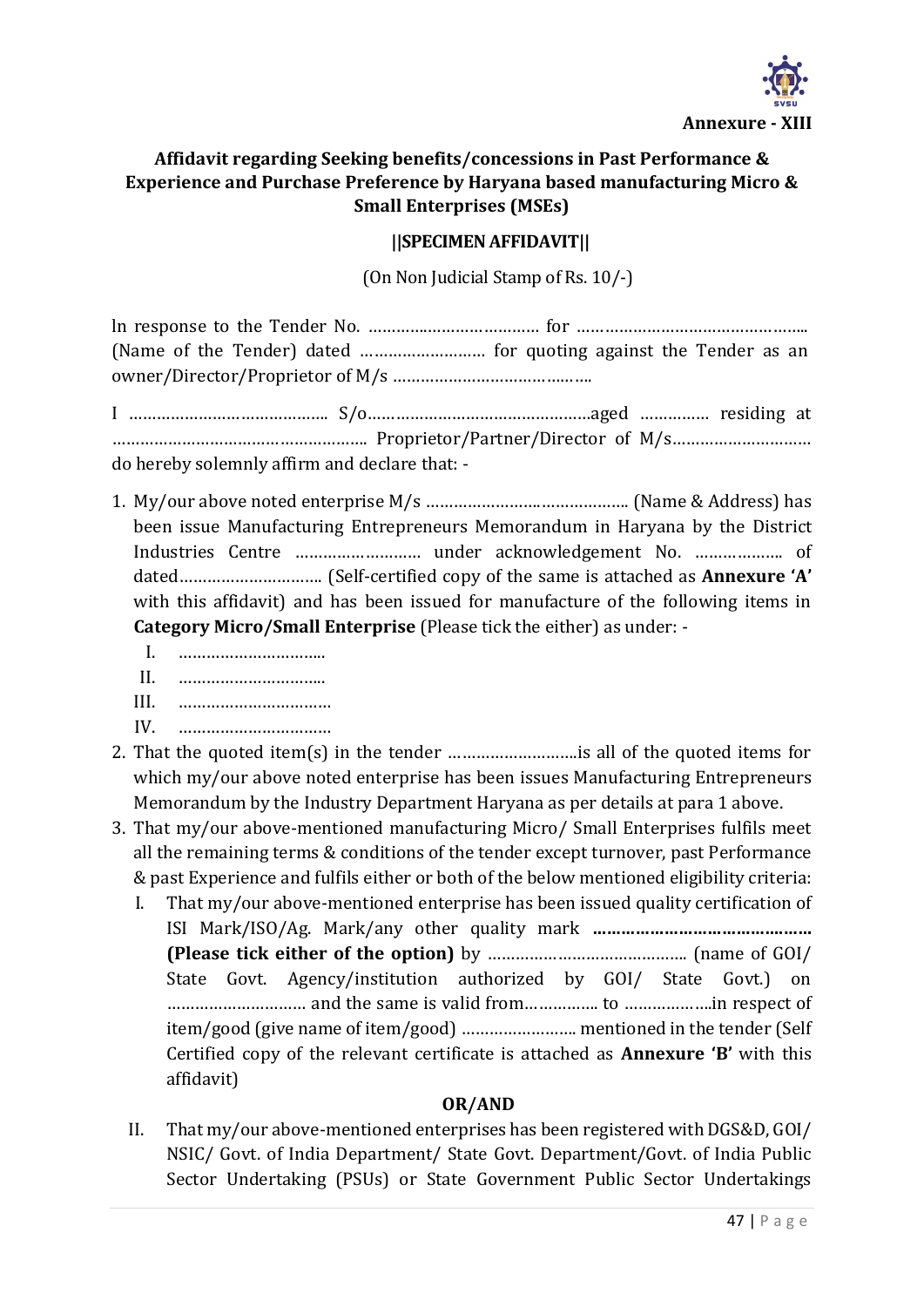**Annexure - XIII**

## Affidavit regarding Seeking benefits/concessions in Past Performance & Experience and Purchase Preference by Haryana based manufacturing Micro & Small Enterprises (MSEs)

**||SPECIMEN AFFIDAVIT||**

(On Non Judicial Stamp of Rs. 10/-)

ln response to the Tender No. ……………………………… for ………………………………………….. (Name of the Tender) dated ……………………… for quoting against the Tender as an owner/Director/Proprietor of M/s …………………………….…….

I …………………………………… S/o…………………………………………aged …………… residing at ……………………………………………. Proprietor/Partner/Director of M/s……………………….. do hereby solemnly affirm and declare that: -

1. My/our above noted enterprise M/s …………………………………… (Name & Address) has been issue Manufacturing Entrepreneurs Memorandum in Haryana by the District Industries Centre ……………………… under acknowledgement No. ……………….. of dated………………………… (Self-certified copy of the same is attached as **Annexure 'A'** with this affidavit) and has been issued for manufacture of the following items in **Category Micro/Small Enterprise** (Please tick the either) as under: -
   I. …………………………..
   II. …………………………..
   III. ……………………………
   IV. ……………………………
2. That the quoted item(s) in the tender ………………………is all of the quoted items for which my/our above noted enterprise has been issues Manufacturing Entrepreneurs Memorandum by the Industry Department Haryana as per details at para 1 above.
3. That my/our above-mentioned manufacturing Micro/ Small Enterprises fulfils meet all the remaining terms & conditions of the tender except turnover, past Performance & past Experience and fulfils either or both of the below mentioned eligibility criteria:
   I. That my/our above-mentioned enterprise has been issued quality certification of ISI Mark/ISO/Ag. Mark/any other quality mark **………………………………………. (Please tick either of the option)** by …………………………………… (name of GOI/ State Govt. Agency/institution authorized by GOI/ State Govt.) on ………………………… and the same is valid from………….. to ………………in respect of item/good (give name of item/good) ……………………. mentioned in the tender (Self Certified copy of the relevant certificate is attached as **Annexure 'B'** with this affidavit)

   **OR/AND**

   II. That my/our above-mentioned enterprises has been registered with DGS&D, GOI/ NSIC/ Govt. of India Department/ State Govt. Department/Govt. of India Public Sector Undertaking (PSUs) or State Government Public Sector Undertakings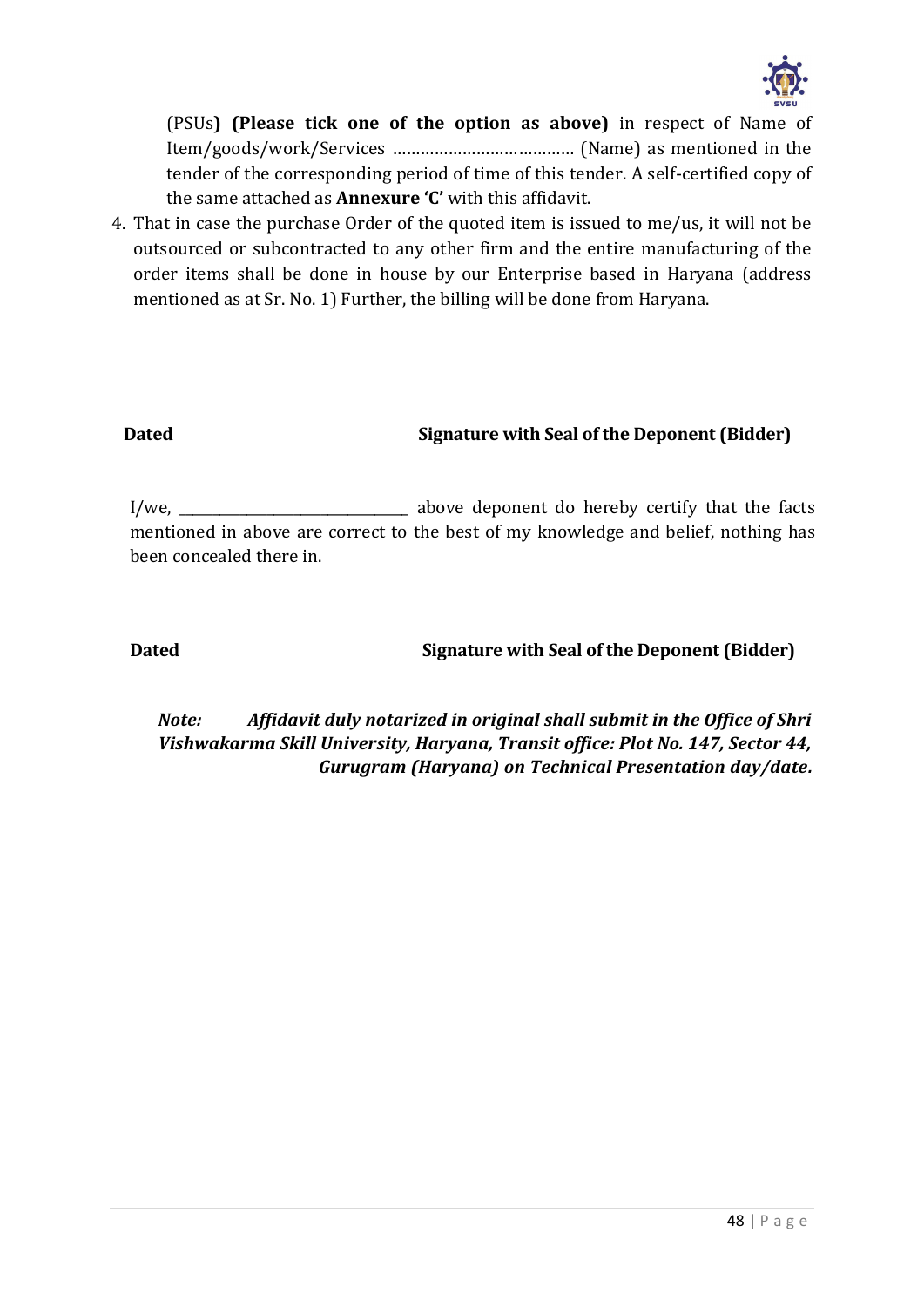(PSUs**) (Please tick one of the option as above)** in respect of Name of Item/goods/work/Services ………………………………… (Name) as mentioned in the tender of the corresponding period of time of this tender. A self-certified copy of the same attached as **Annexure 'C'** with this affidavit.

4. That in case the purchase Order of the quoted item is issued to me/us, it will not be outsourced or subcontracted to any other firm and the entire manufacturing of the order items shall be done in house by our Enterprise based in Haryana (address mentioned as at Sr. No. 1) Further, the billing will be done from Haryana.

**Dated** **Signature with Seal of the Deponent (Bidder)**

I/we, ______________________________ above deponent do hereby certify that the facts mentioned in above are correct to the best of my knowledge and belief, nothing has been concealed there in.

**Dated** **Signature with Seal of the Deponent (Bidder)**

***Note: Affidavit duly notarized in original shall submit in the Office of Shri Vishwakarma Skill University, Haryana, Transit office: Plot No. 147, Sector 44, Gurugram (Haryana) on Technical Presentation day/date.***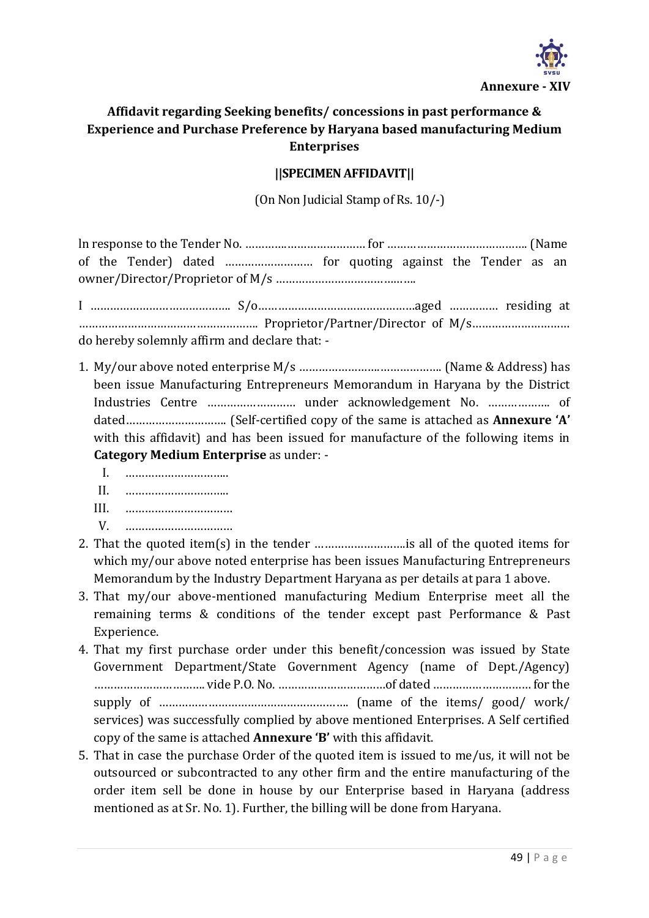**Annexure - XIV**

## Affidavit regarding Seeking benefits/ concessions in past performance & Experience and Purchase Preference by Haryana based manufacturing Medium Enterprises

### ||SPECIMEN AFFIDAVIT||

(On Non Judicial Stamp of Rs. 10/-)

In response to the Tender No. ……………………………… for …………………………………… (Name of the Tender) dated ……………………… for quoting against the Tender as an owner/Director/Proprietor of M/s ………………………………………

I …………………………………… S/o……………………………………………aged …………… residing at ……………………………………………… Proprietor/Partner/Director of M/s………………………… do hereby solemnly affirm and declare that: -

1. My/our above noted enterprise M/s …………………………………… (Name & Address) has been issue Manufacturing Entrepreneurs Memorandum in Haryana by the District Industries Centre ……………………… under acknowledgement No. ……………… of dated………………………… (Self-certified copy of the same is attached as **Annexure 'A'** with this affidavit) and has been issued for manufacture of the following items in **Category Medium Enterprise** as under: -
   - I. …………………………
   - II. …………………………
   - III. …………………………
   - V. …………………………
2. That the quoted item(s) in the tender ………………………is all of the quoted items for which my/our above noted enterprise has been issues Manufacturing Entrepreneurs Memorandum by the Industry Department Haryana as per details at para 1 above.
3. That my/our above-mentioned manufacturing Medium Enterprise meet all the remaining terms & conditions of the tender except past Performance & Past Experience.
4. That my first purchase order under this benefit/concession was issued by State Government Department/State Government Agency (name of Dept./Agency) …………………………… vide P.O. No. ……………………………of dated ………………………… for the supply of …………………………………………………. (name of the items/ good/ work/ services) was successfully complied by above mentioned Enterprises. A Self certified copy of the same is attached **Annexure 'B'** with this affidavit.
5. That in case the purchase Order of the quoted item is issued to me/us, it will not be outsourced or subcontracted to any other firm and the entire manufacturing of the order item sell be done in house by our Enterprise based in Haryana (address mentioned as at Sr. No. 1). Further, the billing will be done from Haryana.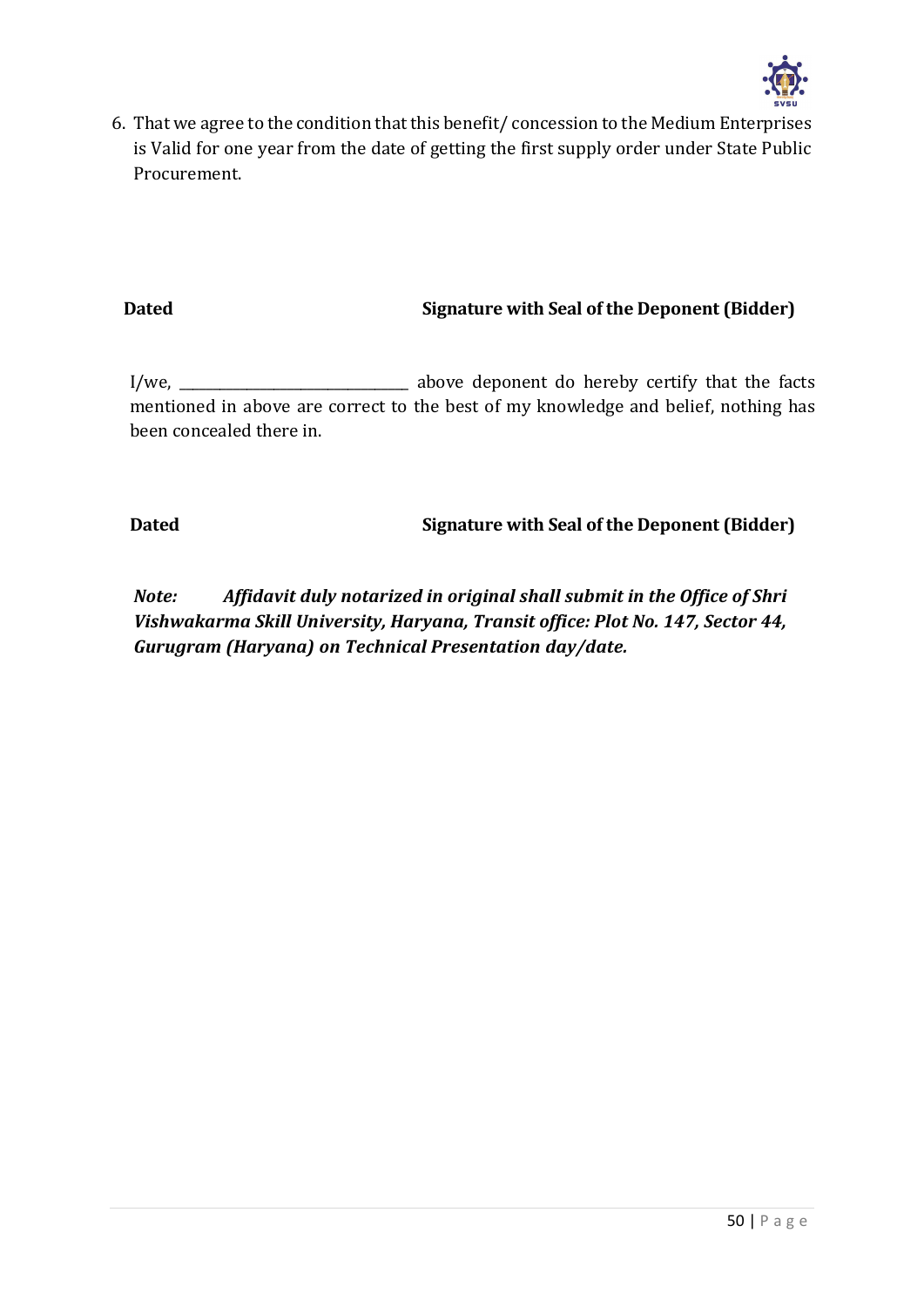6. That we agree to the condition that this benefit/ concession to the Medium Enterprises is Valid for one year from the date of getting the first supply order under State Public Procurement.

**Dated** **Signature with Seal of the Deponent (Bidder)**

I/we, _______________________________ above deponent do hereby certify that the facts mentioned in above are correct to the best of my knowledge and belief, nothing has been concealed there in.

**Dated** **Signature with Seal of the Deponent (Bidder)**

***Note: Affidavit duly notarized in original shall submit in the Office of Shri Vishwakarma Skill University, Haryana, Transit office: Plot No. 147, Sector 44, Gurugram (Haryana) on Technical Presentation day/date.***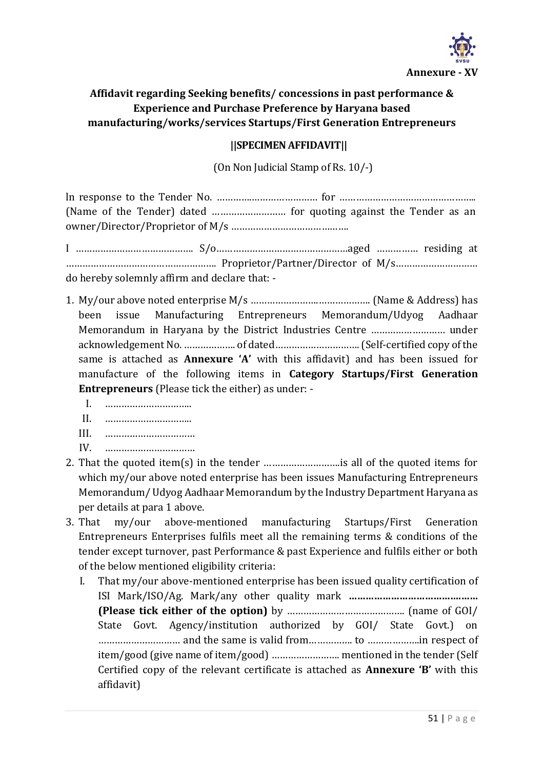**Annexure - XV**

## Affidavit regarding Seeking benefits/ concessions in past performance & Experience and Purchase Preference by Haryana based manufacturing/works/services Startups/First Generation Entrepreneurs

**||SPECIMEN AFFIDAVIT||**

(On Non Judicial Stamp of Rs. 10/-)

In response to the Tender No. ……………………………… for ………………………………………… (Name of the Tender) dated ……………………… for quoting against the Tender as an owner/Director/Proprietor of M/s …………………………………

I …………………………………… S/o…………………………………………aged …………… residing at ……………………………………………… Proprietor/Partner/Director of M/s………………………… do hereby solemnly affirm and declare that: -

1. My/our above noted enterprise M/s …………………………………… (Name & Address) has been issue Manufacturing Entrepreneurs Memorandum/Udyog Aadhaar Memorandum in Haryana by the District Industries Centre ……………………… under acknowledgement No. ……………… of dated………………………… (Self-certified copy of the same is attached as **Annexure 'A'** with this affidavit) and has been issued for manufacture of the following items in **Category Startups/First Generation Entrepreneurs** (Please tick the either) as under: -
   - I. …………………………
   - II. …………………………
   - III. …………………………
   - IV. …………………………
2. That the quoted item(s) in the tender ………………………is all of the quoted items for which my/our above noted enterprise has been issues Manufacturing Entrepreneurs Memorandum/ Udyog Aadhaar Memorandum by the Industry Department Haryana as per details at para 1 above.
3. That my/our above-mentioned manufacturing Startups/First Generation Entrepreneurs Enterprises fulfils meet all the remaining terms & conditions of the tender except turnover, past Performance & past Experience and fulfils either or both of the below mentioned eligibility criteria:
   - I. That my/our above-mentioned enterprise has been issued quality certification of ISI Mark/ISO/Ag. Mark/any other quality mark **……………………………………… (Please tick either of the option)** by …………………………………… (name of GOI/ State Govt. Agency/institution authorized by GOI/ State Govt.) on ……………………… and the same is valid from…………… to ……………….in respect of item/good (give name of item/good) ……………………. mentioned in the tender (Self Certified copy of the relevant certificate is attached as **Annexure 'B'** with this affidavit)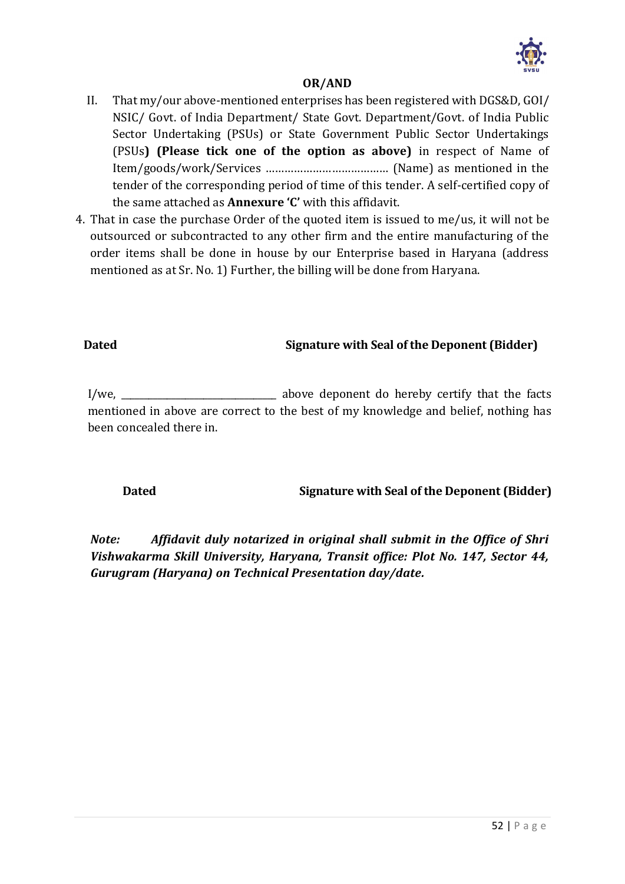**OR/AND**

II. That my/our above-mentioned enterprises has been registered with DGS&D, GOI/ NSIC/ Govt. of India Department/ State Govt. Department/Govt. of India Public Sector Undertaking (PSUs) or State Government Public Sector Undertakings (PSUs**) (Please tick one of the option as above)** in respect of Name of Item/goods/work/Services ………………………………… (Name) as mentioned in the tender of the corresponding period of time of this tender. A self-certified copy of the same attached as **Annexure 'C'** with this affidavit.

4. That in case the purchase Order of the quoted item is issued to me/us, it will not be outsourced or subcontracted to any other firm and the entire manufacturing of the order items shall be done in house by our Enterprise based in Haryana (address mentioned as at Sr. No. 1) Further, the billing will be done from Haryana.

**Dated** **Signature with Seal of the Deponent (Bidder)**

I/we, ______________________________ above deponent do hereby certify that the facts mentioned in above are correct to the best of my knowledge and belief, nothing has been concealed there in.

**Dated** **Signature with Seal of the Deponent (Bidder)**

***Note: Affidavit duly notarized in original shall submit in the Office of Shri Vishwakarma Skill University, Haryana, Transit office: Plot No. 147, Sector 44, Gurugram (Haryana) on Technical Presentation day/date.***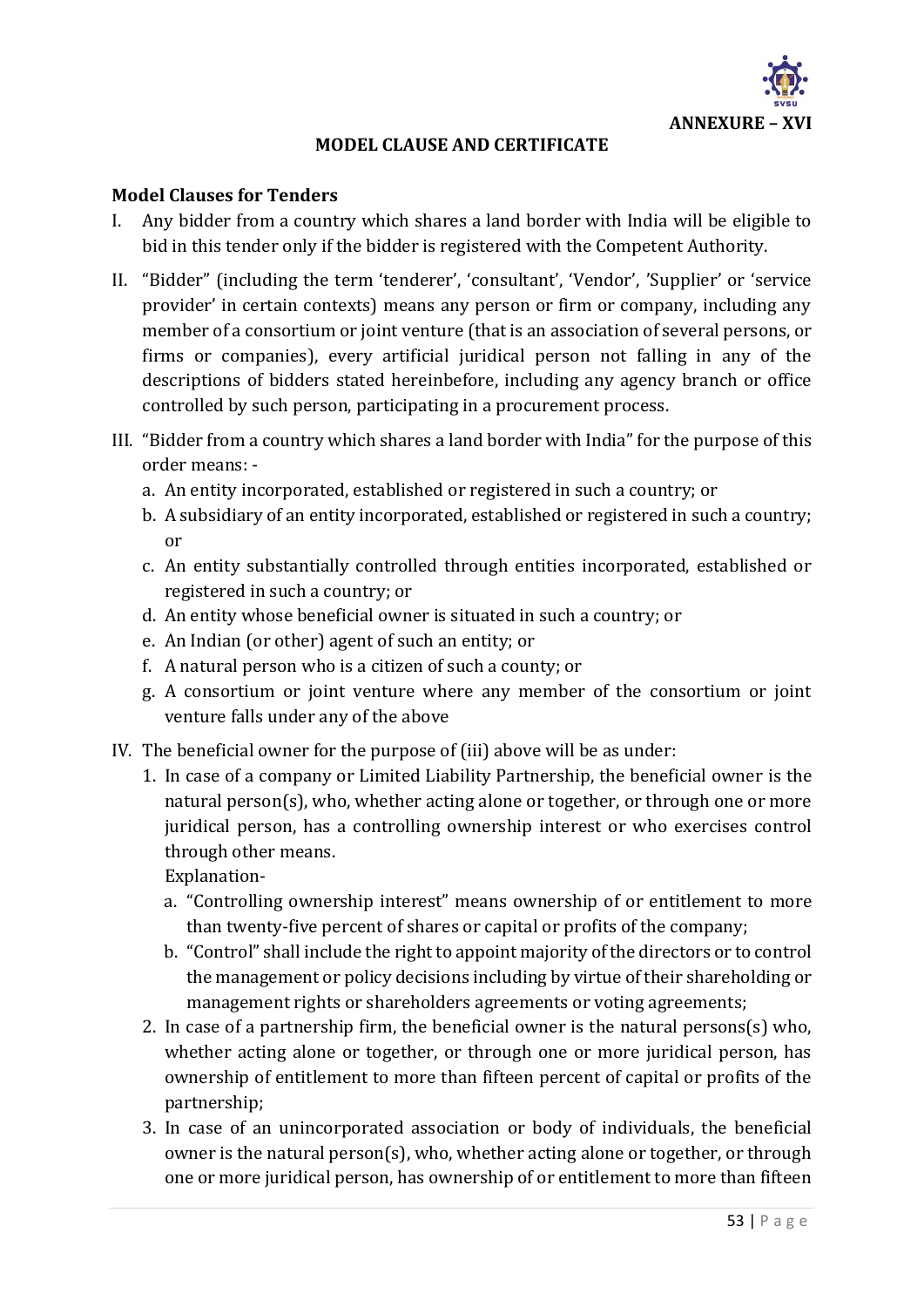**ANNEXURE – XVI**

## MODEL CLAUSE AND CERTIFICATE

### Model Clauses for Tenders

I. Any bidder from a country which shares a land border with India will be eligible to bid in this tender only if the bidder is registered with the Competent Authority.

II. "Bidder" (including the term 'tenderer', 'consultant', 'Vendor', 'Supplier' or 'service provider' in certain contexts) means any person or firm or company, including any member of a consortium or joint venture (that is an association of several persons, or firms or companies), every artificial juridical person not falling in any of the descriptions of bidders stated hereinbefore, including any agency branch or office controlled by such person, participating in a procurement process.

III. "Bidder from a country which shares a land border with India" for the purpose of this order means: -
   a. An entity incorporated, established or registered in such a country; or
   b. A subsidiary of an entity incorporated, established or registered in such a country; or
   c. An entity substantially controlled through entities incorporated, established or registered in such a country; or
   d. An entity whose beneficial owner is situated in such a country; or
   e. An Indian (or other) agent of such an entity; or
   f. A natural person who is a citizen of such a county; or
   g. A consortium or joint venture where any member of the consortium or joint venture falls under any of the above

IV. The beneficial owner for the purpose of (iii) above will be as under:
   1. In case of a company or Limited Liability Partnership, the beneficial owner is the natural person(s), who, whether acting alone or together, or through one or more juridical person, has a controlling ownership interest or who exercises control through other means.
      Explanation-
      a. "Controlling ownership interest" means ownership of or entitlement to more than twenty-five percent of shares or capital or profits of the company;
      b. "Control" shall include the right to appoint majority of the directors or to control the management or policy decisions including by virtue of their shareholding or management rights or shareholders agreements or voting agreements;
   2. In case of a partnership firm, the beneficial owner is the natural persons(s) who, whether acting alone or together, or through one or more juridical person, has ownership of entitlement to more than fifteen percent of capital or profits of the partnership;
   3. In case of an unincorporated association or body of individuals, the beneficial owner is the natural person(s), who, whether acting alone or together, or through one or more juridical person, has ownership of or entitlement to more than fifteen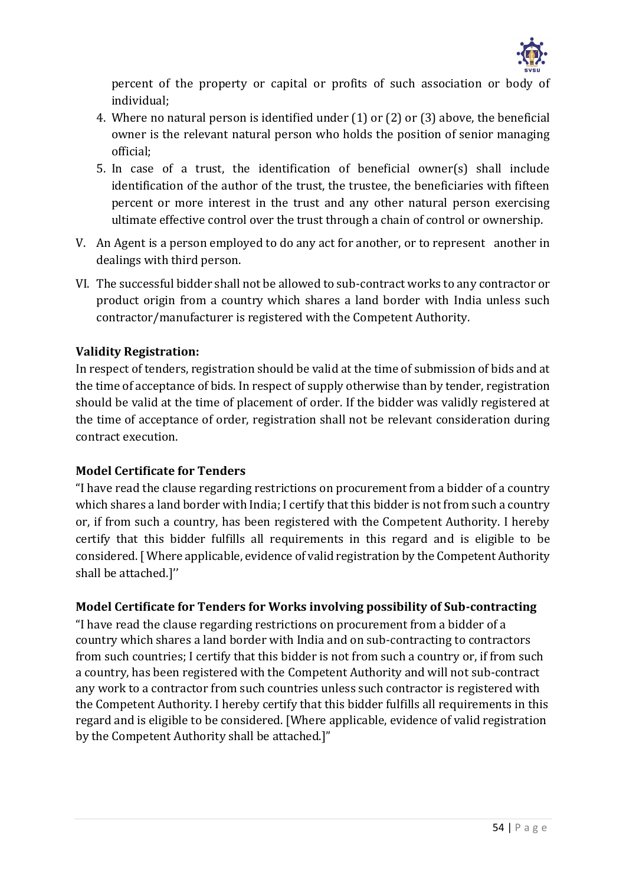percent of the property or capital or profits of such association or body of individual;

4. Where no natural person is identified under (1) or (2) or (3) above, the beneficial owner is the relevant natural person who holds the position of senior managing official;
5. In case of a trust, the identification of beneficial owner(s) shall include identification of the author of the trust, the trustee, the beneficiaries with fifteen percent or more interest in the trust and any other natural person exercising ultimate effective control over the trust through a chain of control or ownership.

V. An Agent is a person employed to do any act for another, or to represent another in dealings with third person.

VI. The successful bidder shall not be allowed to sub-contract works to any contractor or product origin from a country which shares a land border with India unless such contractor/manufacturer is registered with the Competent Authority.

**Validity Registration:**

In respect of tenders, registration should be valid at the time of submission of bids and at the time of acceptance of bids. In respect of supply otherwise than by tender, registration should be valid at the time of placement of order. If the bidder was validly registered at the time of acceptance of order, registration shall not be relevant consideration during contract execution.

**Model Certificate for Tenders**

"I have read the clause regarding restrictions on procurement from a bidder of a country which shares a land border with India; I certify that this bidder is not from such a country or, if from such a country, has been registered with the Competent Authority. I hereby certify that this bidder fulfills all requirements in this regard and is eligible to be considered. [ Where applicable, evidence of valid registration by the Competent Authority shall be attached.]''

**Model Certificate for Tenders for Works involving possibility of Sub-contracting**

"I have read the clause regarding restrictions on procurement from a bidder of a country which shares a land border with India and on sub-contracting to contractors from such countries; I certify that this bidder is not from such a country or, if from such a country, has been registered with the Competent Authority and will not sub-contract any work to a contractor from such countries unless such contractor is registered with the Competent Authority. I hereby certify that this bidder fulfills all requirements in this regard and is eligible to be considered. [Where applicable, evidence of valid registration by the Competent Authority shall be attached.]"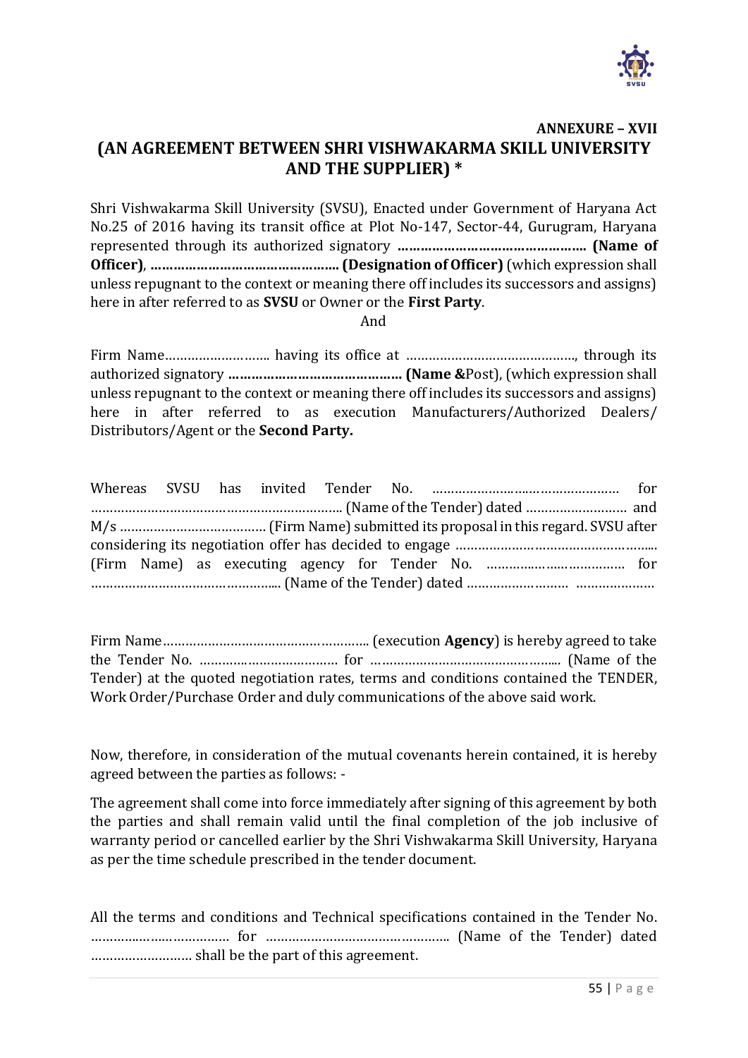**ANNEXURE – XVII**

## (AN AGREEMENT BETWEEN SHRI VISHWAKARMA SKILL UNIVERSITY AND THE SUPPLIER) *

Shri Vishwakarma Skill University (SVSU), Enacted under Government of Haryana Act No.25 of 2016 having its transit office at Plot No-147, Sector-44, Gurugram, Haryana represented through its authorized signatory **………………………………………… (Name of Officer)**, **………………………………………… (Designation of Officer)** (which expression shall unless repugnant to the context or meaning there off includes its successors and assigns) here in after referred to as **SVSU** or Owner or the **First Party**.

And

Firm Name……………………… having its office at ………………………………………, through its authorized signatory **……………………………………… (Name &**Post), (which expression shall unless repugnant to the context or meaning there off includes its successors and assigns) here in after referred to as execution Manufacturers/Authorized Dealers/ Distributors/Agent or the **Second Party.**

Whereas SVSU has invited Tender No. …………………………………………… for ………………………………………………………… (Name of the Tender) dated ……………………… and M/s ………………………………… (Firm Name) submitted its proposal in this regard. SVSU after considering its negotiation offer has decided to engage ……………………………………………... (Firm Name) as executing agency for Tender No. ………………………………… for ………………………………………….. (Name of the Tender) dated ……………………… …………………

Firm Name……………………………………………… (execution **Agency**) is hereby agreed to take the Tender No. ……………………………… for …………………………………………... (Name of the Tender) at the quoted negotiation rates, terms and conditions contained the TENDER, Work Order/Purchase Order and duly communications of the above said work.

Now, therefore, in consideration of the mutual covenants herein contained, it is hereby agreed between the parties as follows: -

The agreement shall come into force immediately after signing of this agreement by both the parties and shall remain valid until the final completion of the job inclusive of warranty period or cancelled earlier by the Shri Vishwakarma Skill University, Haryana as per the time schedule prescribed in the tender document.

All the terms and conditions and Technical specifications contained in the Tender No. ……………………………… for ………………………………………… (Name of the Tender) dated ……………………… shall be the part of this agreement.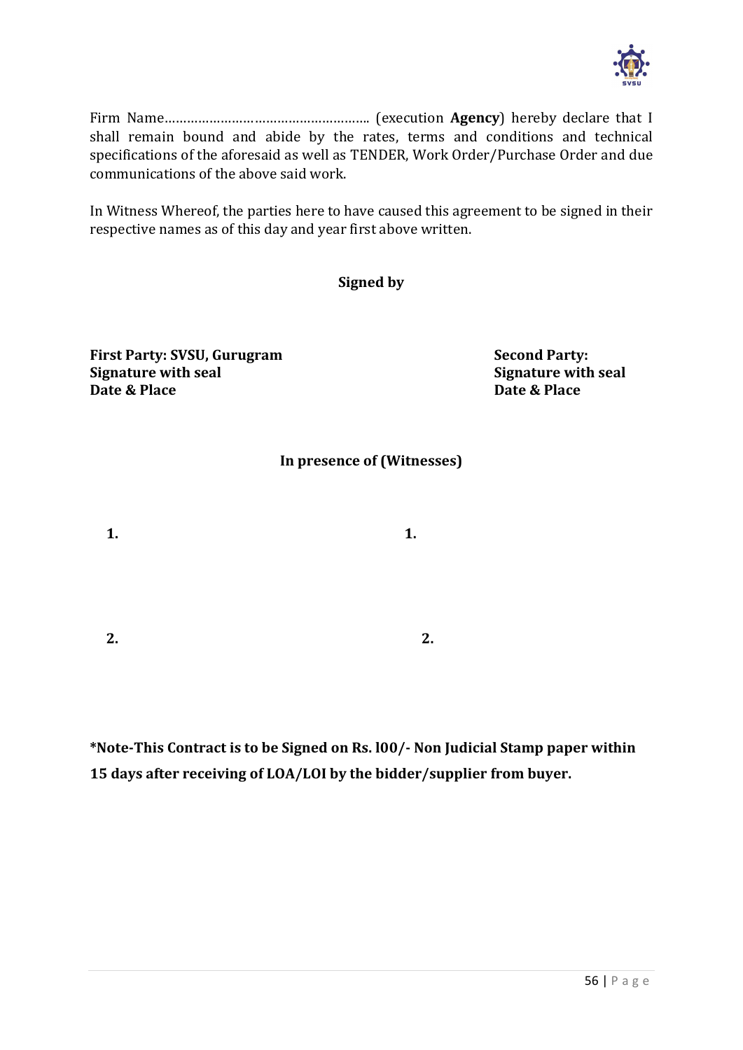Firm Name……………………………………………….. (execution **Agency**) hereby declare that I shall remain bound and abide by the rates, terms and conditions and technical specifications of the aforesaid as well as TENDER, Work Order/Purchase Order and due communications of the above said work.

In Witness Whereof, the parties here to have caused this agreement to be signed in their respective names as of this day and year first above written.

**Signed by**

| | |
|---|---|
| **First Party: SVSU, Gurugram**<br>**Signature with seal**<br>**Date & Place** | **Second Party:**<br>**Signature with seal**<br>**Date & Place** |

**In presence of (Witnesses)**

| | |
|---|---|
| **1.** | **1.** |
| **2.** | **2.** |

**\*Note-This Contract is to be Signed on Rs. l00/- Non Judicial Stamp paper within 15 days after receiving of LOA/LOI by the bidder/supplier from buyer.**